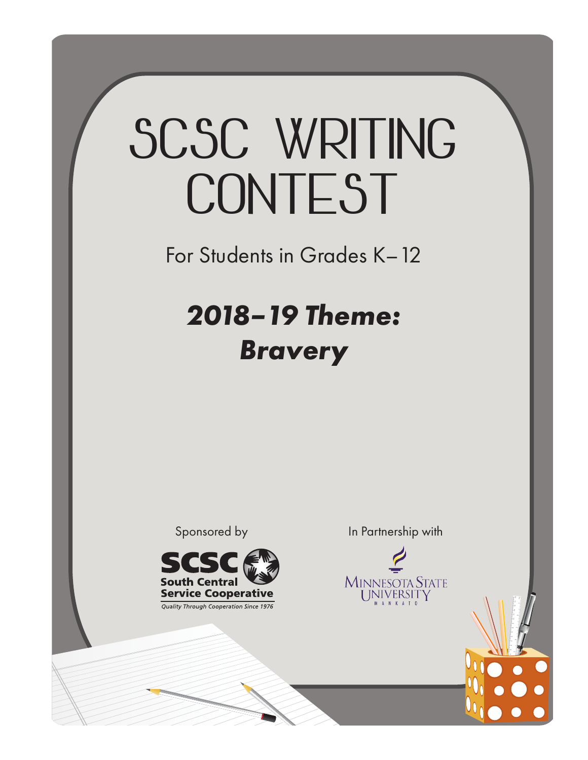# SCSC WRITING CONTEST

For Students in Grades K–12

## *2018–19 Theme: Bravery*

Sponsored by

SCSC South Central Service Cooperative

*Quality Through Cooperation Since 1976*

In Partnership with

Minnesota State University Mankato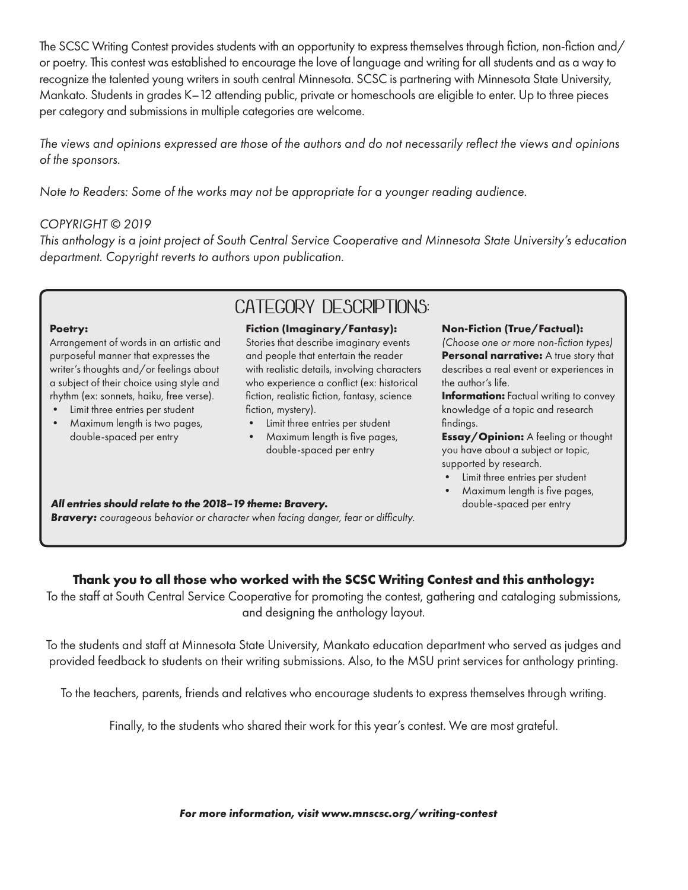The SCSC Writing Contest provides students with an opportunity to express themselves through fiction, non-fiction and/or poetry. This contest was established to encourage the love of language and writing for all students and as a way to recognize the talented young writers in south central Minnesota. SCSC is partnering with Minnesota State University, Mankato. Students in grades K–12 attending public, private or homeschools are eligible to enter. Up to three pieces per category and submissions in multiple categories are welcome.

*The views and opinions expressed are those of the authors and do not necessarily reflect the views and opinions of the sponsors.*

*Note to Readers: Some of the works may not be appropriate for a younger reading audience.*

*COPYRIGHT © 2019*
*This anthology is a joint project of South Central Service Cooperative and Minnesota State University's education department. Copyright reverts to authors upon publication.*

## CATEGORY DESCRIPTIONS:

**Poetry:**
Arrangement of words in an artistic and purposeful manner that expresses the writer's thoughts and/or feelings about a subject of their choice using style and rhythm (ex: sonnets, haiku, free verse).

- Limit three entries per student
- Maximum length is two pages, double-spaced per entry

**Fiction (Imaginary/Fantasy):**
Stories that describe imaginary events and people that entertain the reader with realistic details, involving characters who experience a conflict (ex: historical fiction, realistic fiction, fantasy, science fiction, mystery).

- Limit three entries per student
- Maximum length is five pages, double-spaced per entry

**Non-Fiction (True/Factual):**
*(Choose one or more non-fiction types)*
**Personal narrative:** A true story that describes a real event or experiences in the author's life.
**Information:** Factual writing to convey knowledge of a topic and research findings.
**Essay/Opinion:** A feeling or thought you have about a subject or topic, supported by research.

- Limit three entries per student
- Maximum length is five pages, double-spaced per entry

***All entries should relate to the 2018–19 theme: Bravery.***
***Bravery:*** *courageous behavior or character when facing danger, fear or difficulty.*

**Thank you to all those who worked with the SCSC Writing Contest and this anthology:**

To the staff at South Central Service Cooperative for promoting the contest, gathering and cataloging submissions, and designing the anthology layout.

To the students and staff at Minnesota State University, Mankato education department who served as judges and provided feedback to students on their writing submissions. Also, to the MSU print services for anthology printing.

To the teachers, parents, friends and relatives who encourage students to express themselves through writing.

Finally, to the students who shared their work for this year's contest. We are most grateful.

***For more information, visit www.mnscsc.org/writing-contest***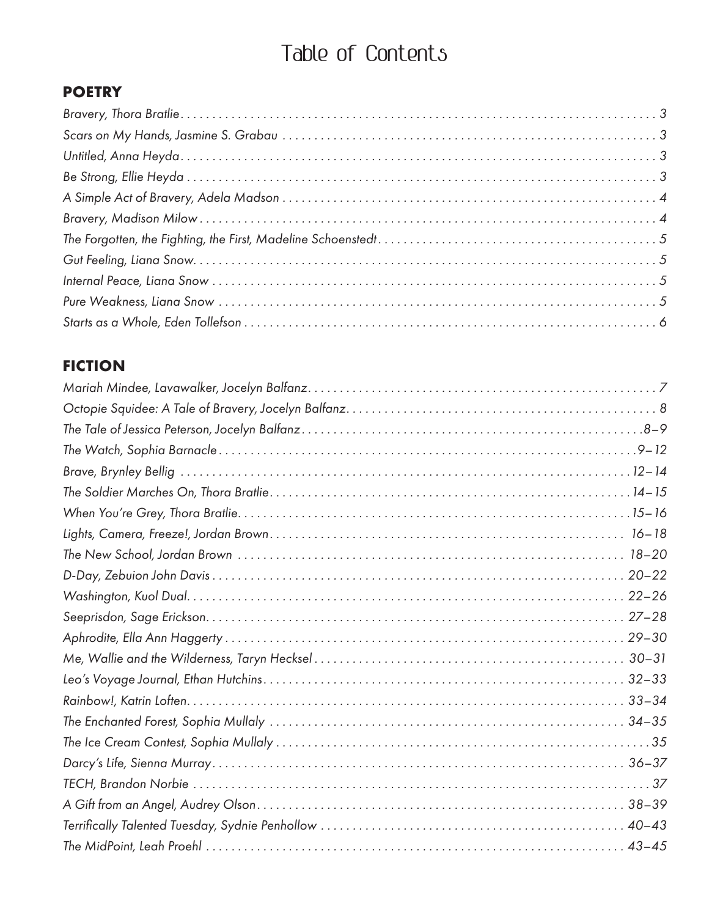# Table of Contents

## POETRY

*Bravery, Thora Bratlie* . . . . . . . . . . 3
*Scars on My Hands, Jasmine S. Grabau* . . . . . . . . . . 3
*Untitled, Anna Heyda* . . . . . . . . . . 3
*Be Strong, Ellie Heyda* . . . . . . . . . . 3
*A Simple Act of Bravery, Adela Madson* . . . . . . . . . . 4
*Bravery, Madison Milow* . . . . . . . . . . 4
*The Forgotten, the Fighting, the First, Madeline Schoenstedt* . . . . . . . . . . 5
*Gut Feeling, Liana Snow* . . . . . . . . . . 5
*Internal Peace, Liana Snow* . . . . . . . . . . 5
*Pure Weakness, Liana Snow* . . . . . . . . . . 5
*Starts as a Whole, Eden Tollefson* . . . . . . . . . . 6

## FICTION

*Mariah Mindee, Lavawalker, Jocelyn Balfanz* . . . . . . . . . . 7
*Octopie Squidee: A Tale of Bravery, Jocelyn Balfanz* . . . . . . . . . . 8
*The Tale of Jessica Peterson, Jocelyn Balfanz* . . . . . . . . . . 8–9
*The Watch, Sophia Barnacle* . . . . . . . . . . 9–12
*Brave, Brynley Bellig* . . . . . . . . . . 12–14
*The Soldier Marches On, Thora Bratlie* . . . . . . . . . . 14–15
*When You're Grey, Thora Bratlie* . . . . . . . . . . 15–16
*Lights, Camera, Freeze!, Jordan Brown* . . . . . . . . . . 16–18
*The New School, Jordan Brown* . . . . . . . . . . 18–20
*D-Day, Zebuion John Davis* . . . . . . . . . . 20–22
*Washington, Kuol Dual* . . . . . . . . . . 22–26
*Seeprisdon, Sage Erickson* . . . . . . . . . . 27–28
*Aphrodite, Ella Ann Haggerty* . . . . . . . . . . 29–30
*Me, Wallie and the Wilderness, Taryn Hecksel* . . . . . . . . . . 30–31
*Leo's Voyage Journal, Ethan Hutchins* . . . . . . . . . . 32–33
*Rainbow!, Katrin Loften* . . . . . . . . . . 33–34
*The Enchanted Forest, Sophia Mullaly* . . . . . . . . . . 34–35
*The Ice Cream Contest, Sophia Mullaly* . . . . . . . . . . 35
*Darcy's Life, Sienna Murray* . . . . . . . . . . 36–37
*TECH, Brandon Norbie* . . . . . . . . . . 37
*A Gift from an Angel, Audrey Olson* . . . . . . . . . . 38–39
*Terrifically Talented Tuesday, Sydnie Penhollow* . . . . . . . . . . 40–43
*The MidPoint, Leah Proehl* . . . . . . . . . . 43–45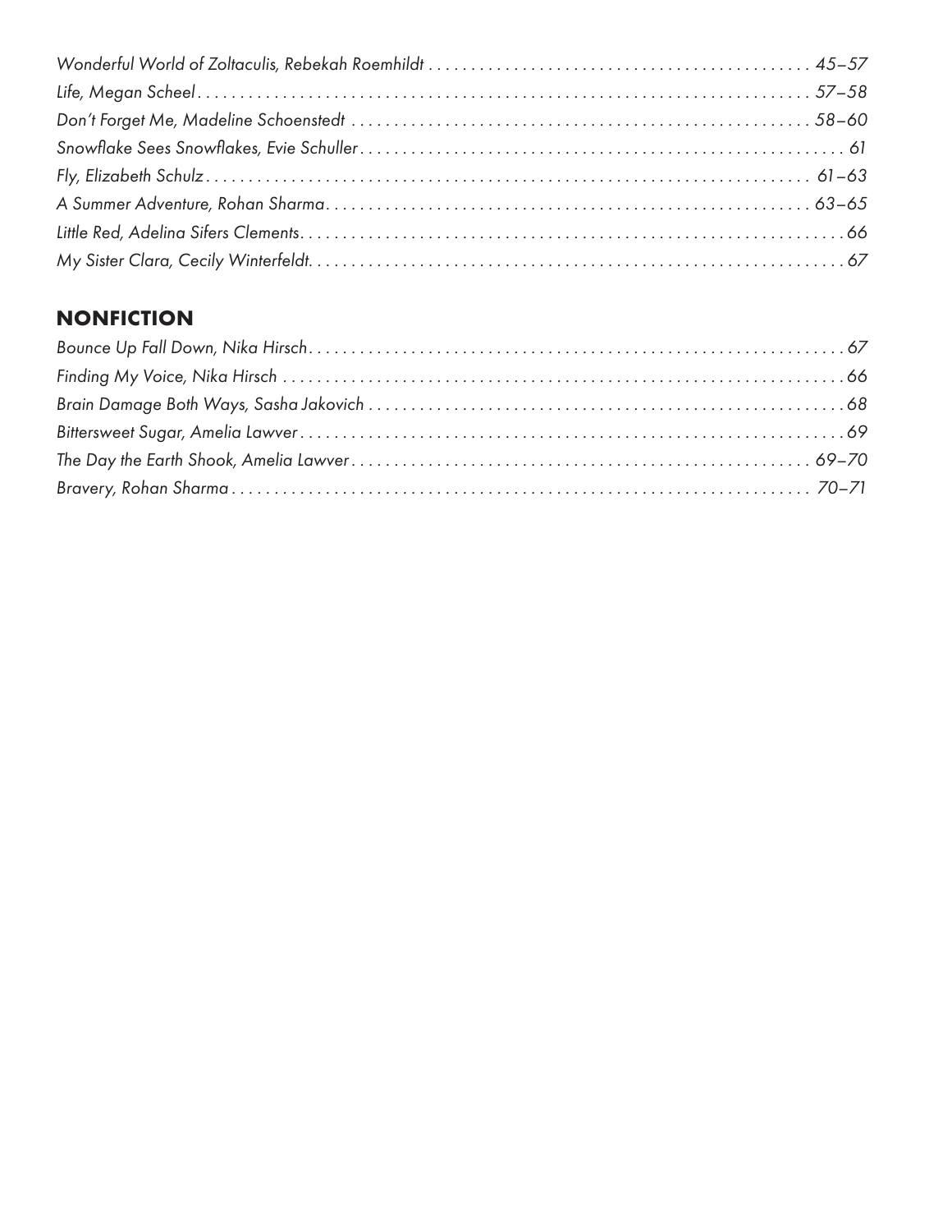*Wonderful World of Zoltaculis, Rebekah Roemhildt . . . . . . . . . . . . . . . . . . . . . . . . . . . . . . . . . . . . . . . . . . . . . 45–57*
*Life, Megan Scheel . . . . . . . . . . . . . . . . . . . . . . . . . . . . . . . . . . . . . . . . . . . . . . . . . . . . . . . . . . . . . . . . . . . . . . . 57–58*
*Don't Forget Me, Madeline Schoenstedt . . . . . . . . . . . . . . . . . . . . . . . . . . . . . . . . . . . . . . . . . . . . . . . . . . . . . . 58–60*
*Snowflake Sees Snowflakes, Evie Schuller . . . . . . . . . . . . . . . . . . . . . . . . . . . . . . . . . . . . . . . . . . . . . . . . . . . . . . . . 61*
*Fly, Elizabeth Schulz . . . . . . . . . . . . . . . . . . . . . . . . . . . . . . . . . . . . . . . . . . . . . . . . . . . . . . . . . . . . . . . . . . . . . . 61–63*
*A Summer Adventure, Rohan Sharma . . . . . . . . . . . . . . . . . . . . . . . . . . . . . . . . . . . . . . . . . . . . . . . . . . . . . . . . . 63–65*
*Little Red, Adelina Sifers Clements . . . . . . . . . . . . . . . . . . . . . . . . . . . . . . . . . . . . . . . . . . . . . . . . . . . . . . . . . . . . . . . 66*
*My Sister Clara, Cecily Winterfeldt . . . . . . . . . . . . . . . . . . . . . . . . . . . . . . . . . . . . . . . . . . . . . . . . . . . . . . . . . . . . . . 67*

## NONFICTION

*Bounce Up Fall Down, Nika Hirsch . . . . . . . . . . . . . . . . . . . . . . . . . . . . . . . . . . . . . . . . . . . . . . . . . . . . . . . . . . . . . . 67*
*Finding My Voice, Nika Hirsch . . . . . . . . . . . . . . . . . . . . . . . . . . . . . . . . . . . . . . . . . . . . . . . . . . . . . . . . . . . . . . . . . 66*
*Brain Damage Both Ways, Sasha Jakovich . . . . . . . . . . . . . . . . . . . . . . . . . . . . . . . . . . . . . . . . . . . . . . . . . . . . . . . . 68*
*Bittersweet Sugar, Amelia Lawver . . . . . . . . . . . . . . . . . . . . . . . . . . . . . . . . . . . . . . . . . . . . . . . . . . . . . . . . . . . . . . . . 69*
*The Day the Earth Shook, Amelia Lawver . . . . . . . . . . . . . . . . . . . . . . . . . . . . . . . . . . . . . . . . . . . . . . . . . . . . . . . 69–70*
*Bravery, Rohan Sharma . . . . . . . . . . . . . . . . . . . . . . . . . . . . . . . . . . . . . . . . . . . . . . . . . . . . . . . . . . . . . . . . . . . . . 70–71*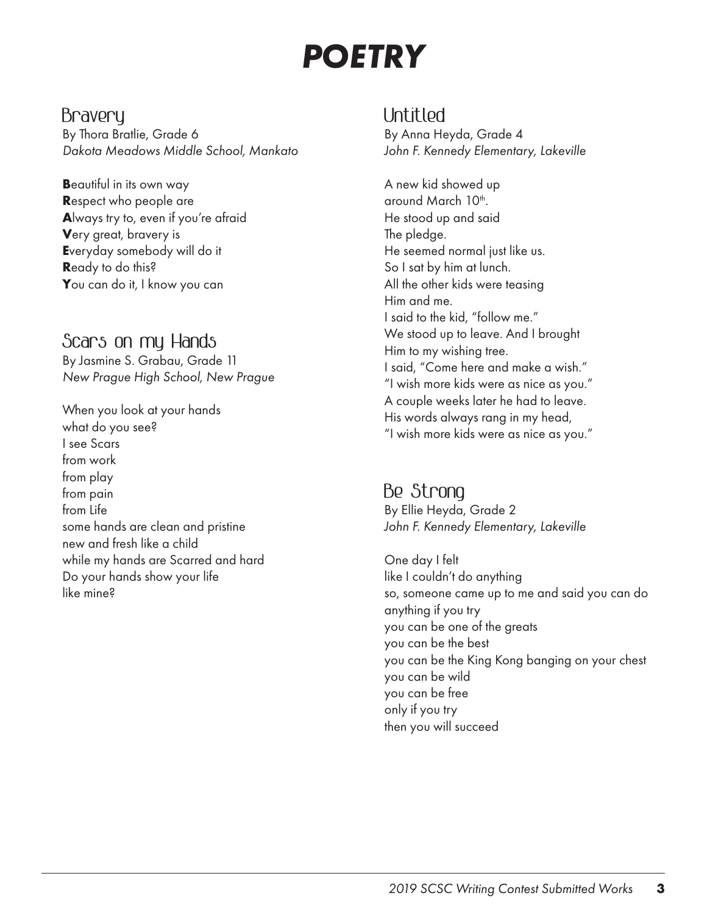# POETRY

## Bravery

By Thora Bratlie, Grade 6
*Dakota Meadows Middle School, Mankato*

**B**eautiful in its own way
**R**espect who people are
**A**lways try to, even if you're afraid
**V**ery great, bravery is
**E**veryday somebody will do it
**R**eady to do this?
**Y**ou can do it, I know you can

## Scars on my Hands

By Jasmine S. Grabau, Grade 11
*New Prague High School, New Prague*

When you look at your hands
what do you see?
I see Scars
from work
from play
from pain
from Life
some hands are clean and pristine
new and fresh like a child
while my hands are Scarred and hard
Do your hands show your life
like mine?

## Untitled

By Anna Heyda, Grade 4
*John F. Kennedy Elementary, Lakeville*

A new kid showed up
around March 10th.
He stood up and said
The pledge.
He seemed normal just like us.
So I sat by him at lunch.
All the other kids were teasing
Him and me.
I said to the kid, "follow me."
We stood up to leave. And I brought
Him to my wishing tree.
I said, "Come here and make a wish."
"I wish more kids were as nice as you."
A couple weeks later he had to leave.
His words always rang in my head,
"I wish more kids were as nice as you."

## Be Strong

By Ellie Heyda, Grade 2
*John F. Kennedy Elementary, Lakeville*

One day I felt
like I couldn't do anything
so, someone came up to me and said you can do anything if you try
you can be one of the greats
you can be the best
you can be the King Kong banging on your chest
you can be wild
you can be free
only if you try
then you will succeed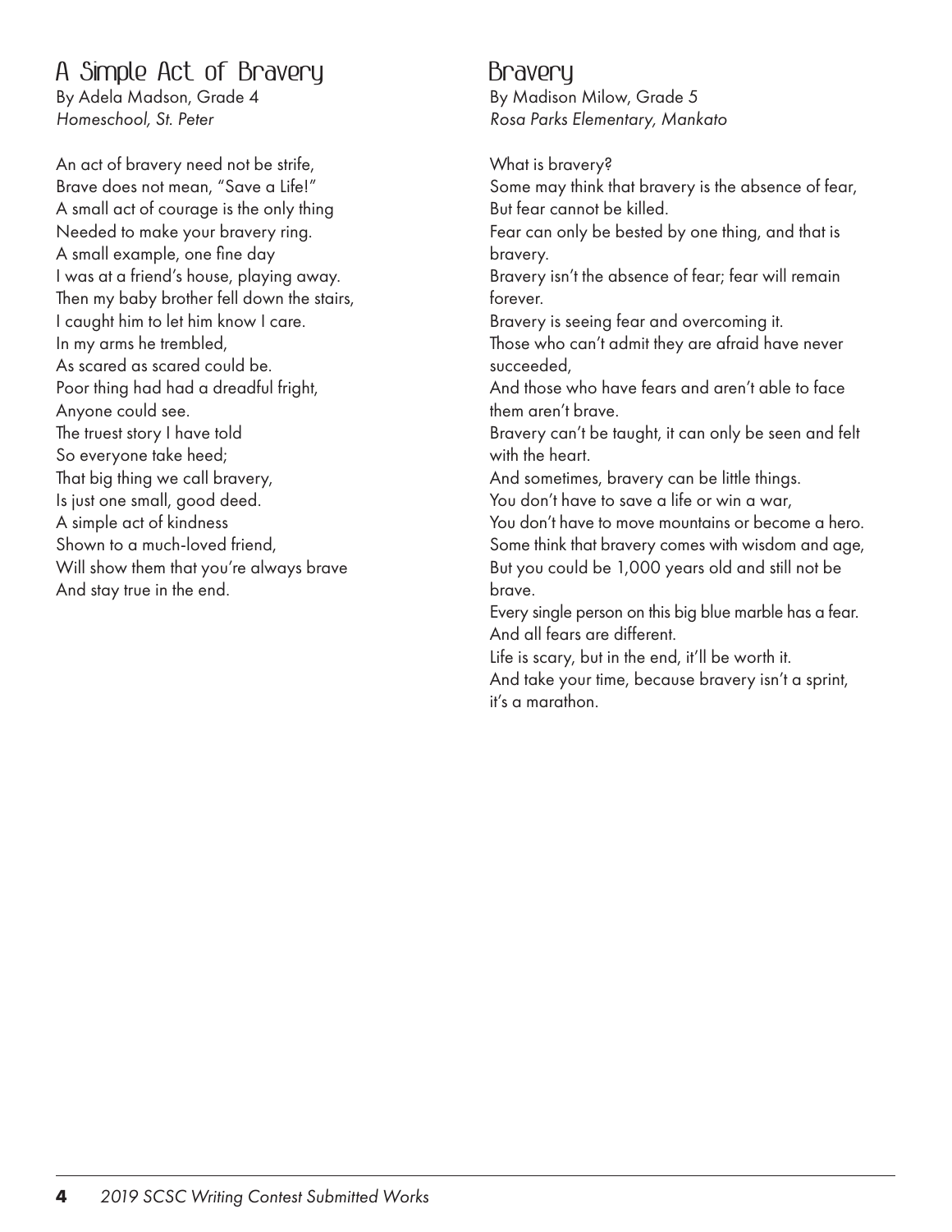## A Simple Act of Bravery

By Adela Madson, Grade 4
*Homeschool, St. Peter*

An act of bravery need not be strife,
Brave does not mean, "Save a Life!"
A small act of courage is the only thing
Needed to make your bravery ring.
A small example, one fine day
I was at a friend's house, playing away.
Then my baby brother fell down the stairs,
I caught him to let him know I care.
In my arms he trembled,
As scared as scared could be.
Poor thing had had a dreadful fright,
Anyone could see.
The truest story I have told
So everyone take heed;
That big thing we call bravery,
Is just one small, good deed.
A simple act of kindness
Shown to a much-loved friend,
Will show them that you're always brave
And stay true in the end.

## Bravery

By Madison Milow, Grade 5
*Rosa Parks Elementary, Mankato*

What is bravery?
Some may think that bravery is the absence of fear,
But fear cannot be killed.
Fear can only be bested by one thing, and that is bravery.
Bravery isn't the absence of fear; fear will remain forever.
Bravery is seeing fear and overcoming it.
Those who can't admit they are afraid have never succeeded,
And those who have fears and aren't able to face them aren't brave.
Bravery can't be taught, it can only be seen and felt with the heart.
And sometimes, bravery can be little things.
You don't have to save a life or win a war,
You don't have to move mountains or become a hero.
Some think that bravery comes with wisdom and age,
But you could be 1,000 years old and still not be brave.
Every single person on this big blue marble has a fear.
And all fears are different.
Life is scary, but in the end, it'll be worth it.
And take your time, because bravery isn't a sprint, it's a marathon.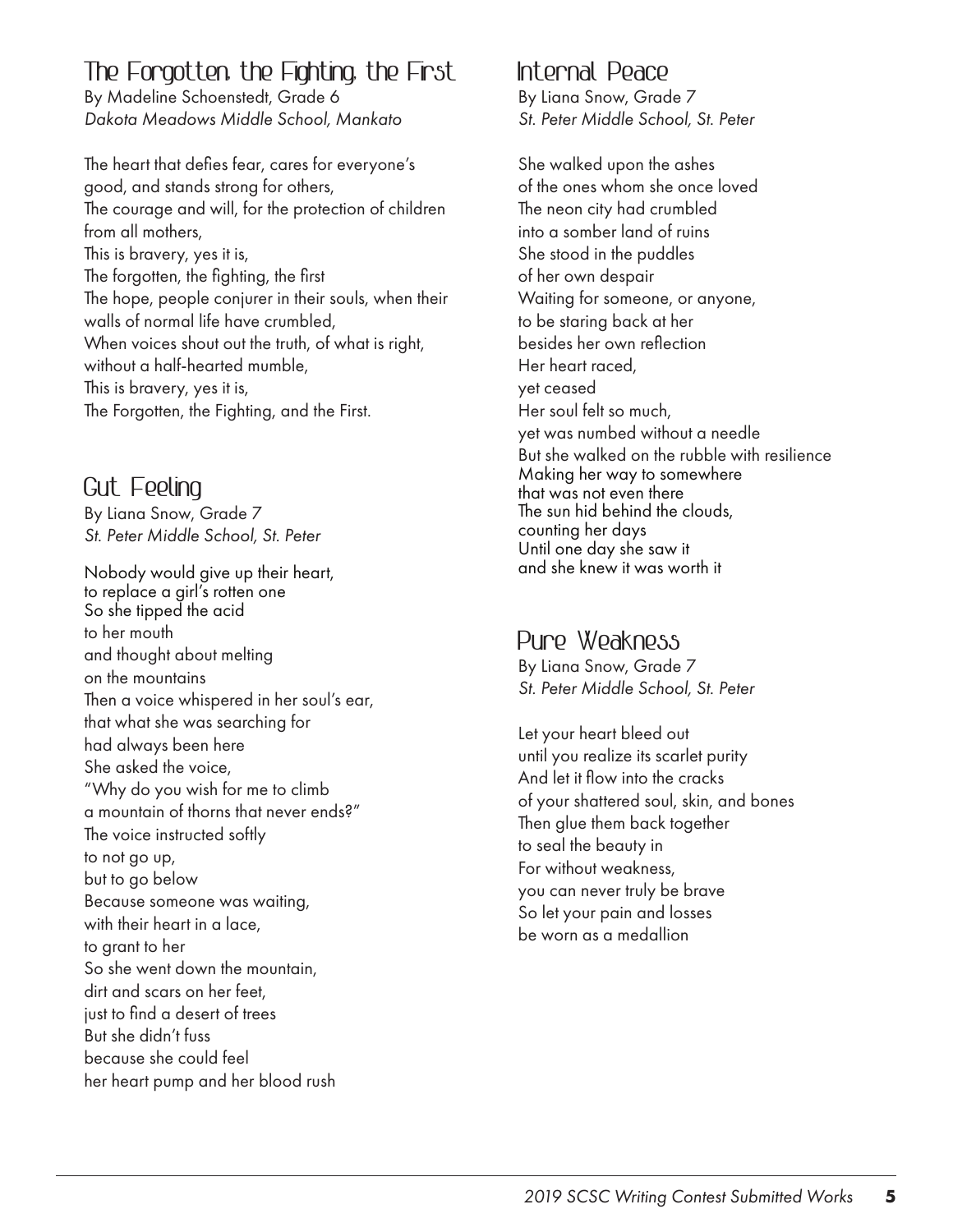## The Forgotten, the Fighting, the First

By Madeline Schoenstedt, Grade 6
*Dakota Meadows Middle School, Mankato*

The heart that defies fear, cares for everyone's good, and stands strong for others,
The courage and will, for the protection of children from all mothers,
This is bravery, yes it is,
The forgotten, the fighting, the first
The hope, people conjurer in their souls, when their walls of normal life have crumbled,
When voices shout out the truth, of what is right, without a half-hearted mumble,
This is bravery, yes it is,
The Forgotten, the Fighting, and the First.

## Gut Feeling

By Liana Snow, Grade 7
*St. Peter Middle School, St. Peter*

Nobody would give up their heart,
to replace a girl's rotten one
So she tipped the acid
to her mouth
and thought about melting
on the mountains
Then a voice whispered in her soul's ear,
that what she was searching for
had always been here
She asked the voice,
"Why do you wish for me to climb
a mountain of thorns that never ends?"
The voice instructed softly
to not go up,
but to go below
Because someone was waiting,
with their heart in a lace,
to grant to her
So she went down the mountain,
dirt and scars on her feet,
just to find a desert of trees
But she didn't fuss
because she could feel
her heart pump and her blood rush

## Internal Peace

By Liana Snow, Grade 7
*St. Peter Middle School, St. Peter*

She walked upon the ashes
of the ones whom she once loved
The neon city had crumbled
into a somber land of ruins
She stood in the puddles
of her own despair
Waiting for someone, or anyone,
to be staring back at her
besides her own reflection
Her heart raced,
yet ceased
Her soul felt so much,
yet was numbed without a needle
But she walked on the rubble with resilience
Making her way to somewhere
that was not even there
The sun hid behind the clouds,
counting her days
Until one day she saw it
and she knew it was worth it

## Pure Weakness

By Liana Snow, Grade 7
*St. Peter Middle School, St. Peter*

Let your heart bleed out
until you realize its scarlet purity
And let it flow into the cracks
of your shattered soul, skin, and bones
Then glue them back together
to seal the beauty in
For without weakness,
you can never truly be brave
So let your pain and losses
be worn as a medallion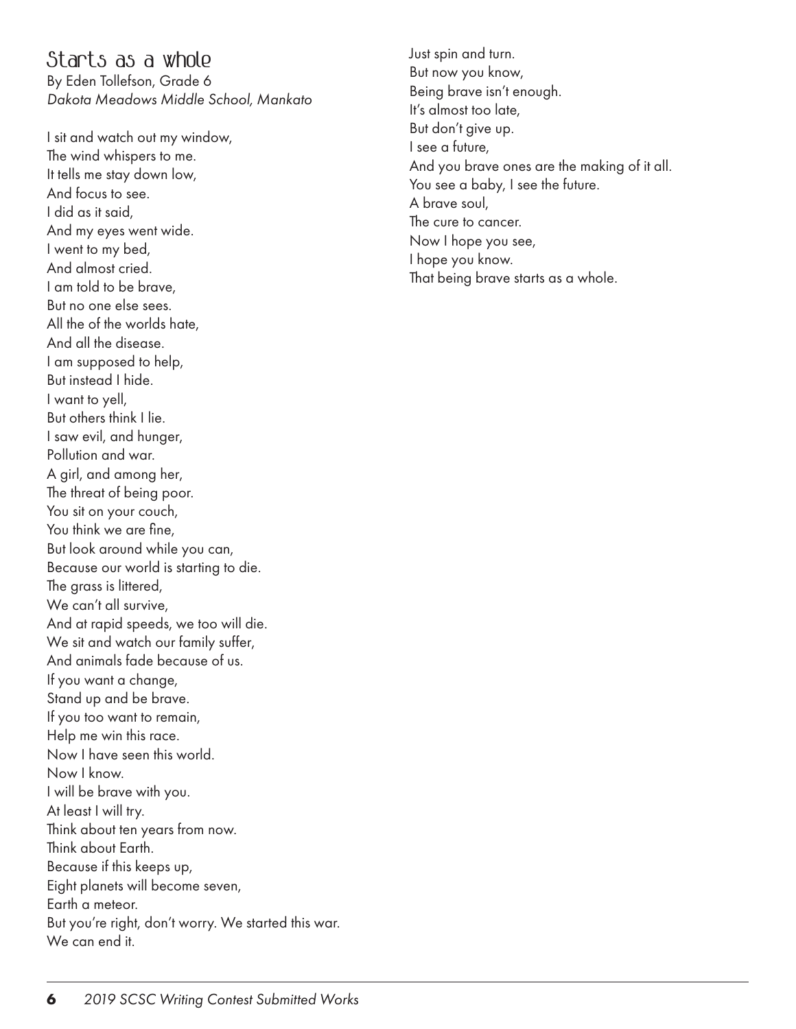## Starts as a whole

By Eden Tollefson, Grade 6
*Dakota Meadows Middle School, Mankato*

I sit and watch out my window,
The wind whispers to me.
It tells me stay down low,
And focus to see.
I did as it said,
And my eyes went wide.
I went to my bed,
And almost cried.
I am told to be brave,
But no one else sees.
All the of the worlds hate,
And all the disease.
I am supposed to help,
But instead I hide.
I want to yell,
But others think I lie.
I saw evil, and hunger,
Pollution and war.
A girl, and among her,
The threat of being poor.
You sit on your couch,
You think we are fine,
But look around while you can,
Because our world is starting to die.
The grass is littered,
We can't all survive,
And at rapid speeds, we too will die.
We sit and watch our family suffer,
And animals fade because of us.
If you want a change,
Stand up and be brave.
If you too want to remain,
Help me win this race.
Now I have seen this world.
Now I know.
I will be brave with you.
At least I will try.
Think about ten years from now.
Think about Earth.
Because if this keeps up,
Eight planets will become seven,
Earth a meteor.
But you're right, don't worry. We started this war.
We can end it.
Just spin and turn.
But now you know,
Being brave isn't enough.
It's almost too late,
But don't give up.
I see a future,
And you brave ones are the making of it all.
You see a baby, I see the future.
A brave soul,
The cure to cancer.
Now I hope you see,
I hope you know.
That being brave starts as a whole.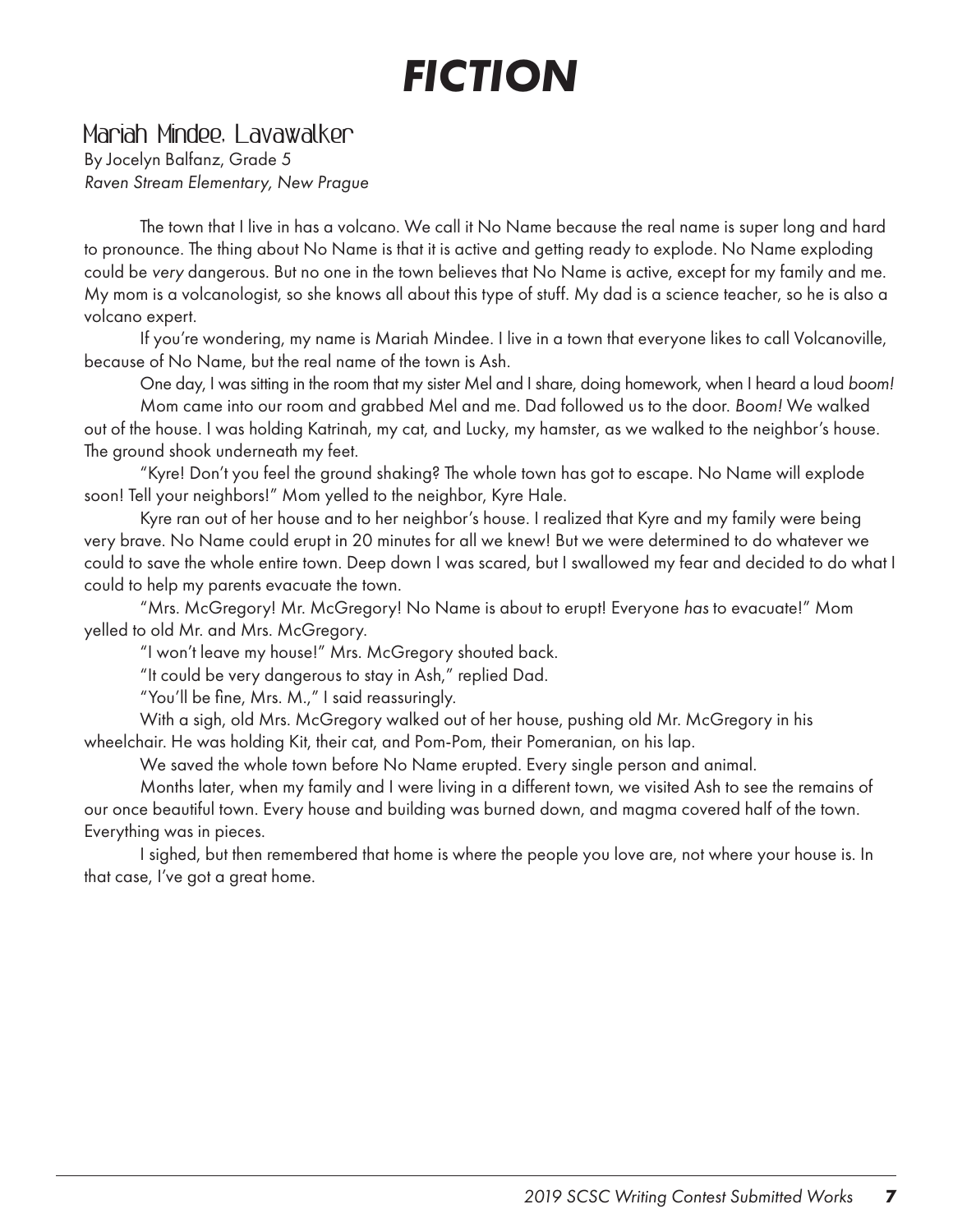# *FICTION*

## Mariah Mindee, Lavawalker

By Jocelyn Balfanz, Grade 5
*Raven Stream Elementary, New Prague*

The town that I live in has a volcano. We call it No Name because the real name is super long and hard to pronounce. The thing about No Name is that it is active and getting ready to explode. No Name exploding could be *very* dangerous. But no one in the town believes that No Name is active, except for my family and me. My mom is a volcanologist, so she knows all about this type of stuff. My dad is a science teacher, so he is also a volcano expert.

If you're wondering, my name is Mariah Mindee. I live in a town that everyone likes to call Volcanoville, because of No Name, but the real name of the town is Ash.

One day, I was sitting in the room that my sister Mel and I share, doing homework, when I heard a loud *boom!*

Mom came into our room and grabbed Mel and me. Dad followed us to the door. *Boom!* We walked out of the house. I was holding Katrinah, my cat, and Lucky, my hamster, as we walked to the neighbor's house. The ground shook underneath my feet.

"Kyre! Don't you feel the ground shaking? The whole town has got to escape. No Name will explode soon! Tell your neighbors!" Mom yelled to the neighbor, Kyre Hale.

Kyre ran out of her house and to her neighbor's house. I realized that Kyre and my family were being very brave. No Name could erupt in 20 minutes for all we knew! But we were determined to do whatever we could to save the whole entire town. Deep down I was scared, but I swallowed my fear and decided to do what I could to help my parents evacuate the town.

"Mrs. McGregory! Mr. McGregory! No Name is about to erupt! Everyone *has* to evacuate!" Mom yelled to old Mr. and Mrs. McGregory.

"I won't leave my house!" Mrs. McGregory shouted back.

"It could be very dangerous to stay in Ash," replied Dad.

"You'll be fine, Mrs. M.," I said reassuringly.

With a sigh, old Mrs. McGregory walked out of her house, pushing old Mr. McGregory in his wheelchair. He was holding Kit, their cat, and Pom-Pom, their Pomeranian, on his lap.

We saved the whole town before No Name erupted. Every single person and animal.

Months later, when my family and I were living in a different town, we visited Ash to see the remains of our once beautiful town. Every house and building was burned down, and magma covered half of the town. Everything was in pieces.

I sighed, but then remembered that home is where the people you love are, not where your house is. In that case, I've got a great home.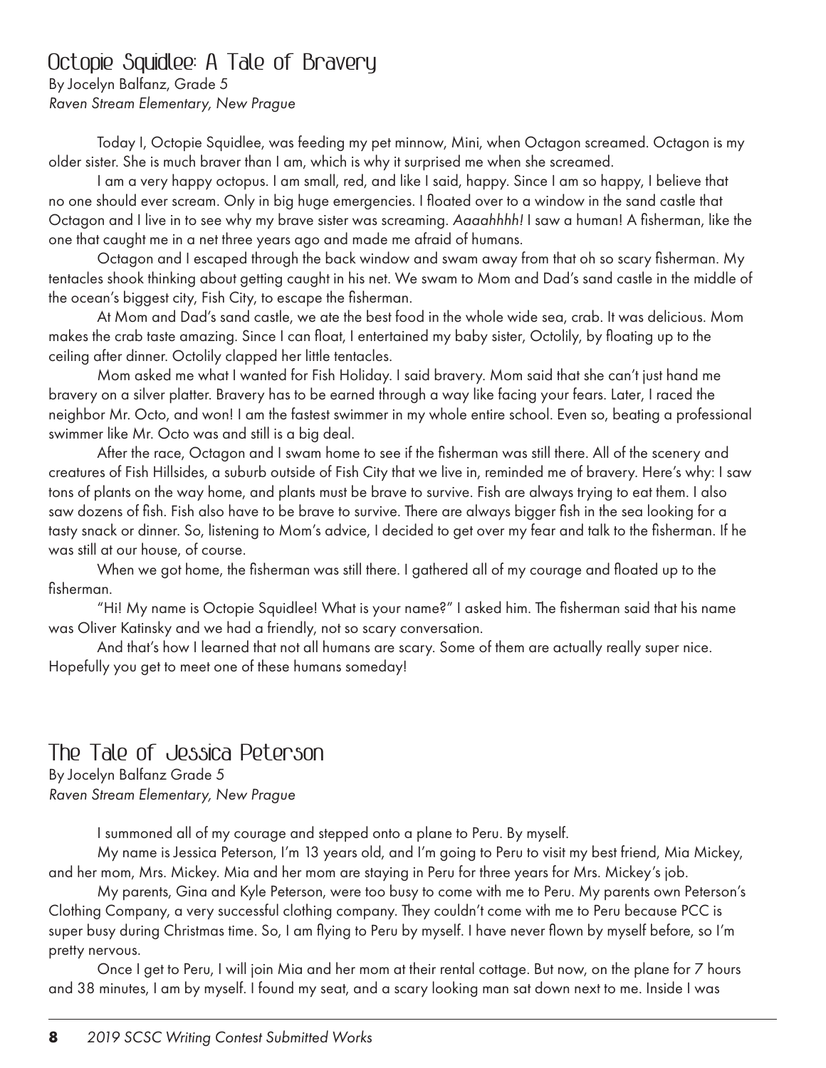## Octopie Squidlee: A Tale of Bravery

By Jocelyn Balfanz, Grade 5
*Raven Stream Elementary, New Prague*

Today I, Octopie Squidlee, was feeding my pet minnow, Mini, when Octagon screamed. Octagon is my older sister. She is much braver than I am, which is why it surprised me when she screamed.

I am a very happy octopus. I am small, red, and like I said, happy. Since I am so happy, I believe that no one should ever scream. Only in big huge emergencies. I floated over to a window in the sand castle that Octagon and I live in to see why my brave sister was screaming. *Aaaahhhh!* I saw a human! A fisherman, like the one that caught me in a net three years ago and made me afraid of humans.

Octagon and I escaped through the back window and swam away from that oh so scary fisherman. My tentacles shook thinking about getting caught in his net. We swam to Mom and Dad's sand castle in the middle of the ocean's biggest city, Fish City, to escape the fisherman.

At Mom and Dad's sand castle, we ate the best food in the whole wide sea, crab. It was delicious. Mom makes the crab taste amazing. Since I can float, I entertained my baby sister, Octolily, by floating up to the ceiling after dinner. Octolily clapped her little tentacles.

Mom asked me what I wanted for Fish Holiday. I said bravery. Mom said that she can't just hand me bravery on a silver platter. Bravery has to be earned through a way like facing your fears. Later, I raced the neighbor Mr. Octo, and won! I am the fastest swimmer in my whole entire school. Even so, beating a professional swimmer like Mr. Octo was and still is a big deal.

After the race, Octagon and I swam home to see if the fisherman was still there. All of the scenery and creatures of Fish Hillsides, a suburb outside of Fish City that we live in, reminded me of bravery. Here's why: I saw tons of plants on the way home, and plants must be brave to survive. Fish are always trying to eat them. I also saw dozens of fish. Fish also have to be brave to survive. There are always bigger fish in the sea looking for a tasty snack or dinner. So, listening to Mom's advice, I decided to get over my fear and talk to the fisherman. If he was still at our house, of course.

When we got home, the fisherman was still there. I gathered all of my courage and floated up to the fisherman.

"Hi! My name is Octopie Squidlee! What is your name?" I asked him. The fisherman said that his name was Oliver Katinsky and we had a friendly, not so scary conversation.

And that's how I learned that not all humans are scary. Some of them are actually really super nice. Hopefully you get to meet one of these humans someday!

## The Tale of Jessica Peterson

By Jocelyn Balfanz Grade 5
*Raven Stream Elementary, New Prague*

I summoned all of my courage and stepped onto a plane to Peru. By myself.

My name is Jessica Peterson, I'm 13 years old, and I'm going to Peru to visit my best friend, Mia Mickey, and her mom, Mrs. Mickey. Mia and her mom are staying in Peru for three years for Mrs. Mickey's job.

My parents, Gina and Kyle Peterson, were too busy to come with me to Peru. My parents own Peterson's Clothing Company, a very successful clothing company. They couldn't come with me to Peru because PCC is super busy during Christmas time. So, I am flying to Peru by myself. I have never flown by myself before, so I'm pretty nervous.

Once I get to Peru, I will join Mia and her mom at their rental cottage. But now, on the plane for 7 hours and 38 minutes, I am by myself. I found my seat, and a scary looking man sat down next to me. Inside I was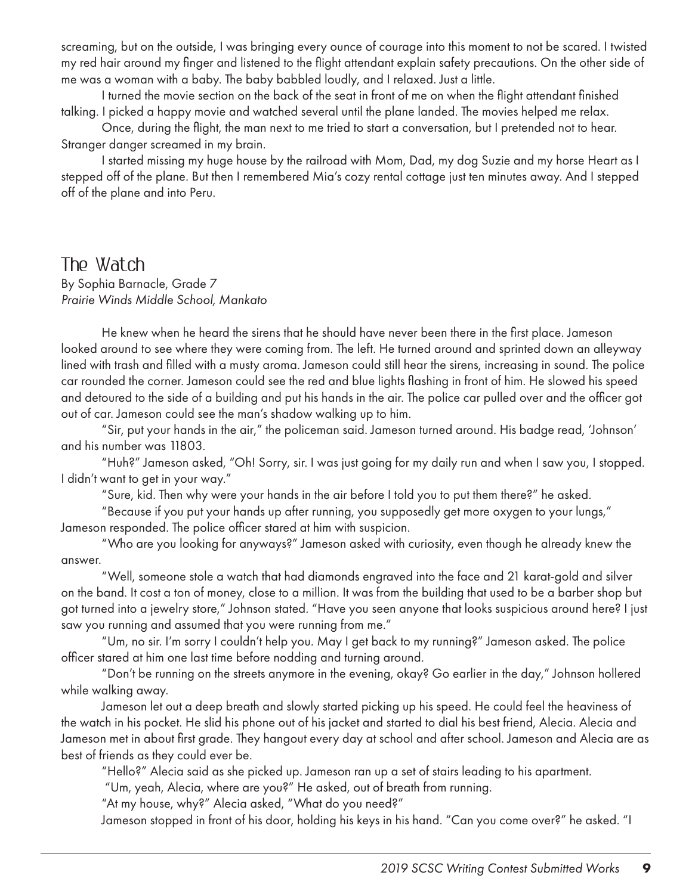screaming, but on the outside, I was bringing every ounce of courage into this moment to not be scared. I twisted my red hair around my finger and listened to the flight attendant explain safety precautions. On the other side of me was a woman with a baby. The baby babbled loudly, and I relaxed. Just a little.

I turned the movie section on the back of the seat in front of me on when the flight attendant finished talking. I picked a happy movie and watched several until the plane landed. The movies helped me relax.

Once, during the flight, the man next to me tried to start a conversation, but I pretended not to hear. Stranger danger screamed in my brain.

I started missing my huge house by the railroad with Mom, Dad, my dog Suzie and my horse Heart as I stepped off of the plane. But then I remembered Mia's cozy rental cottage just ten minutes away. And I stepped off of the plane and into Peru.

## The Watch

By Sophia Barnacle, Grade 7
*Prairie Winds Middle School, Mankato*

He knew when he heard the sirens that he should have never been there in the first place. Jameson looked around to see where they were coming from. The left. He turned around and sprinted down an alleyway lined with trash and filled with a musty aroma. Jameson could still hear the sirens, increasing in sound. The police car rounded the corner. Jameson could see the red and blue lights flashing in front of him. He slowed his speed and detoured to the side of a building and put his hands in the air. The police car pulled over and the officer got out of car. Jameson could see the man's shadow walking up to him.

"Sir, put your hands in the air," the policeman said. Jameson turned around. His badge read, 'Johnson' and his number was 11803.

"Huh?" Jameson asked, "Oh! Sorry, sir. I was just going for my daily run and when I saw you, I stopped. I didn't want to get in your way."

"Sure, kid. Then why were your hands in the air before I told you to put them there?" he asked.

"Because if you put your hands up after running, you supposedly get more oxygen to your lungs," Jameson responded. The police officer stared at him with suspicion.

"Who are you looking for anyways?" Jameson asked with curiosity, even though he already knew the answer.

"Well, someone stole a watch that had diamonds engraved into the face and 21 karat-gold and silver on the band. It cost a ton of money, close to a million. It was from the building that used to be a barber shop but got turned into a jewelry store," Johnson stated. "Have you seen anyone that looks suspicious around here? I just saw you running and assumed that you were running from me."

"Um, no sir. I'm sorry I couldn't help you. May I get back to my running?" Jameson asked. The police officer stared at him one last time before nodding and turning around.

"Don't be running on the streets anymore in the evening, okay? Go earlier in the day," Johnson hollered while walking away.

Jameson let out a deep breath and slowly started picking up his speed. He could feel the heaviness of the watch in his pocket. He slid his phone out of his jacket and started to dial his best friend, Alecia. Alecia and Jameson met in about first grade. They hangout every day at school and after school. Jameson and Alecia are as best of friends as they could ever be.

"Hello?" Alecia said as she picked up. Jameson ran up a set of stairs leading to his apartment.

"Um, yeah, Alecia, where are you?" He asked, out of breath from running.

"At my house, why?" Alecia asked, "What do you need?"

Jameson stopped in front of his door, holding his keys in his hand. "Can you come over?" he asked. "I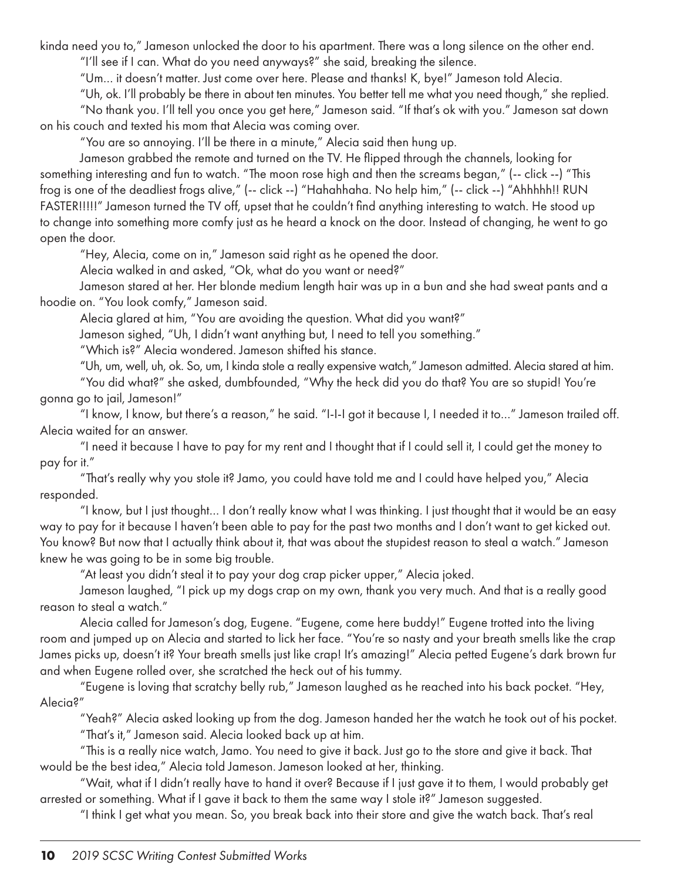kinda need you to," Jameson unlocked the door to his apartment. There was a long silence on the other end.

"I'll see if I can. What do you need anyways?" she said, breaking the silence.

"Um... it doesn't matter. Just come over here. Please and thanks! K, bye!" Jameson told Alecia.

"Uh, ok. I'll probably be there in about ten minutes. You better tell me what you need though," she replied.

"No thank you. I'll tell you once you get here," Jameson said. "If that's ok with you." Jameson sat down on his couch and texted his mom that Alecia was coming over.

"You are so annoying. I'll be there in a minute," Alecia said then hung up.

Jameson grabbed the remote and turned on the TV. He flipped through the channels, looking for something interesting and fun to watch. "The moon rose high and then the screams began," (-- click --) "This frog is one of the deadliest frogs alive," (-- click --) "Hahahhaha. No help him," (-- click --) "Ahhhhh!! RUN FASTER!!!!!" Jameson turned the TV off, upset that he couldn't find anything interesting to watch. He stood up to change into something more comfy just as he heard a knock on the door. Instead of changing, he went to go open the door.

"Hey, Alecia, come on in," Jameson said right as he opened the door.

Alecia walked in and asked, "Ok, what do you want or need?"

Jameson stared at her. Her blonde medium length hair was up in a bun and she had sweat pants and a hoodie on. "You look comfy," Jameson said.

Alecia glared at him, "You are avoiding the question. What did you want?"

Jameson sighed, "Uh, I didn't want anything but, I need to tell you something."

"Which is?" Alecia wondered. Jameson shifted his stance.

"Uh, um, well, uh, ok. So, um, I kinda stole a really expensive watch," Jameson admitted. Alecia stared at him.

"You did what?" she asked, dumbfounded, "Why the heck did you do that? You are so stupid! You're gonna go to jail, Jameson!"

"I know, I know, but there's a reason," he said. "I-I-I got it because I, I needed it to..." Jameson trailed off. Alecia waited for an answer.

"I need it because I have to pay for my rent and I thought that if I could sell it, I could get the money to pay for it."

"That's really why you stole it? Jamo, you could have told me and I could have helped you," Alecia responded.

"I know, but I just thought... I don't really know what I was thinking. I just thought that it would be an easy way to pay for it because I haven't been able to pay for the past two months and I don't want to get kicked out. You know? But now that I actually think about it, that was about the stupidest reason to steal a watch." Jameson knew he was going to be in some big trouble.

"At least you didn't steal it to pay your dog crap picker upper," Alecia joked.

Jameson laughed, "I pick up my dogs crap on my own, thank you very much. And that is a really good reason to steal a watch."

Alecia called for Jameson's dog, Eugene. "Eugene, come here buddy!" Eugene trotted into the living room and jumped up on Alecia and started to lick her face. "You're so nasty and your breath smells like the crap James picks up, doesn't it? Your breath smells just like crap! It's amazing!" Alecia petted Eugene's dark brown fur and when Eugene rolled over, she scratched the heck out of his tummy.

"Eugene is loving that scratchy belly rub," Jameson laughed as he reached into his back pocket. "Hey, Alecia?"

"Yeah?" Alecia asked looking up from the dog. Jameson handed her the watch he took out of his pocket.

"That's it," Jameson said. Alecia looked back up at him.

"This is a really nice watch, Jamo. You need to give it back. Just go to the store and give it back. That would be the best idea," Alecia told Jameson. Jameson looked at her, thinking.

"Wait, what if I didn't really have to hand it over? Because if I just gave it to them, I would probably get arrested or something. What if I gave it back to them the same way I stole it?" Jameson suggested.

"I think I get what you mean. So, you break back into their store and give the watch back. That's real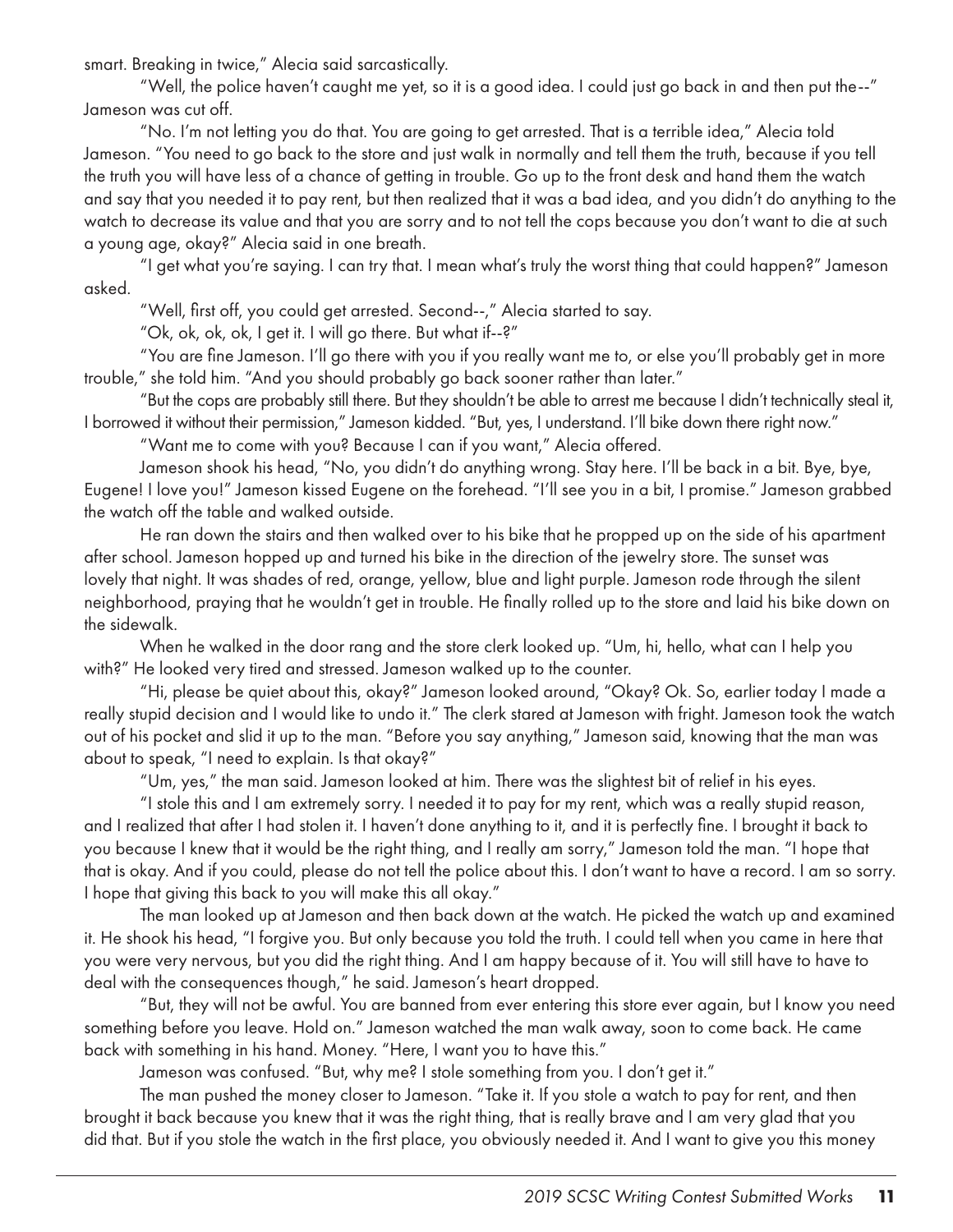smart. Breaking in twice," Alecia said sarcastically.

"Well, the police haven't caught me yet, so it is a good idea. I could just go back in and then put the--" Jameson was cut off.

"No. I'm not letting you do that. You are going to get arrested. That is a terrible idea," Alecia told Jameson. "You need to go back to the store and just walk in normally and tell them the truth, because if you tell the truth you will have less of a chance of getting in trouble. Go up to the front desk and hand them the watch and say that you needed it to pay rent, but then realized that it was a bad idea, and you didn't do anything to the watch to decrease its value and that you are sorry and to not tell the cops because you don't want to die at such a young age, okay?" Alecia said in one breath.

"I get what you're saying. I can try that. I mean what's truly the worst thing that could happen?" Jameson asked.

"Well, first off, you could get arrested. Second--," Alecia started to say.

"Ok, ok, ok, ok, I get it. I will go there. But what if--?"

"You are fine Jameson. I'll go there with you if you really want me to, or else you'll probably get in more trouble," she told him. "And you should probably go back sooner rather than later."

"But the cops are probably still there. But they shouldn't be able to arrest me because I didn't technically steal it, I borrowed it without their permission," Jameson kidded. "But, yes, I understand. I'll bike down there right now."

"Want me to come with you? Because I can if you want," Alecia offered.

Jameson shook his head, "No, you didn't do anything wrong. Stay here. I'll be back in a bit. Bye, bye, Eugene! I love you!" Jameson kissed Eugene on the forehead. "I'll see you in a bit, I promise." Jameson grabbed the watch off the table and walked outside.

He ran down the stairs and then walked over to his bike that he propped up on the side of his apartment after school. Jameson hopped up and turned his bike in the direction of the jewelry store. The sunset was lovely that night. It was shades of red, orange, yellow, blue and light purple. Jameson rode through the silent neighborhood, praying that he wouldn't get in trouble. He finally rolled up to the store and laid his bike down on the sidewalk.

When he walked in the door rang and the store clerk looked up. "Um, hi, hello, what can I help you with?" He looked very tired and stressed. Jameson walked up to the counter.

"Hi, please be quiet about this, okay?" Jameson looked around, "Okay? Ok. So, earlier today I made a really stupid decision and I would like to undo it." The clerk stared at Jameson with fright. Jameson took the watch out of his pocket and slid it up to the man. "Before you say anything," Jameson said, knowing that the man was about to speak, "I need to explain. Is that okay?"

"Um, yes," the man said. Jameson looked at him. There was the slightest bit of relief in his eyes.

"I stole this and I am extremely sorry. I needed it to pay for my rent, which was a really stupid reason, and I realized that after I had stolen it. I haven't done anything to it, and it is perfectly fine. I brought it back to you because I knew that it would be the right thing, and I really am sorry," Jameson told the man. "I hope that that is okay. And if you could, please do not tell the police about this. I don't want to have a record. I am so sorry. I hope that giving this back to you will make this all okay."

The man looked up at Jameson and then back down at the watch. He picked the watch up and examined it. He shook his head, "I forgive you. But only because you told the truth. I could tell when you came in here that you were very nervous, but you did the right thing. And I am happy because of it. You will still have to have to deal with the consequences though," he said. Jameson's heart dropped.

"But, they will not be awful. You are banned from ever entering this store ever again, but I know you need something before you leave. Hold on." Jameson watched the man walk away, soon to come back. He came back with something in his hand. Money. "Here, I want you to have this."

Jameson was confused. "But, why me? I stole something from you. I don't get it."

The man pushed the money closer to Jameson. "Take it. If you stole a watch to pay for rent, and then brought it back because you knew that it was the right thing, that is really brave and I am very glad that you did that. But if you stole the watch in the first place, you obviously needed it. And I want to give you this money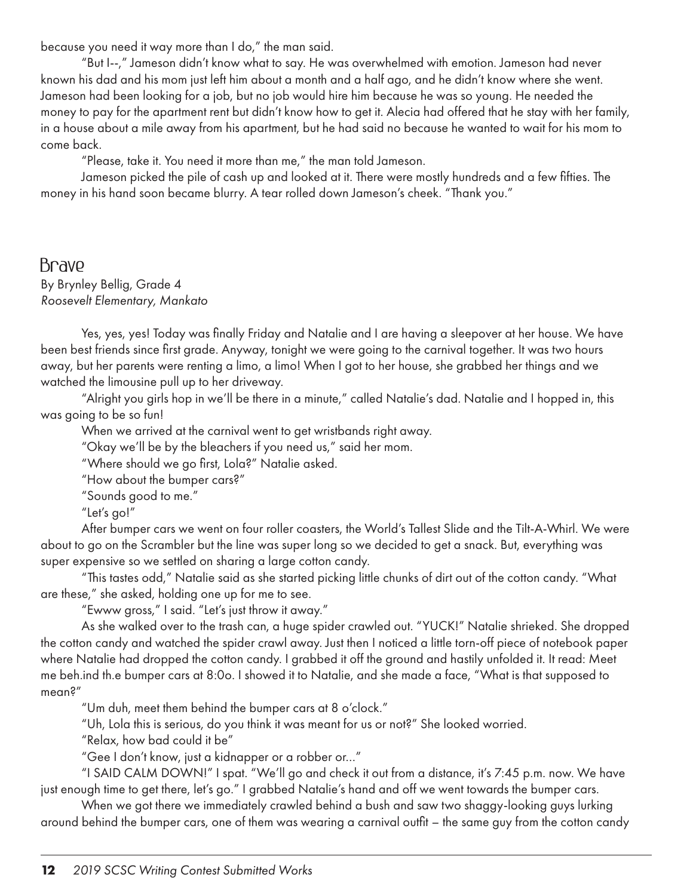because you need it way more than I do," the man said.

"But I--," Jameson didn't know what to say. He was overwhelmed with emotion. Jameson had never known his dad and his mom just left him about a month and a half ago, and he didn't know where she went. Jameson had been looking for a job, but no job would hire him because he was so young. He needed the money to pay for the apartment rent but didn't know how to get it. Alecia had offered that he stay with her family, in a house about a mile away from his apartment, but he had said no because he wanted to wait for his mom to come back.

"Please, take it. You need it more than me," the man told Jameson.

Jameson picked the pile of cash up and looked at it. There were mostly hundreds and a few fifties. The money in his hand soon became blurry. A tear rolled down Jameson's cheek. "Thank you."

## Brave

By Brynley Bellig, Grade 4
*Roosevelt Elementary, Mankato*

Yes, yes, yes! Today was finally Friday and Natalie and I are having a sleepover at her house. We have been best friends since first grade. Anyway, tonight we were going to the carnival together. It was two hours away, but her parents were renting a limo, a limo! When I got to her house, she grabbed her things and we watched the limousine pull up to her driveway.

"Alright you girls hop in we'll be there in a minute," called Natalie's dad. Natalie and I hopped in, this was going to be so fun!

When we arrived at the carnival went to get wristbands right away.

"Okay we'll be by the bleachers if you need us," said her mom.

"Where should we go first, Lola?" Natalie asked.

"How about the bumper cars?"

"Sounds good to me."

"Let's go!"

After bumper cars we went on four roller coasters, the World's Tallest Slide and the Tilt-A-Whirl. We were about to go on the Scrambler but the line was super long so we decided to get a snack. But, everything was super expensive so we settled on sharing a large cotton candy.

"This tastes odd," Natalie said as she started picking little chunks of dirt out of the cotton candy. "What are these," she asked, holding one up for me to see.

"Ewww gross," I said. "Let's just throw it away."

As she walked over to the trash can, a huge spider crawled out. "YUCK!" Natalie shrieked. She dropped the cotton candy and watched the spider crawl away. Just then I noticed a little torn-off piece of notebook paper where Natalie had dropped the cotton candy. I grabbed it off the ground and hastily unfolded it. It read: Meet me beh.ind th.e bumper cars at 8:0o. I showed it to Natalie, and she made a face, "What is that supposed to mean?"

"Um duh, meet them behind the bumper cars at 8 o'clock."

"Uh, Lola this is serious, do you think it was meant for us or not?" She looked worried.

"Relax, how bad could it be"

"Gee I don't know, just a kidnapper or a robber or..."

"I SAID CALM DOWN!" I spat. "We'll go and check it out from a distance, it's 7:45 p.m. now. We have just enough time to get there, let's go." I grabbed Natalie's hand and off we went towards the bumper cars.

When we got there we immediately crawled behind a bush and saw two shaggy-looking guys lurking around behind the bumper cars, one of them was wearing a carnival outfit – the same guy from the cotton candy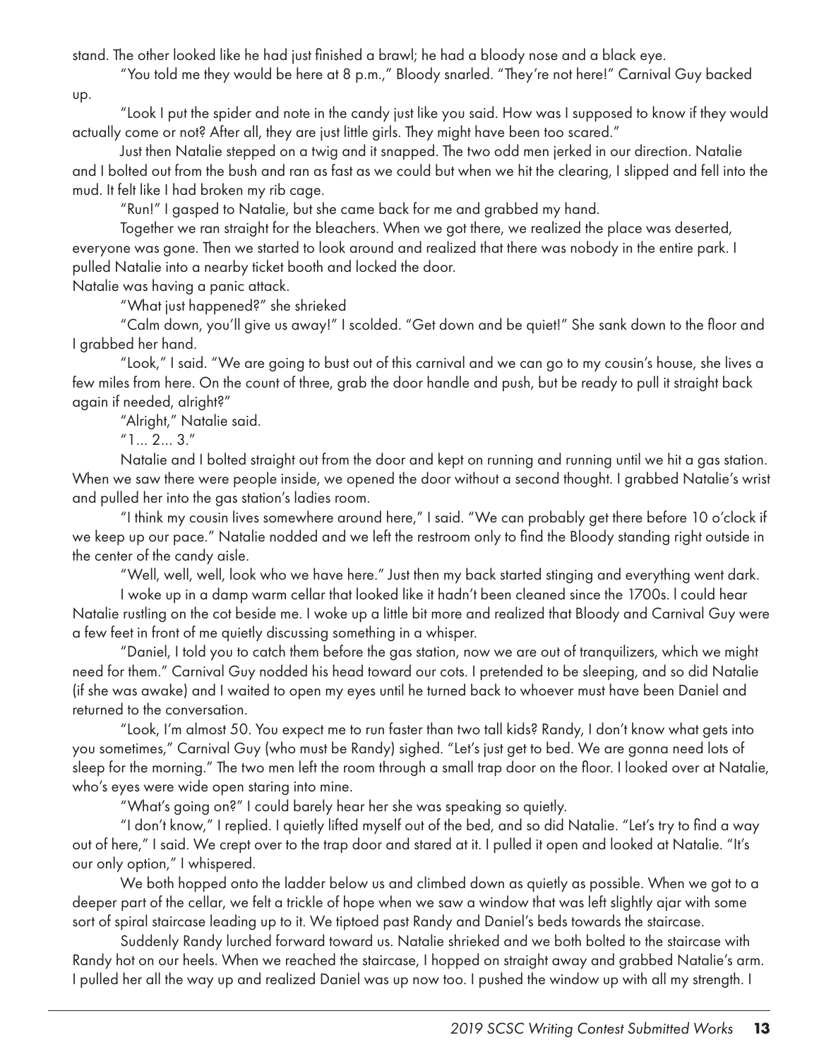stand. The other looked like he had just finished a brawl; he had a bloody nose and a black eye.

"You told me they would be here at 8 p.m.," Bloody snarled. "They're not here!" Carnival Guy backed up.

"Look I put the spider and note in the candy just like you said. How was I supposed to know if they would actually come or not? After all, they are just little girls. They might have been too scared."

Just then Natalie stepped on a twig and it snapped. The two odd men jerked in our direction. Natalie and I bolted out from the bush and ran as fast as we could but when we hit the clearing, I slipped and fell into the mud. It felt like I had broken my rib cage.

"Run!" I gasped to Natalie, but she came back for me and grabbed my hand.

Together we ran straight for the bleachers. When we got there, we realized the place was deserted, everyone was gone. Then we started to look around and realized that there was nobody in the entire park. I pulled Natalie into a nearby ticket booth and locked the door.

Natalie was having a panic attack.

"What just happened?" she shrieked

"Calm down, you'll give us away!" I scolded. "Get down and be quiet!" She sank down to the floor and I grabbed her hand.

"Look," I said. "We are going to bust out of this carnival and we can go to my cousin's house, she lives a few miles from here. On the count of three, grab the door handle and push, but be ready to pull it straight back again if needed, alright?"

"Alright," Natalie said.

"1... 2... 3."

Natalie and I bolted straight out from the door and kept on running and running until we hit a gas station. When we saw there were people inside, we opened the door without a second thought. I grabbed Natalie's wrist and pulled her into the gas station's ladies room.

"I think my cousin lives somewhere around here," I said. "We can probably get there before 10 o'clock if we keep up our pace." Natalie nodded and we left the restroom only to find the Bloody standing right outside in the center of the candy aisle.

"Well, well, well, look who we have here." Just then my back started stinging and everything went dark.

I woke up in a damp warm cellar that looked like it hadn't been cleaned since the 1700s. I could hear Natalie rustling on the cot beside me. I woke up a little bit more and realized that Bloody and Carnival Guy were a few feet in front of me quietly discussing something in a whisper.

"Daniel, I told you to catch them before the gas station, now we are out of tranquilizers, which we might need for them." Carnival Guy nodded his head toward our cots. I pretended to be sleeping, and so did Natalie (if she was awake) and I waited to open my eyes until he turned back to whoever must have been Daniel and returned to the conversation.

"Look, I'm almost 50. You expect me to run faster than two tall kids? Randy, I don't know what gets into you sometimes," Carnival Guy (who must be Randy) sighed. "Let's just get to bed. We are gonna need lots of sleep for the morning." The two men left the room through a small trap door on the floor. I looked over at Natalie, who's eyes were wide open staring into mine.

"What's going on?" I could barely hear her she was speaking so quietly.

"I don't know," I replied. I quietly lifted myself out of the bed, and so did Natalie. "Let's try to find a way out of here," I said. We crept over to the trap door and stared at it. I pulled it open and looked at Natalie. "It's our only option," I whispered.

We both hopped onto the ladder below us and climbed down as quietly as possible. When we got to a deeper part of the cellar, we felt a trickle of hope when we saw a window that was left slightly ajar with some sort of spiral staircase leading up to it. We tiptoed past Randy and Daniel's beds towards the staircase.

Suddenly Randy lurched forward toward us. Natalie shrieked and we both bolted to the staircase with Randy hot on our heels. When we reached the staircase, I hopped on straight away and grabbed Natalie's arm. I pulled her all the way up and realized Daniel was up now too. I pushed the window up with all my strength. I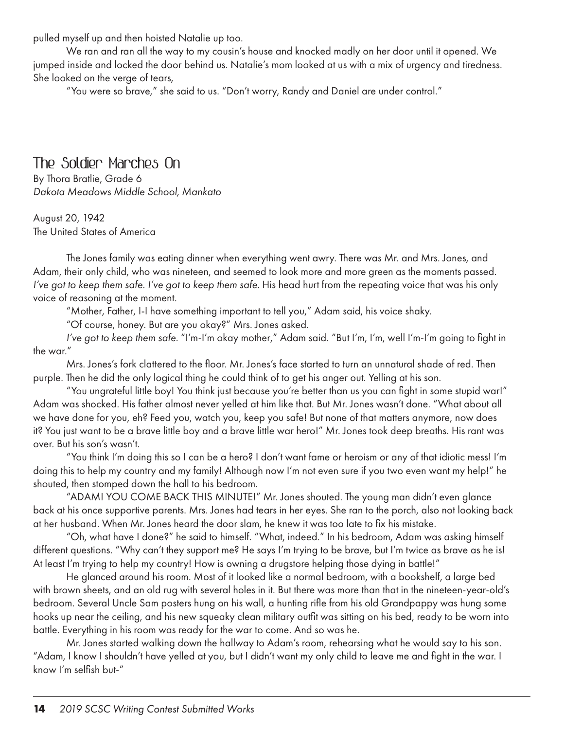pulled myself up and then hoisted Natalie up too.

We ran and ran all the way to my cousin's house and knocked madly on her door until it opened. We jumped inside and locked the door behind us. Natalie's mom looked at us with a mix of urgency and tiredness. She looked on the verge of tears,

"You were so brave," she said to us. "Don't worry, Randy and Daniel are under control."

## The Soldier Marches On

By Thora Bratlie, Grade 6
*Dakota Meadows Middle School, Mankato*

August 20, 1942
The United States of America

The Jones family was eating dinner when everything went awry. There was Mr. and Mrs. Jones, and Adam, their only child, who was nineteen, and seemed to look more and more green as the moments passed. *I've got to keep them safe. I've got to keep them safe.* His head hurt from the repeating voice that was his only voice of reasoning at the moment.

"Mother, Father, I-I have something important to tell you," Adam said, his voice shaky.

"Of course, honey. But are you okay?" Mrs. Jones asked.

*I've got to keep them safe.* "I'm-I'm okay mother," Adam said. "But I'm, I'm, well I'm-I'm going to fight in the war."

Mrs. Jones's fork clattered to the floor. Mr. Jones's face started to turn an unnatural shade of red. Then purple. Then he did the only logical thing he could think of to get his anger out. Yelling at his son.

"You ungrateful little boy! You think just because you're better than us you can fight in some stupid war!" Adam was shocked. His father almost never yelled at him like that. But Mr. Jones wasn't done. "What about all we have done for you, eh? Feed you, watch you, keep you safe! But none of that matters anymore, now does it? You just want to be a brave little boy and a brave little war hero!" Mr. Jones took deep breaths. His rant was over. But his son's wasn't.

"You think I'm doing this so I can be a hero? I don't want fame or heroism or any of that idiotic mess! I'm doing this to help my country and my family! Although now I'm not even sure if you two even want my help!" he shouted, then stomped down the hall to his bedroom.

"ADAM! YOU COME BACK THIS MINUTE!" Mr. Jones shouted. The young man didn't even glance back at his once supportive parents. Mrs. Jones had tears in her eyes. She ran to the porch, also not looking back at her husband. When Mr. Jones heard the door slam, he knew it was too late to fix his mistake.

"Oh, what have I done?" he said to himself. "What, indeed." In his bedroom, Adam was asking himself different questions. "Why can't they support me? He says I'm trying to be brave, but I'm twice as brave as he is! At least I'm trying to help my country! How is owning a drugstore helping those dying in battle!"

He glanced around his room. Most of it looked like a normal bedroom, with a bookshelf, a large bed with brown sheets, and an old rug with several holes in it. But there was more than that in the nineteen-year-old's bedroom. Several Uncle Sam posters hung on his wall, a hunting rifle from his old Grandpappy was hung some hooks up near the ceiling, and his new squeaky clean military outfit was sitting on his bed, ready to be worn into battle. Everything in his room was ready for the war to come. And so was he.

Mr. Jones started walking down the hallway to Adam's room, rehearsing what he would say to his son. "Adam, I know I shouldn't have yelled at you, but I didn't want my only child to leave me and fight in the war. I know I'm selfish but-"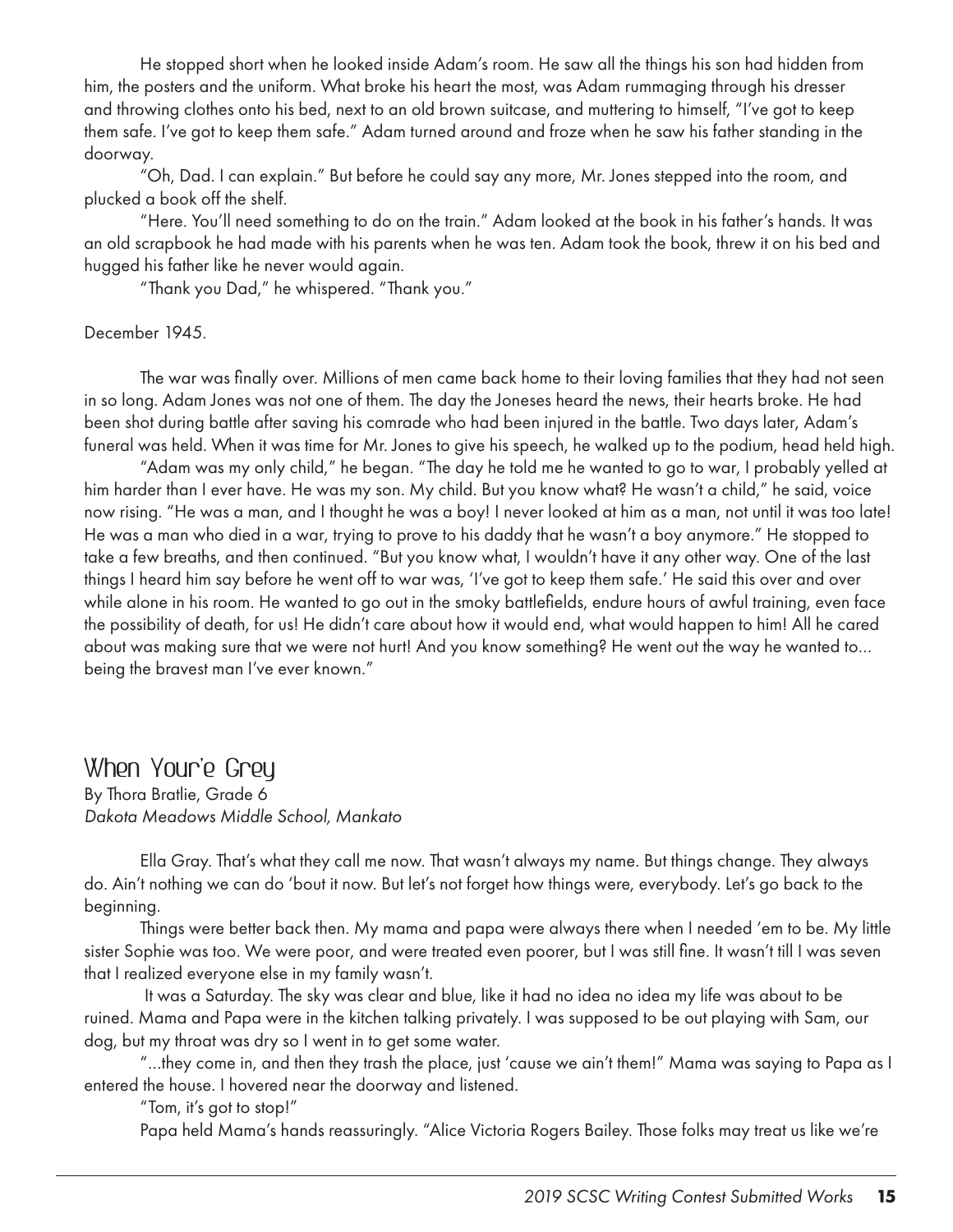He stopped short when he looked inside Adam's room. He saw all the things his son had hidden from him, the posters and the uniform. What broke his heart the most, was Adam rummaging through his dresser and throwing clothes onto his bed, next to an old brown suitcase, and muttering to himself, "I've got to keep them safe. I've got to keep them safe." Adam turned around and froze when he saw his father standing in the doorway.

"Oh, Dad. I can explain." But before he could say any more, Mr. Jones stepped into the room, and plucked a book off the shelf.

"Here. You'll need something to do on the train." Adam looked at the book in his father's hands. It was an old scrapbook he had made with his parents when he was ten. Adam took the book, threw it on his bed and hugged his father like he never would again.

"Thank you Dad," he whispered. "Thank you."

December 1945.

The war was finally over. Millions of men came back home to their loving families that they had not seen in so long. Adam Jones was not one of them. The day the Joneses heard the news, their hearts broke. He had been shot during battle after saving his comrade who had been injured in the battle. Two days later, Adam's funeral was held. When it was time for Mr. Jones to give his speech, he walked up to the podium, head held high.

"Adam was my only child," he began. "The day he told me he wanted to go to war, I probably yelled at him harder than I ever have. He was my son. My child. But you know what? He wasn't a child," he said, voice now rising. "He was a man, and I thought he was a boy! I never looked at him as a man, not until it was too late! He was a man who died in a war, trying to prove to his daddy that he wasn't a boy anymore." He stopped to take a few breaths, and then continued. "But you know what, I wouldn't have it any other way. One of the last things I heard him say before he went off to war was, 'I've got to keep them safe.' He said this over and over while alone in his room. He wanted to go out in the smoky battlefields, endure hours of awful training, even face the possibility of death, for us! He didn't care about how it would end, what would happen to him! All he cared about was making sure that we were not hurt! And you know something? He went out the way he wanted to... being the bravest man I've ever known."

## When Your'e Grey

By Thora Bratlie, Grade 6
*Dakota Meadows Middle School, Mankato*

Ella Gray. That's what they call me now. That wasn't always my name. But things change. They always do. Ain't nothing we can do 'bout it now. But let's not forget how things were, everybody. Let's go back to the beginning.

Things were better back then. My mama and papa were always there when I needed 'em to be. My little sister Sophie was too. We were poor, and were treated even poorer, but I was still fine. It wasn't till I was seven that I realized everyone else in my family wasn't.

It was a Saturday. The sky was clear and blue, like it had no idea no idea my life was about to be ruined. Mama and Papa were in the kitchen talking privately. I was supposed to be out playing with Sam, our dog, but my throat was dry so I went in to get some water.

"...they come in, and then they trash the place, just 'cause we ain't them!" Mama was saying to Papa as I entered the house. I hovered near the doorway and listened.

"Tom, it's got to stop!"

Papa held Mama's hands reassuringly. "Alice Victoria Rogers Bailey. Those folks may treat us like we're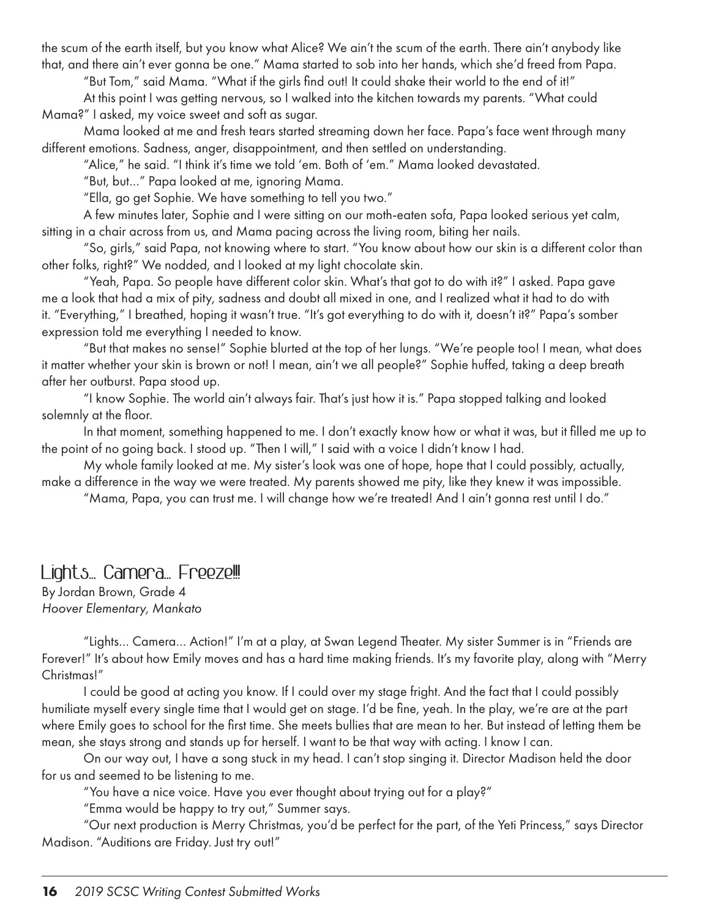the scum of the earth itself, but you know what Alice? We ain't the scum of the earth. There ain't anybody like that, and there ain't ever gonna be one." Mama started to sob into her hands, which she'd freed from Papa.

"But Tom," said Mama. "What if the girls find out! It could shake their world to the end of it!"

At this point I was getting nervous, so I walked into the kitchen towards my parents. "What could Mama?" I asked, my voice sweet and soft as sugar.

Mama looked at me and fresh tears started streaming down her face. Papa's face went through many different emotions. Sadness, anger, disappointment, and then settled on understanding.

"Alice," he said. "I think it's time we told 'em. Both of 'em." Mama looked devastated.

"But, but..." Papa looked at me, ignoring Mama.

"Ella, go get Sophie. We have something to tell you two."

A few minutes later, Sophie and I were sitting on our moth-eaten sofa, Papa looked serious yet calm, sitting in a chair across from us, and Mama pacing across the living room, biting her nails.

"So, girls," said Papa, not knowing where to start. "You know about how our skin is a different color than other folks, right?" We nodded, and I looked at my light chocolate skin.

"Yeah, Papa. So people have different color skin. What's that got to do with it?" I asked. Papa gave me a look that had a mix of pity, sadness and doubt all mixed in one, and I realized what it had to do with it. "Everything," I breathed, hoping it wasn't true. "It's got everything to do with it, doesn't it?" Papa's somber expression told me everything I needed to know.

"But that makes no sense!" Sophie blurted at the top of her lungs. "We're people too! I mean, what does it matter whether your skin is brown or not! I mean, ain't we all people?" Sophie huffed, taking a deep breath after her outburst. Papa stood up.

"I know Sophie. The world ain't always fair. That's just how it is." Papa stopped talking and looked solemnly at the floor.

In that moment, something happened to me. I don't exactly know how or what it was, but it filled me up to the point of no going back. I stood up. "Then I will," I said with a voice I didn't know I had.

My whole family looked at me. My sister's look was one of hope, hope that I could possibly, actually, make a difference in the way we were treated. My parents showed me pity, like they knew it was impossible.

"Mama, Papa, you can trust me. I will change how we're treated! And I ain't gonna rest until I do."

## Lights... Camera... Freeze!!!

By Jordan Brown, Grade 4
*Hoover Elementary, Mankato*

"Lights... Camera... Action!" I'm at a play, at Swan Legend Theater. My sister Summer is in "Friends are Forever!" It's about how Emily moves and has a hard time making friends. It's my favorite play, along with "Merry Christmas!"

I could be good at acting you know. If I could over my stage fright. And the fact that I could possibly humiliate myself every single time that I would get on stage. I'd be fine, yeah. In the play, we're are at the part where Emily goes to school for the first time. She meets bullies that are mean to her. But instead of letting them be mean, she stays strong and stands up for herself. I want to be that way with acting. I know I can.

On our way out, I have a song stuck in my head. I can't stop singing it. Director Madison held the door for us and seemed to be listening to me.

"You have a nice voice. Have you ever thought about trying out for a play?"

"Emma would be happy to try out," Summer says.

"Our next production is Merry Christmas, you'd be perfect for the part, of the Yeti Princess," says Director Madison. "Auditions are Friday. Just try out!"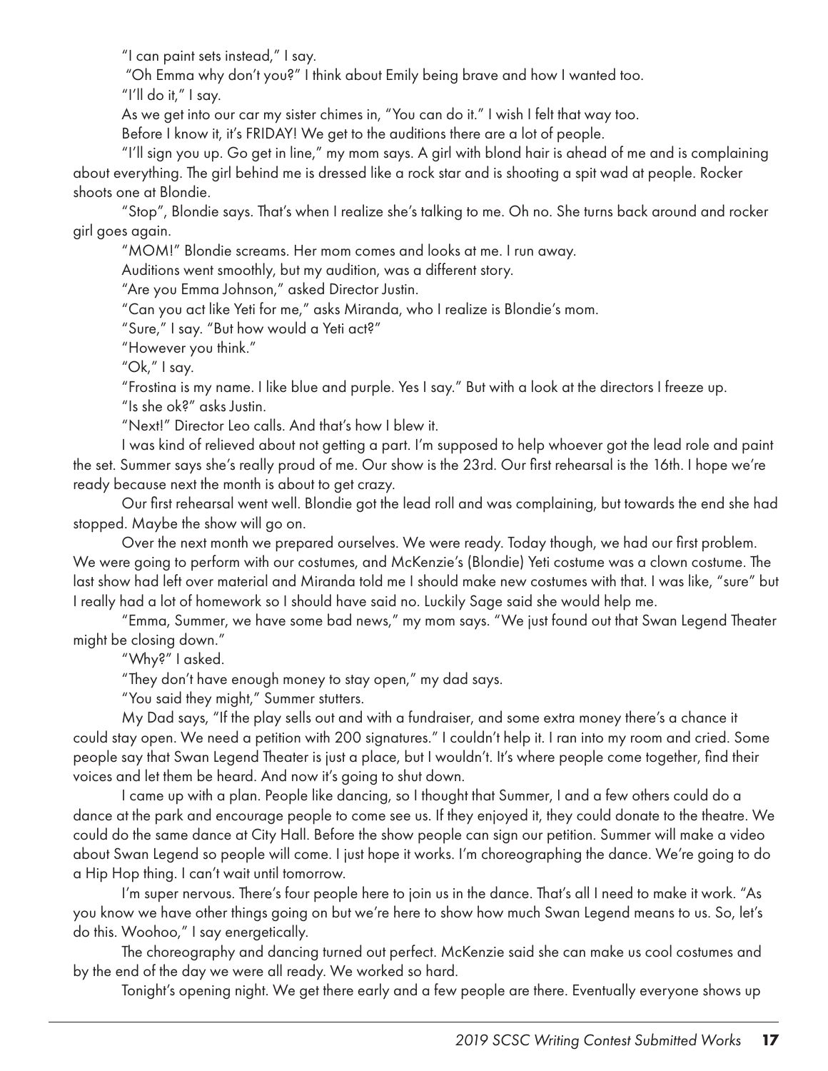"I can paint sets instead," I say.

"Oh Emma why don't you?" I think about Emily being brave and how I wanted too.

"I'll do it," I say.

As we get into our car my sister chimes in, "You can do it." I wish I felt that way too.

Before I know it, it's FRIDAY! We get to the auditions there are a lot of people.

"I'll sign you up. Go get in line," my mom says. A girl with blond hair is ahead of me and is complaining about everything. The girl behind me is dressed like a rock star and is shooting a spit wad at people. Rocker shoots one at Blondie.

"Stop", Blondie says. That's when I realize she's talking to me. Oh no. She turns back around and rocker girl goes again.

"MOM!" Blondie screams. Her mom comes and looks at me. I run away.

Auditions went smoothly, but my audition, was a different story.

"Are you Emma Johnson," asked Director Justin.

"Can you act like Yeti for me," asks Miranda, who I realize is Blondie's mom.

"Sure," I say. "But how would a Yeti act?"

"However you think."

"Ok," I say.

"Frostina is my name. I like blue and purple. Yes I say." But with a look at the directors I freeze up.

"Is she ok?" asks Justin.

"Next!" Director Leo calls. And that's how I blew it.

I was kind of relieved about not getting a part. I'm supposed to help whoever got the lead role and paint the set. Summer says she's really proud of me. Our show is the 23rd. Our first rehearsal is the 16th. I hope we're ready because next the month is about to get crazy.

Our first rehearsal went well. Blondie got the lead roll and was complaining, but towards the end she had stopped. Maybe the show will go on.

Over the next month we prepared ourselves. We were ready. Today though, we had our first problem. We were going to perform with our costumes, and McKenzie's (Blondie) Yeti costume was a clown costume. The last show had left over material and Miranda told me I should make new costumes with that. I was like, "sure" but I really had a lot of homework so I should have said no. Luckily Sage said she would help me.

"Emma, Summer, we have some bad news," my mom says. "We just found out that Swan Legend Theater might be closing down."

"Why?" I asked.

"They don't have enough money to stay open," my dad says.

"You said they might," Summer stutters.

My Dad says, "If the play sells out and with a fundraiser, and some extra money there's a chance it could stay open. We need a petition with 200 signatures." I couldn't help it. I ran into my room and cried. Some people say that Swan Legend Theater is just a place, but I wouldn't. It's where people come together, find their voices and let them be heard. And now it's going to shut down.

I came up with a plan. People like dancing, so I thought that Summer, I and a few others could do a dance at the park and encourage people to come see us. If they enjoyed it, they could donate to the theatre. We could do the same dance at City Hall. Before the show people can sign our petition. Summer will make a video about Swan Legend so people will come. I just hope it works. I'm choreographing the dance. We're going to do a Hip Hop thing. I can't wait until tomorrow.

I'm super nervous. There's four people here to join us in the dance. That's all I need to make it work. "As you know we have other things going on but we're here to show how much Swan Legend means to us. So, let's do this. Woohoo," I say energetically.

The choreography and dancing turned out perfect. McKenzie said she can make us cool costumes and by the end of the day we were all ready. We worked so hard.

Tonight's opening night. We get there early and a few people are there. Eventually everyone shows up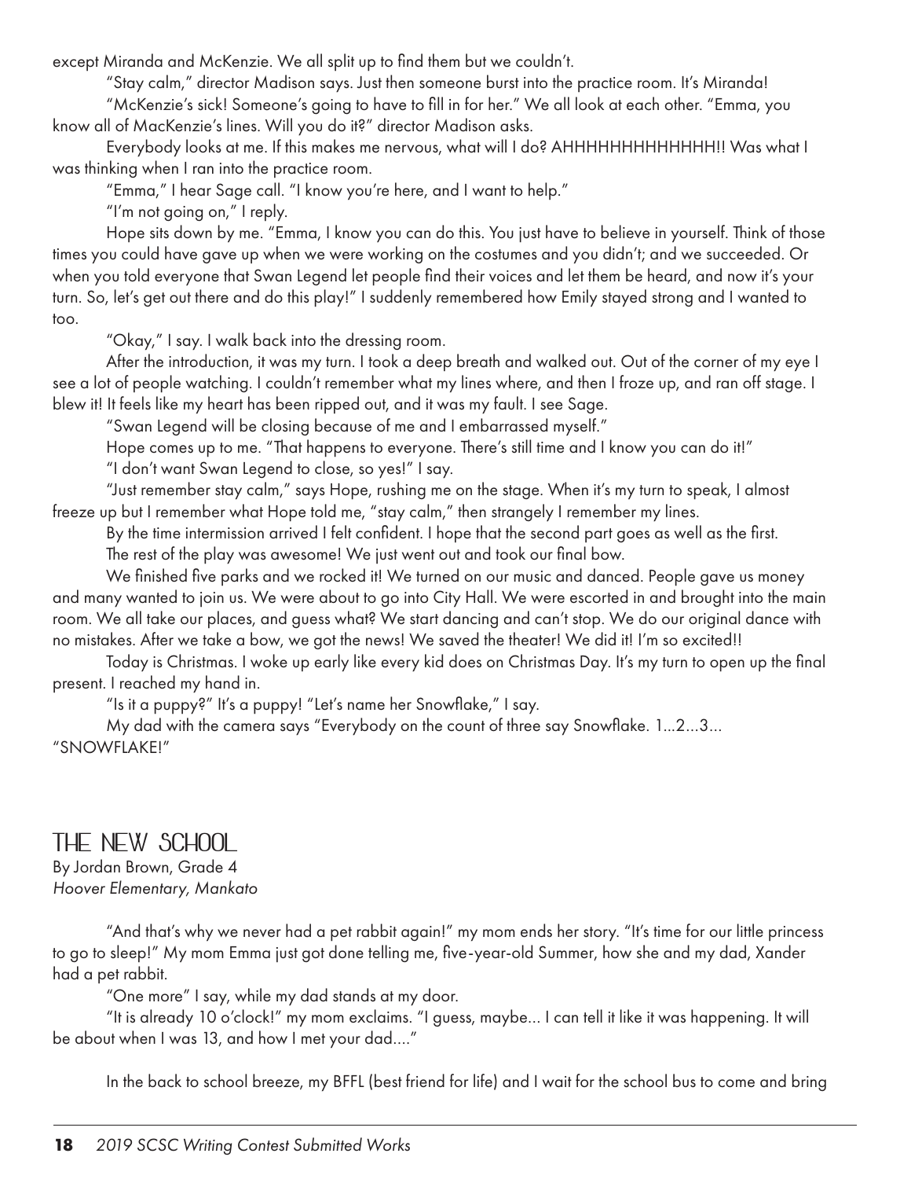except Miranda and McKenzie. We all split up to find them but we couldn't.

"Stay calm," director Madison says. Just then someone burst into the practice room. It's Miranda!

"McKenzie's sick! Someone's going to have to fill in for her." We all look at each other. "Emma, you know all of MacKenzie's lines. Will you do it?" director Madison asks.

Everybody looks at me. If this makes me nervous, what will I do? AHHHHHHHHHHHHH!! Was what I was thinking when I ran into the practice room.

"Emma," I hear Sage call. "I know you're here, and I want to help."

"I'm not going on," I reply.

Hope sits down by me. "Emma, I know you can do this. You just have to believe in yourself. Think of those times you could have gave up when we were working on the costumes and you didn't; and we succeeded. Or when you told everyone that Swan Legend let people find their voices and let them be heard, and now it's your turn. So, let's get out there and do this play!" I suddenly remembered how Emily stayed strong and I wanted to too.

"Okay," I say. I walk back into the dressing room.

After the introduction, it was my turn. I took a deep breath and walked out. Out of the corner of my eye I see a lot of people watching. I couldn't remember what my lines where, and then I froze up, and ran off stage. I blew it! It feels like my heart has been ripped out, and it was my fault. I see Sage.

"Swan Legend will be closing because of me and I embarrassed myself."

Hope comes up to me. "That happens to everyone. There's still time and I know you can do it!"

"I don't want Swan Legend to close, so yes!" I say.

"Just remember stay calm," says Hope, rushing me on the stage. When it's my turn to speak, I almost freeze up but I remember what Hope told me, "stay calm," then strangely I remember my lines.

By the time intermission arrived I felt confident. I hope that the second part goes as well as the first.

The rest of the play was awesome! We just went out and took our final bow.

We finished five parks and we rocked it! We turned on our music and danced. People gave us money and many wanted to join us. We were about to go into City Hall. We were escorted in and brought into the main room. We all take our places, and guess what? We start dancing and can't stop. We do our original dance with no mistakes. After we take a bow, we got the news! We saved the theater! We did it! I'm so excited!!

Today is Christmas. I woke up early like every kid does on Christmas Day. It's my turn to open up the final present. I reached my hand in.

"Is it a puppy?" It's a puppy! "Let's name her Snowflake," I say.

My dad with the camera says "Everybody on the count of three say Snowflake. 1...2...3...
"SNOWFLAKE!"

## The New School

By Jordan Brown, Grade 4
*Hoover Elementary, Mankato*

"And that's why we never had a pet rabbit again!" my mom ends her story. "It's time for our little princess to go to sleep!" My mom Emma just got done telling me, five-year-old Summer, how she and my dad, Xander had a pet rabbit.

"One more" I say, while my dad stands at my door.

"It is already 10 o'clock!" my mom exclaims. "I guess, maybe... I can tell it like it was happening. It will be about when I was 13, and how I met your dad...."

In the back to school breeze, my BFFL (best friend for life) and I wait for the school bus to come and bring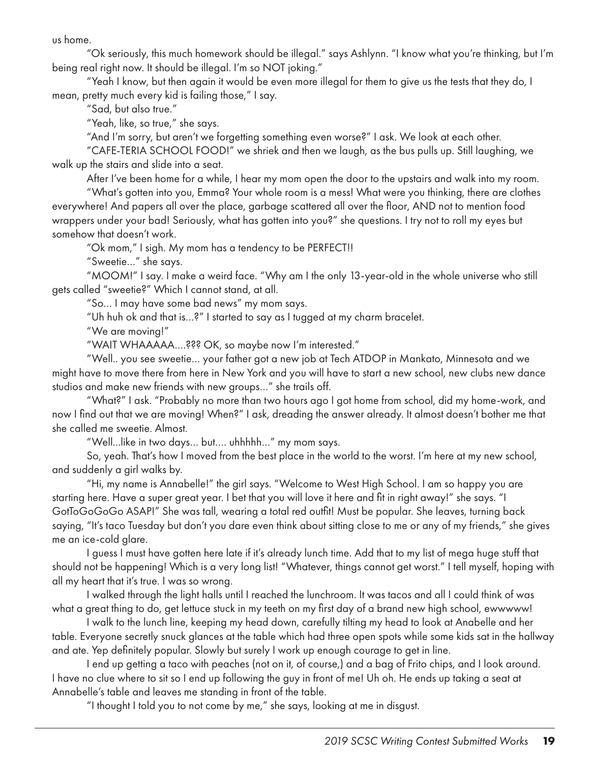us home.

"Ok seriously, this much homework should be illegal." says Ashlynn. "I know what you're thinking, but I'm being real right now. It should be illegal. I'm so NOT joking."

"Yeah I know, but then again it would be even more illegal for them to give us the tests that they do, I mean, pretty much every kid is failing those," I say.

"Sad, but also true."

"Yeah, like, so true," she says.

"And I'm sorry, but aren't we forgetting something even worse?" I ask. We look at each other.

"CAFE-TERIA SCHOOL FOOD!" we shriek and then we laugh, as the bus pulls up. Still laughing, we walk up the stairs and slide into a seat.

After I've been home for a while, I hear my mom open the door to the upstairs and walk into my room.

"What's gotten into you, Emma? Your whole room is a mess! What were you thinking, there are clothes everywhere! And papers all over the place, garbage scattered all over the floor, AND not to mention food wrappers under your bad! Seriously, what has gotten into you?" she questions. I try not to roll my eyes but somehow that doesn't work.

"Ok mom," I sigh. My mom has a tendency to be PERFECT!!

"Sweetie..." she says.

"MOOM!" I say. I make a weird face. "Why am I the only 13-year-old in the whole universe who still gets called "sweetie?" Which I cannot stand, at all.

"So... I may have some bad news" my mom says.

"Uh huh ok and that is...?" I started to say as I tugged at my charm bracelet.

"We are moving!"

"WAIT WHAAAAA....??? OK, so maybe now I'm interested."

"Well.. you see sweetie... your father got a new job at Tech ATDOP in Mankato, Minnesota and we might have to move there from here in New York and you will have to start a new school, new clubs new dance studios and make new friends with new groups..." she trails off.

"What?" I ask. "Probably no more than two hours ago I got home from school, did my home-work, and now I find out that we are moving! When?" I ask, dreading the answer already. It almost doesn't bother me that she called me sweetie. Almost.

"Well...like in two days... but.... uhhhhh..." my mom says.

So, yeah. That's how I moved from the best place in the world to the worst. I'm here at my new school, and suddenly a girl walks by.

"Hi, my name is Annabelle!" the girl says. "Welcome to West High School. I am so happy you are starting here. Have a super great year. I bet that you will love it here and fit in right away!" she says. "I GotToGoGoGo ASAP!" She was tall, wearing a total red outfit! Must be popular. She leaves, turning back saying, "It's taco Tuesday but don't you dare even think about sitting close to me or any of my friends," she gives me an ice-cold glare.

I guess I must have gotten here late if it's already lunch time. Add that to my list of mega huge stuff that should not be happening! Which is a very long list! "Whatever, things cannot get worst." I tell myself, hoping with all my heart that it's true. I was so wrong.

I walked through the light halls until I reached the lunchroom. It was tacos and all I could think of was what a great thing to do, get lettuce stuck in my teeth on my first day of a brand new high school, ewwwww!

I walk to the lunch line, keeping my head down, carefully tilting my head to look at Anabelle and her table. Everyone secretly snuck glances at the table which had three open spots while some kids sat in the hallway and ate. Yep definitely popular. Slowly but surely I work up enough courage to get in line.

I end up getting a taco with peaches (not on it, of course,) and a bag of Frito chips, and I look around. I have no clue where to sit so I end up following the guy in front of me! Uh oh. He ends up taking a seat at Annabelle's table and leaves me standing in front of the table.

"I thought I told you to not come by me," she says, looking at me in disgust.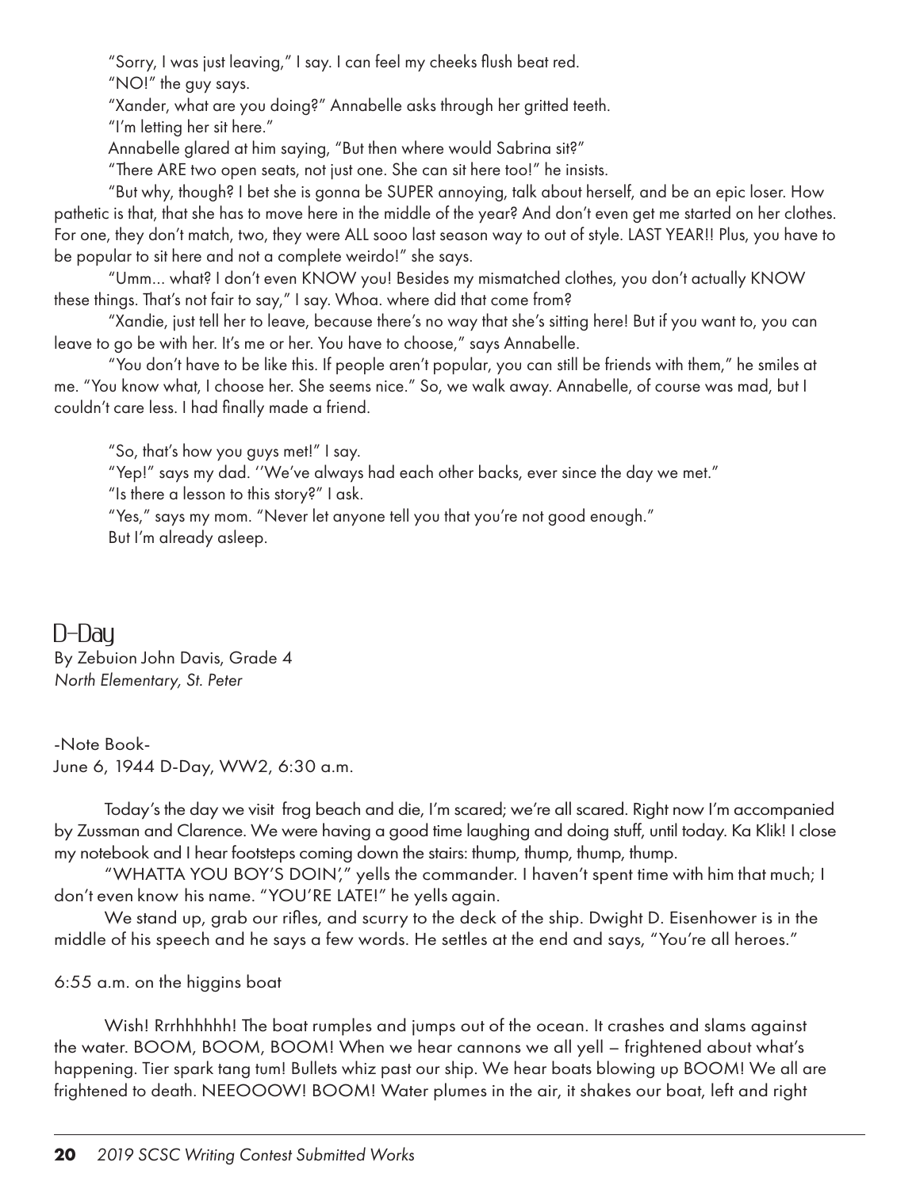"Sorry, I was just leaving," I say. I can feel my cheeks flush beat red.

"NO!" the guy says.

"Xander, what are you doing?" Annabelle asks through her gritted teeth.

"I'm letting her sit here."

Annabelle glared at him saying, "But then where would Sabrina sit?"

"There ARE two open seats, not just one. She can sit here too!" he insists.

"But why, though? I bet she is gonna be SUPER annoying, talk about herself, and be an epic loser. How pathetic is that, that she has to move here in the middle of the year? And don't even get me started on her clothes. For one, they don't match, two, they were ALL sooo last season way to out of style. LAST YEAR!! Plus, you have to be popular to sit here and not a complete weirdo!" she says.

"Umm... what? I don't even KNOW you! Besides my mismatched clothes, you don't actually KNOW these things. That's not fair to say," I say. Whoa. where did that come from?

"Xandie, just tell her to leave, because there's no way that she's sitting here! But if you want to, you can leave to go be with her. It's me or her. You have to choose," says Annabelle.

"You don't have to be like this. If people aren't popular, you can still be friends with them," he smiles at me. "You know what, I choose her. She seems nice." So, we walk away. Annabelle, of course was mad, but I couldn't care less. I had finally made a friend.

"So, that's how you guys met!" I say.

"Yep!" says my dad. ''We've always had each other backs, ever since the day we met."

"Is there a lesson to this story?" I ask.

"Yes," says my mom. "Never let anyone tell you that you're not good enough."

But I'm already asleep.

## D-Day

By Zebuion John Davis, Grade 4
*North Elementary, St. Peter*

-Note Book-
June 6, 1944 D-Day, WW2, 6:30 a.m.

Today's the day we visit frog beach and die, I'm scared; we're all scared. Right now I'm accompanied by Zussman and Clarence. We were having a good time laughing and doing stuff, until today. Ka Klik! I close my notebook and I hear footsteps coming down the stairs: thump, thump, thump, thump.

"WHATTA YOU BOY'S DOIN'," yells the commander. I haven't spent time with him that much; I don't even know his name. "YOU'RE LATE!" he yells again.

We stand up, grab our rifles, and scurry to the deck of the ship. Dwight D. Eisenhower is in the middle of his speech and he says a few words. He settles at the end and says, "You're all heroes."

6:55 a.m. on the higgins boat

Wish! Rrrhhhhhh! The boat rumples and jumps out of the ocean. It crashes and slams against the water. BOOM, BOOM, BOOM! When we hear cannons we all yell – frightened about what's happening. Tier spark tang tum! Bullets whiz past our ship. We hear boats blowing up BOOM! We all are frightened to death. NEEOOOW! BOOM! Water plumes in the air, it shakes our boat, left and right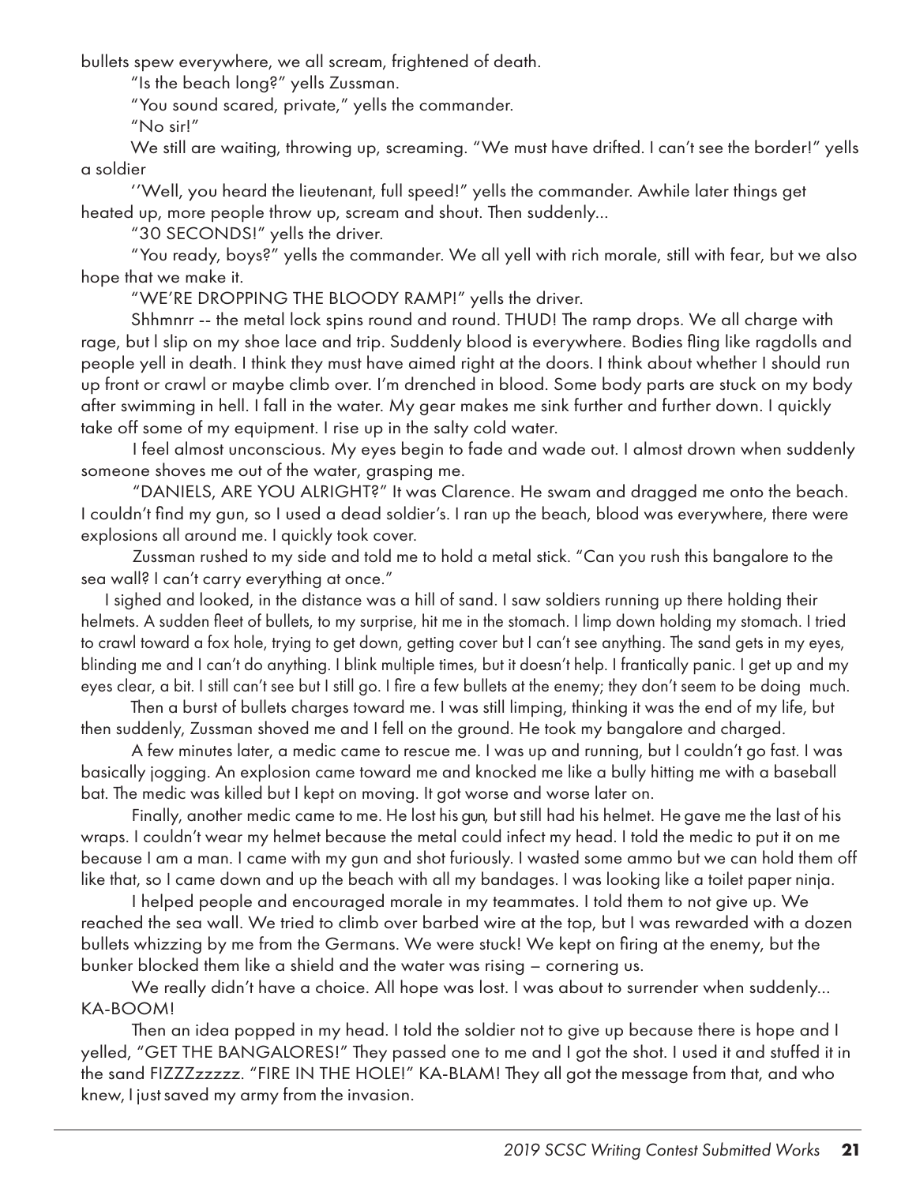bullets spew everywhere, we all scream, frightened of death.

"Is the beach long?" yells Zussman.

"You sound scared, private," yells the commander.

"No sir!"

We still are waiting, throwing up, screaming. "We must have drifted. I can't see the border!" yells a soldier

''Well, you heard the lieutenant, full speed!" yells the commander. Awhile later things get heated up, more people throw up, scream and shout. Then suddenly...

"30 SECONDS!" yells the driver.

"You ready, boys?" yells the commander. We all yell with rich morale, still with fear, but we also hope that we make it.

"WE'RE DROPPING THE BLOODY RAMP!" yells the driver.

Shhmnrr -- the metal lock spins round and round. THUD! The ramp drops. We all charge with rage, but I slip on my shoe lace and trip. Suddenly blood is everywhere. Bodies fling like ragdolls and people yell in death. I think they must have aimed right at the doors. I think about whether I should run up front or crawl or maybe climb over. I'm drenched in blood. Some body parts are stuck on my body after swimming in hell. I fall in the water. My gear makes me sink further and further down. I quickly take off some of my equipment. I rise up in the salty cold water.

I feel almost unconscious. My eyes begin to fade and wade out. I almost drown when suddenly someone shoves me out of the water, grasping me.

"DANIELS, ARE YOU ALRIGHT?" It was Clarence. He swam and dragged me onto the beach. I couldn't find my gun, so I used a dead soldier's. I ran up the beach, blood was everywhere, there were explosions all around me. I quickly took cover.

Zussman rushed to my side and told me to hold a metal stick. "Can you rush this bangalore to the sea wall? I can't carry everything at once."

I sighed and looked, in the distance was a hill of sand. I saw soldiers running up there holding their helmets. A sudden fleet of bullets, to my surprise, hit me in the stomach. I limp down holding my stomach. I tried to crawl toward a fox hole, trying to get down, getting cover but I can't see anything. The sand gets in my eyes, blinding me and I can't do anything. I blink multiple times, but it doesn't help. I frantically panic. I get up and my eyes clear, a bit. I still can't see but I still go. I fire a few bullets at the enemy; they don't seem to be doing much.

Then a burst of bullets charges toward me. I was still limping, thinking it was the end of my life, but then suddenly, Zussman shoved me and I fell on the ground. He took my bangalore and charged.

A few minutes later, a medic came to rescue me. I was up and running, but I couldn't go fast. I was basically jogging. An explosion came toward me and knocked me like a bully hitting me with a baseball bat. The medic was killed but I kept on moving. It got worse and worse later on.

Finally, another medic came to me. He lost his gun, but still had his helmet. He gave me the last of his wraps. I couldn't wear my helmet because the metal could infect my head. I told the medic to put it on me because I am a man. I came with my gun and shot furiously. I wasted some ammo but we can hold them off like that, so I came down and up the beach with all my bandages. I was looking like a toilet paper ninja.

I helped people and encouraged morale in my teammates. I told them to not give up. We reached the sea wall. We tried to climb over barbed wire at the top, but I was rewarded with a dozen bullets whizzing by me from the Germans. We were stuck! We kept on firing at the enemy, but the bunker blocked them like a shield and the water was rising – cornering us.

We really didn't have a choice. All hope was lost. I was about to surrender when suddenly... KA-BOOM!

Then an idea popped in my head. I told the soldier not to give up because there is hope and I yelled, "GET THE BANGALORES!" They passed one to me and I got the shot. I used it and stuffed it in the sand FIZZZzzzzz. "FIRE IN THE HOLE!" KA-BLAM! They all got the message from that, and who knew, I just saved my army from the invasion.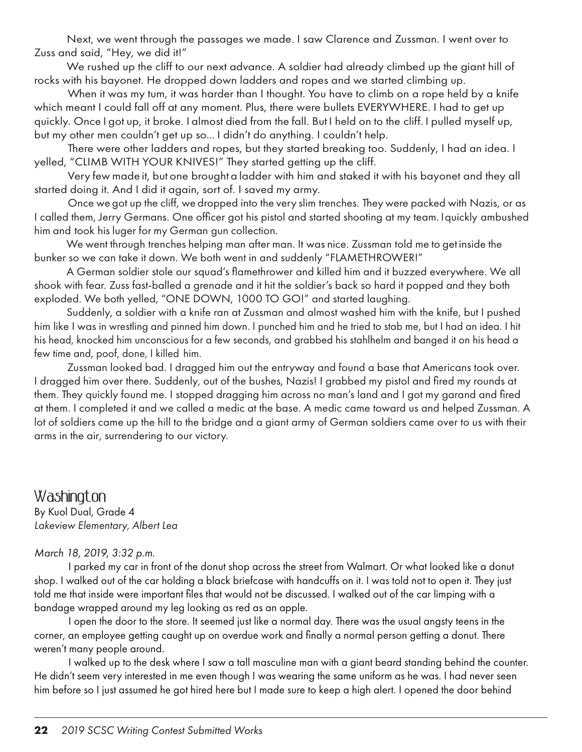Next, we went through the passages we made. I saw Clarence and Zussman. I went over to Zuss and said, "Hey, we did it!"

We rushed up the cliff to our next advance. A soldier had already climbed up the giant hill of rocks with his bayonet. He dropped down ladders and ropes and we started climbing up.

When it was my turn, it was harder than I thought. You have to climb on a rope held by a knife which meant I could fall off at any moment. Plus, there were bullets EVERYWHERE. I had to get up quickly. Once I got up, it broke. I almost died from the fall. But I held on to the cliff. I pulled myself up, but my other men couldn't get up so... I didn't do anything. I couldn't help.

There were other ladders and ropes, but they started breaking too. Suddenly, I had an idea. I yelled, "CLIMB WITH YOUR KNIVES!" They started getting up the cliff.

Very few made it, but one brought a ladder with him and staked it with his bayonet and they all started doing it. And I did it again, sort of. I saved my army.

Once we got up the cliff, we dropped into the very slim trenches. They were packed with Nazis, or as I called them, Jerry Germans. One officer got his pistol and started shooting at my team. I quickly ambushed him and took his luger for my German gun collection.

We went through trenches helping man after man. It was nice. Zussman told me to get inside the bunker so we can take it down. We both went in and suddenly "FLAMETHROWER!"

A German soldier stole our squad's flamethrower and killed him and it buzzed everywhere. We all shook with fear. Zuss fast-balled a grenade and it hit the soldier's back so hard it popped and they both exploded. We both yelled, "ONE DOWN, 1000 TO GO!" and started laughing.

Suddenly, a soldier with a knife ran at Zussman and almost washed him with the knife, but I pushed him like I was in wrestling and pinned him down. I punched him and he tried to stab me, but I had an idea. I hit his head, knocked him unconscious for a few seconds, and grabbed his stahlhelm and banged it on his head a few time and, poof, done, I killed him.

Zussman looked bad. I dragged him out the entryway and found a base that Americans took over. I dragged him over there. Suddenly, out of the bushes, Nazis! I grabbed my pistol and fired my rounds at them. They quickly found me. I stopped dragging him across no man's land and I got my garand and fired at them. I completed it and we called a medic at the base. A medic came toward us and helped Zussman. A lot of soldiers came up the hill to the bridge and a giant army of German soldiers came over to us with their arms in the air, surrendering to our victory.

## Washington

By Kuol Dual, Grade 4
*Lakeview Elementary, Albert Lea*

*March 18, 2019, 3:32 p.m.*

I parked my car in front of the donut shop across the street from Walmart. Or what looked like a donut shop. I walked out of the car holding a black briefcase with handcuffs on it. I was told not to open it. They just told me that inside were important files that would not be discussed. I walked out of the car limping with a bandage wrapped around my leg looking as red as an apple.

I open the door to the store. It seemed just like a normal day. There was the usual angsty teens in the corner, an employee getting caught up on overdue work and finally a normal person getting a donut. There weren't many people around.

I walked up to the desk where I saw a tall masculine man with a giant beard standing behind the counter. He didn't seem very interested in me even though I was wearing the same uniform as he was. I had never seen him before so I just assumed he got hired here but I made sure to keep a high alert. I opened the door behind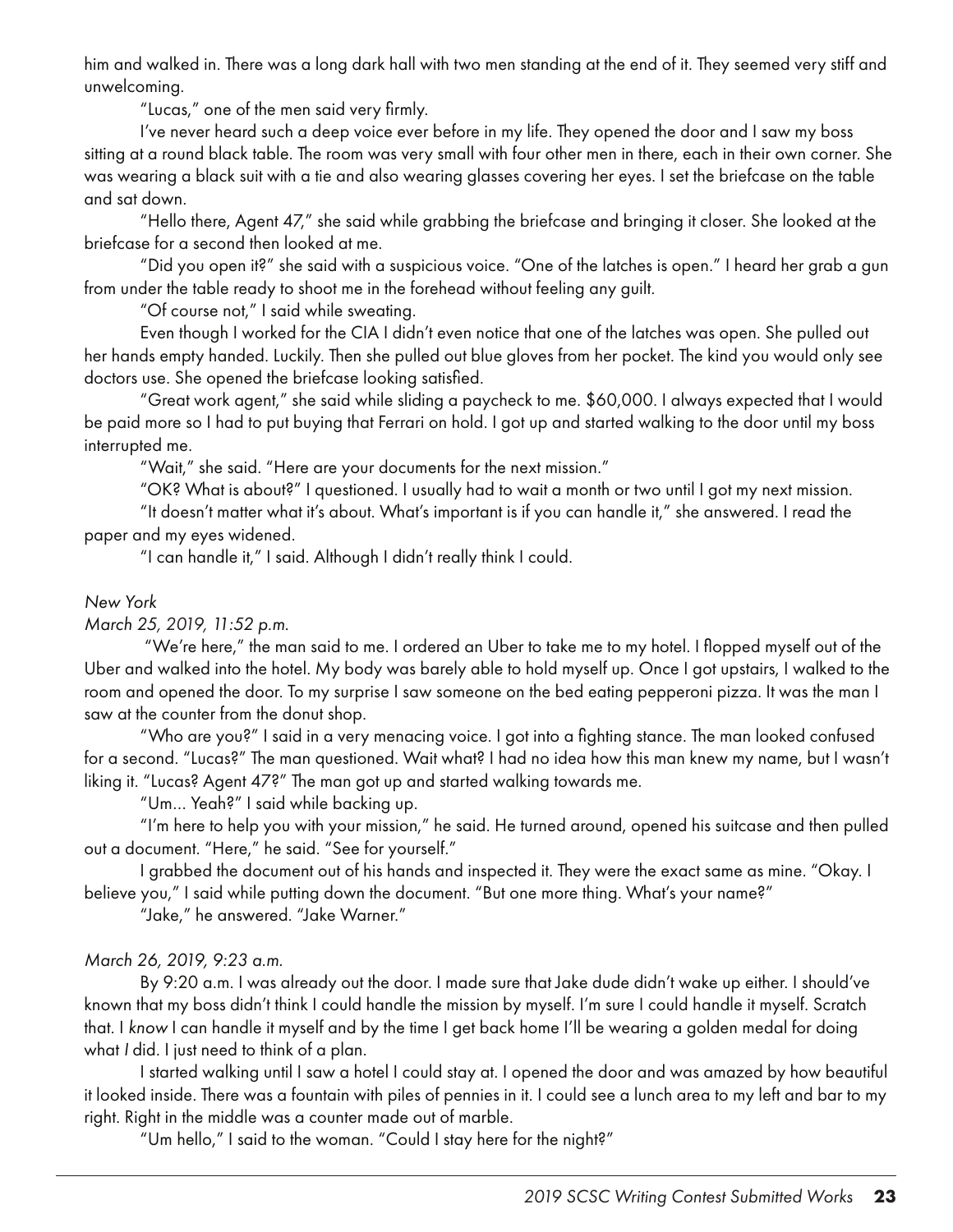him and walked in. There was a long dark hall with two men standing at the end of it. They seemed very stiff and unwelcoming.

"Lucas," one of the men said very firmly.

I've never heard such a deep voice ever before in my life. They opened the door and I saw my boss sitting at a round black table. The room was very small with four other men in there, each in their own corner. She was wearing a black suit with a tie and also wearing glasses covering her eyes. I set the briefcase on the table and sat down.

"Hello there, Agent 47," she said while grabbing the briefcase and bringing it closer. She looked at the briefcase for a second then looked at me.

"Did you open it?" she said with a suspicious voice. "One of the latches is open." I heard her grab a gun from under the table ready to shoot me in the forehead without feeling any guilt.

"Of course not," I said while sweating.

Even though I worked for the CIA I didn't even notice that one of the latches was open. She pulled out her hands empty handed. Luckily. Then she pulled out blue gloves from her pocket. The kind you would only see doctors use. She opened the briefcase looking satisfied.

"Great work agent," she said while sliding a paycheck to me. $60,000. I always expected that I would be paid more so I had to put buying that Ferrari on hold. I got up and started walking to the door until my boss interrupted me.

"Wait," she said. "Here are your documents for the next mission."

"OK? What is about?" I questioned. I usually had to wait a month or two until I got my next mission.

"It doesn't matter what it's about. What's important is if you can handle it," she answered. I read the paper and my eyes widened.

"I can handle it," I said. Although I didn't really think I could.

*New York*

*March 25, 2019, 11:52 p.m.*

"We're here," the man said to me. I ordered an Uber to take me to my hotel. I flopped myself out of the Uber and walked into the hotel. My body was barely able to hold myself up. Once I got upstairs, I walked to the room and opened the door. To my surprise I saw someone on the bed eating pepperoni pizza. It was the man I saw at the counter from the donut shop.

"Who are you?" I said in a very menacing voice. I got into a fighting stance. The man looked confused for a second. "Lucas?" The man questioned. Wait what? I had no idea how this man knew my name, but I wasn't liking it. "Lucas? Agent 47?" The man got up and started walking towards me.

"Um... Yeah?" I said while backing up.

"I'm here to help you with your mission," he said. He turned around, opened his suitcase and then pulled out a document. "Here," he said. "See for yourself."

I grabbed the document out of his hands and inspected it. They were the exact same as mine. "Okay. I believe you," I said while putting down the document. "But one more thing. What's your name?"

"Jake," he answered. "Jake Warner."

*March 26, 2019, 9:23 a.m.*

By 9:20 a.m. I was already out the door. I made sure that Jake dude didn't wake up either. I should've known that my boss didn't think I could handle the mission by myself. I'm sure I could handle it myself. Scratch that. I *know* I can handle it myself and by the time I get back home I'll be wearing a golden medal for doing what *I* did. I just need to think of a plan.

I started walking until I saw a hotel I could stay at. I opened the door and was amazed by how beautiful it looked inside. There was a fountain with piles of pennies in it. I could see a lunch area to my left and bar to my right. Right in the middle was a counter made out of marble.

"Um hello," I said to the woman. "Could I stay here for the night?"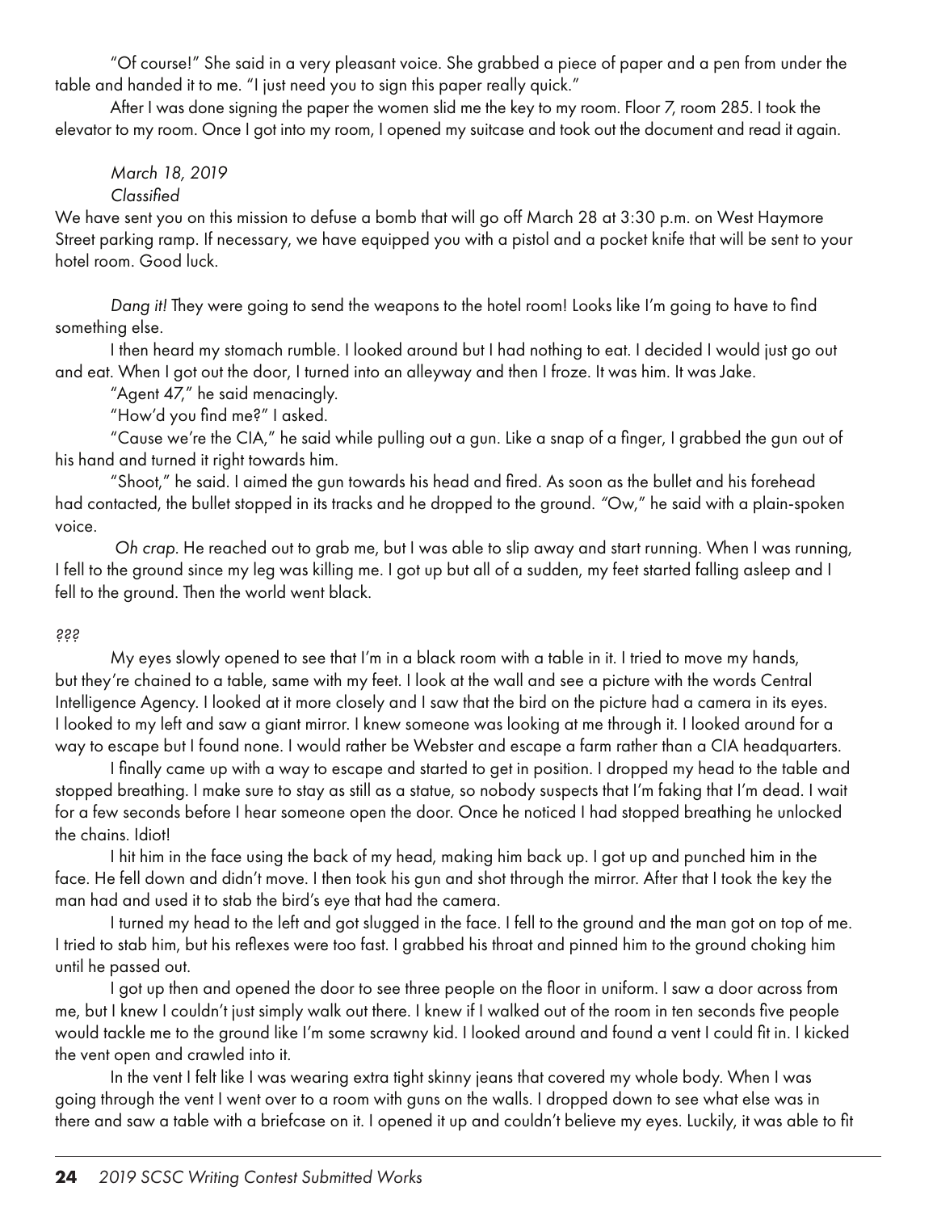"Of course!" She said in a very pleasant voice. She grabbed a piece of paper and a pen from under the table and handed it to me. "I just need you to sign this paper really quick."

After I was done signing the paper the women slid me the key to my room. Floor 7, room 285. I took the elevator to my room. Once I got into my room, I opened my suitcase and took out the document and read it again.

*March 18, 2019*
*Classified*

We have sent you on this mission to defuse a bomb that will go off March 28 at 3:30 p.m. on West Haymore Street parking ramp. If necessary, we have equipped you with a pistol and a pocket knife that will be sent to your hotel room. Good luck.

*Dang it!* They were going to send the weapons to the hotel room! Looks like I'm going to have to find something else.

I then heard my stomach rumble. I looked around but I had nothing to eat. I decided I would just go out and eat. When I got out the door, I turned into an alleyway and then I froze. It was him. It was Jake.

"Agent 47," he said menacingly.

"How'd you find me?" I asked.

"Cause we're the CIA," he said while pulling out a gun. Like a snap of a finger, I grabbed the gun out of his hand and turned it right towards him.

"Shoot," he said. I aimed the gun towards his head and fired. As soon as the bullet and his forehead had contacted, the bullet stopped in its tracks and he dropped to the ground. "Ow," he said with a plain-spoken voice.

*Oh crap*. He reached out to grab me, but I was able to slip away and start running. When I was running, I fell to the ground since my leg was killing me. I got up but all of a sudden, my feet started falling asleep and I fell to the ground. Then the world went black.

*???*

My eyes slowly opened to see that I'm in a black room with a table in it. I tried to move my hands, but they're chained to a table, same with my feet. I look at the wall and see a picture with the words Central Intelligence Agency. I looked at it more closely and I saw that the bird on the picture had a camera in its eyes. I looked to my left and saw a giant mirror. I knew someone was looking at me through it. I looked around for a way to escape but I found none. I would rather be Webster and escape a farm rather than a CIA headquarters.

I finally came up with a way to escape and started to get in position. I dropped my head to the table and stopped breathing. I make sure to stay as still as a statue, so nobody suspects that I'm faking that I'm dead. I wait for a few seconds before I hear someone open the door. Once he noticed I had stopped breathing he unlocked the chains. Idiot!

I hit him in the face using the back of my head, making him back up. I got up and punched him in the face. He fell down and didn't move. I then took his gun and shot through the mirror. After that I took the key the man had and used it to stab the bird's eye that had the camera.

I turned my head to the left and got slugged in the face. I fell to the ground and the man got on top of me. I tried to stab him, but his reflexes were too fast. I grabbed his throat and pinned him to the ground choking him until he passed out.

I got up then and opened the door to see three people on the floor in uniform. I saw a door across from me, but I knew I couldn't just simply walk out there. I knew if I walked out of the room in ten seconds five people would tackle me to the ground like I'm some scrawny kid. I looked around and found a vent I could fit in. I kicked the vent open and crawled into it.

In the vent I felt like I was wearing extra tight skinny jeans that covered my whole body. When I was going through the vent I went over to a room with guns on the walls. I dropped down to see what else was in there and saw a table with a briefcase on it. I opened it up and couldn't believe my eyes. Luckily, it was able to fit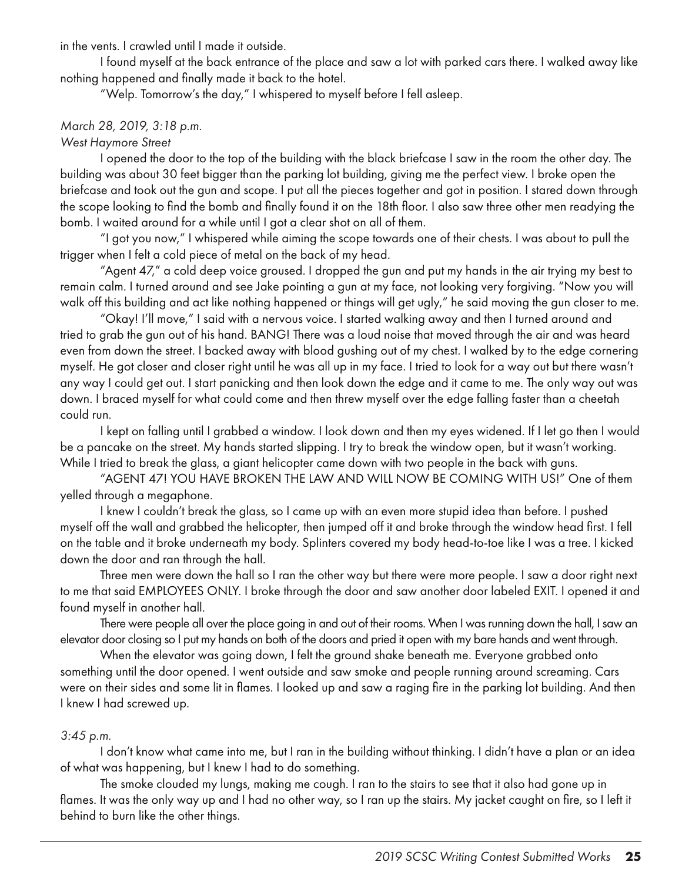in the vents. I crawled until I made it outside.

I found myself at the back entrance of the place and saw a lot with parked cars there. I walked away like nothing happened and finally made it back to the hotel.

"Welp. Tomorrow's the day," I whispered to myself before I fell asleep.

*March 28, 2019, 3:18 p.m.*
*West Haymore Street*

I opened the door to the top of the building with the black briefcase I saw in the room the other day. The building was about 30 feet bigger than the parking lot building, giving me the perfect view. I broke open the briefcase and took out the gun and scope. I put all the pieces together and got in position. I stared down through the scope looking to find the bomb and finally found it on the 18th floor. I also saw three other men readying the bomb. I waited around for a while until I got a clear shot on all of them.

"I got you now," I whispered while aiming the scope towards one of their chests. I was about to pull the trigger when I felt a cold piece of metal on the back of my head.

"Agent 47," a cold deep voice groused. I dropped the gun and put my hands in the air trying my best to remain calm. I turned around and see Jake pointing a gun at my face, not looking very forgiving. "Now you will walk off this building and act like nothing happened or things will get ugly," he said moving the gun closer to me.

"Okay! I'll move," I said with a nervous voice. I started walking away and then I turned around and tried to grab the gun out of his hand. BANG! There was a loud noise that moved through the air and was heard even from down the street. I backed away with blood gushing out of my chest. I walked by to the edge cornering myself. He got closer and closer right until he was all up in my face. I tried to look for a way out but there wasn't any way I could get out. I start panicking and then look down the edge and it came to me. The only way out was down. I braced myself for what could come and then threw myself over the edge falling faster than a cheetah could run.

I kept on falling until I grabbed a window. I look down and then my eyes widened. If I let go then I would be a pancake on the street. My hands started slipping. I try to break the window open, but it wasn't working. While I tried to break the glass, a giant helicopter came down with two people in the back with guns.

"AGENT 47! YOU HAVE BROKEN THE LAW AND WILL NOW BE COMING WITH US!" One of them yelled through a megaphone.

I knew I couldn't break the glass, so I came up with an even more stupid idea than before. I pushed myself off the wall and grabbed the helicopter, then jumped off it and broke through the window head first. I fell on the table and it broke underneath my body. Splinters covered my body head-to-toe like I was a tree. I kicked down the door and ran through the hall.

Three men were down the hall so I ran the other way but there were more people. I saw a door right next to me that said EMPLOYEES ONLY. I broke through the door and saw another door labeled EXIT. I opened it and found myself in another hall.

There were people all over the place going in and out of their rooms. When I was running down the hall, I saw an elevator door closing so I put my hands on both of the doors and pried it open with my bare hands and went through.

When the elevator was going down, I felt the ground shake beneath me. Everyone grabbed onto something until the door opened. I went outside and saw smoke and people running around screaming. Cars were on their sides and some lit in flames. I looked up and saw a raging fire in the parking lot building. And then I knew I had screwed up.

*3:45 p.m.*

I don't know what came into me, but I ran in the building without thinking. I didn't have a plan or an idea of what was happening, but I knew I had to do something.

The smoke clouded my lungs, making me cough. I ran to the stairs to see that it also had gone up in flames. It was the only way up and I had no other way, so I ran up the stairs. My jacket caught on fire, so I left it behind to burn like the other things.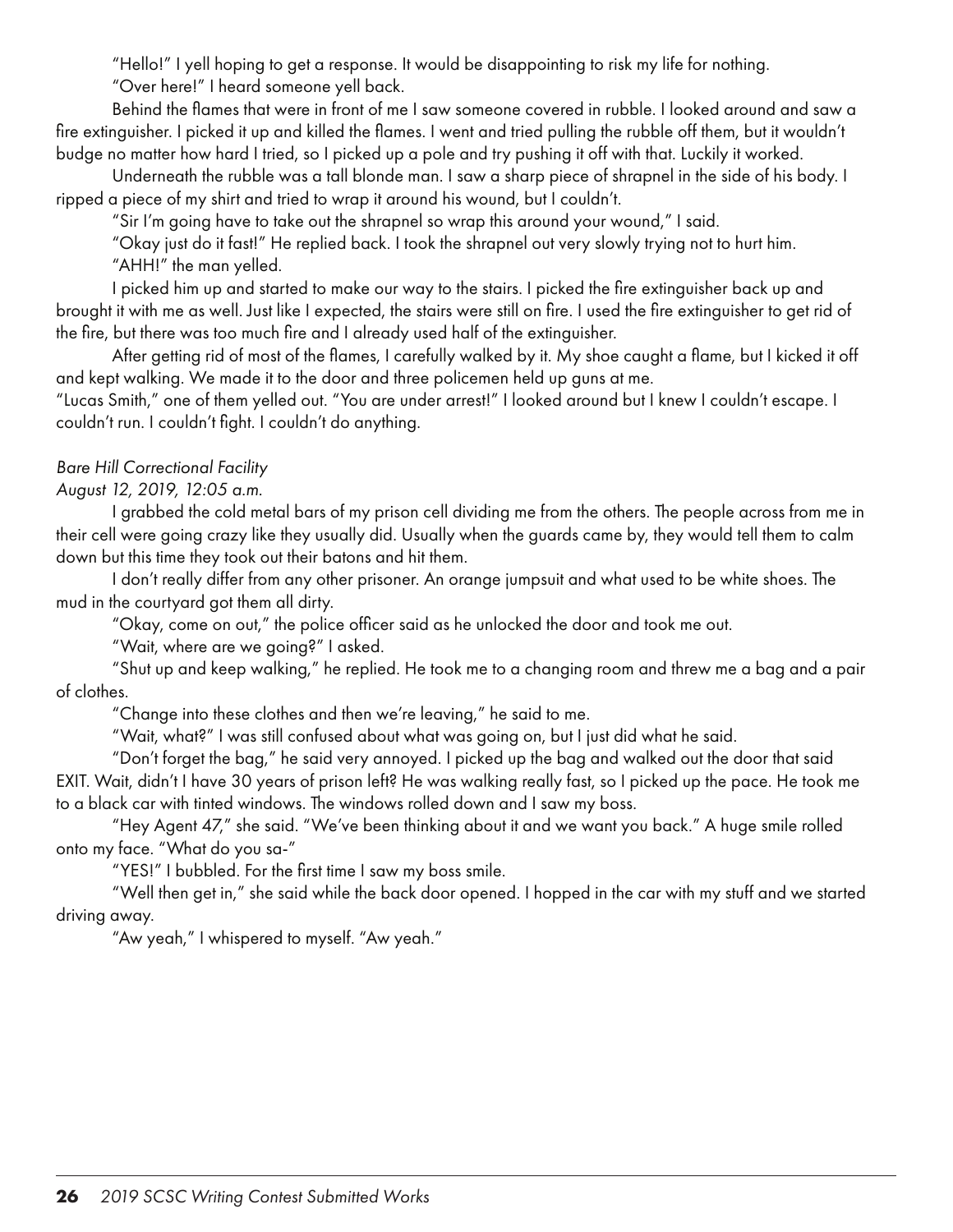"Hello!" I yell hoping to get a response. It would be disappointing to risk my life for nothing.

"Over here!" I heard someone yell back.

Behind the flames that were in front of me I saw someone covered in rubble. I looked around and saw a fire extinguisher. I picked it up and killed the flames. I went and tried pulling the rubble off them, but it wouldn't budge no matter how hard I tried, so I picked up a pole and try pushing it off with that. Luckily it worked.

Underneath the rubble was a tall blonde man. I saw a sharp piece of shrapnel in the side of his body. I ripped a piece of my shirt and tried to wrap it around his wound, but I couldn't.

"Sir I'm going have to take out the shrapnel so wrap this around your wound," I said.

"Okay just do it fast!" He replied back. I took the shrapnel out very slowly trying not to hurt him.

"AHH!" the man yelled.

I picked him up and started to make our way to the stairs. I picked the fire extinguisher back up and brought it with me as well. Just like I expected, the stairs were still on fire. I used the fire extinguisher to get rid of the fire, but there was too much fire and I already used half of the extinguisher.

After getting rid of most of the flames, I carefully walked by it. My shoe caught a flame, but I kicked it off and kept walking. We made it to the door and three policemen held up guns at me.

"Lucas Smith," one of them yelled out. "You are under arrest!" I looked around but I knew I couldn't escape. I couldn't run. I couldn't fight. I couldn't do anything.

*Bare Hill Correctional Facility*

*August 12, 2019, 12:05 a.m.*

I grabbed the cold metal bars of my prison cell dividing me from the others. The people across from me in their cell were going crazy like they usually did. Usually when the guards came by, they would tell them to calm down but this time they took out their batons and hit them.

I don't really differ from any other prisoner. An orange jumpsuit and what used to be white shoes. The mud in the courtyard got them all dirty.

"Okay, come on out," the police officer said as he unlocked the door and took me out.

"Wait, where are we going?" I asked.

"Shut up and keep walking," he replied. He took me to a changing room and threw me a bag and a pair of clothes.

"Change into these clothes and then we're leaving," he said to me.

"Wait, what?" I was still confused about what was going on, but I just did what he said.

"Don't forget the bag," he said very annoyed. I picked up the bag and walked out the door that said EXIT. Wait, didn't I have 30 years of prison left? He was walking really fast, so I picked up the pace. He took me to a black car with tinted windows. The windows rolled down and I saw my boss.

"Hey Agent 47," she said. "We've been thinking about it and we want you back." A huge smile rolled onto my face. "What do you sa-"

"YES!" I bubbled. For the first time I saw my boss smile.

"Well then get in," she said while the back door opened. I hopped in the car with my stuff and we started driving away.

"Aw yeah," I whispered to myself. "Aw yeah."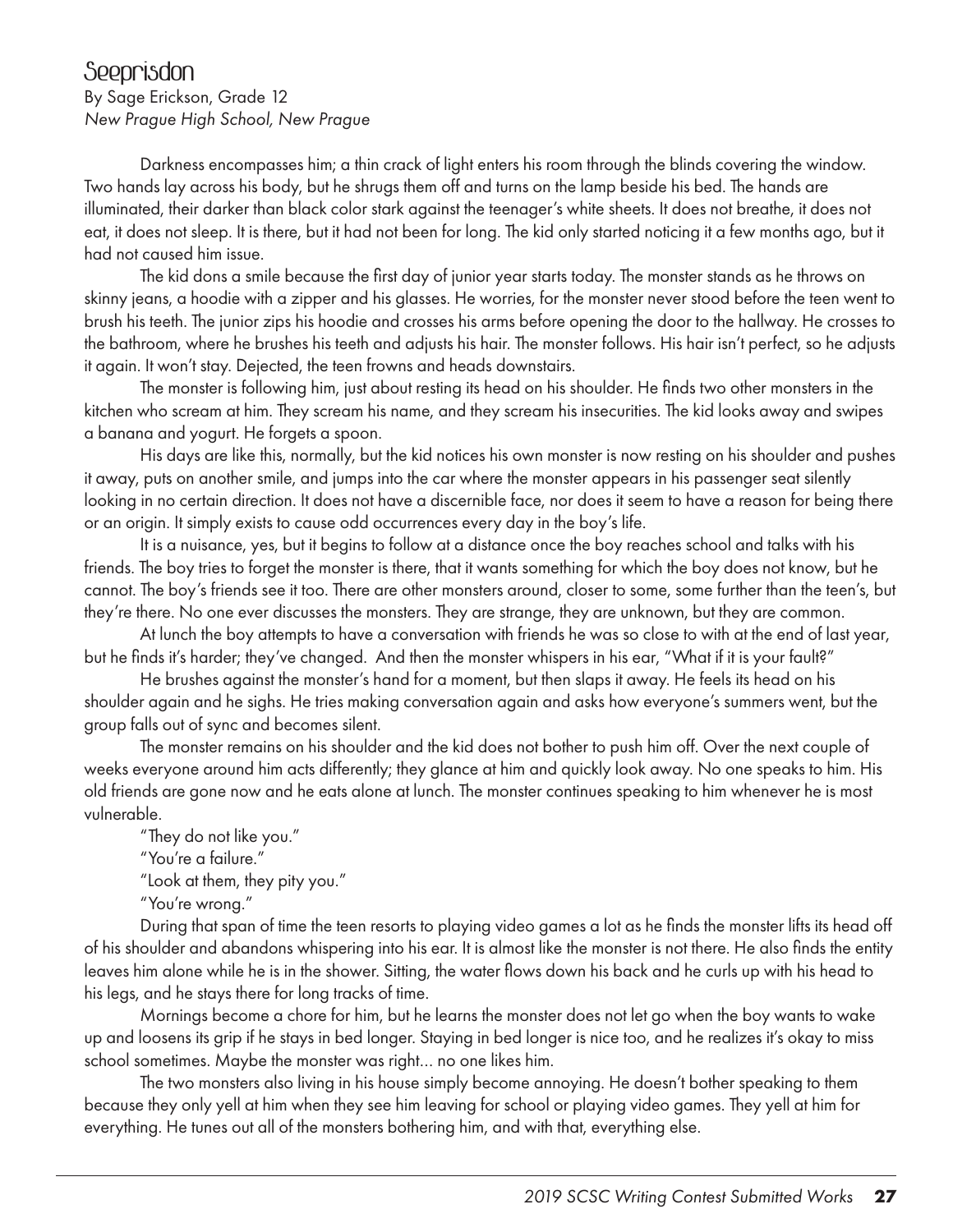# Seeprisdon

By Sage Erickson, Grade 12
*New Prague High School, New Prague*

Darkness encompasses him; a thin crack of light enters his room through the blinds covering the window. Two hands lay across his body, but he shrugs them off and turns on the lamp beside his bed. The hands are illuminated, their darker than black color stark against the teenager's white sheets. It does not breathe, it does not eat, it does not sleep. It is there, but it had not been for long. The kid only started noticing it a few months ago, but it had not caused him issue.

The kid dons a smile because the first day of junior year starts today. The monster stands as he throws on skinny jeans, a hoodie with a zipper and his glasses. He worries, for the monster never stood before the teen went to brush his teeth. The junior zips his hoodie and crosses his arms before opening the door to the hallway. He crosses to the bathroom, where he brushes his teeth and adjusts his hair. The monster follows. His hair isn't perfect, so he adjusts it again. It won't stay. Dejected, the teen frowns and heads downstairs.

The monster is following him, just about resting its head on his shoulder. He finds two other monsters in the kitchen who scream at him. They scream his name, and they scream his insecurities. The kid looks away and swipes a banana and yogurt. He forgets a spoon.

His days are like this, normally, but the kid notices his own monster is now resting on his shoulder and pushes it away, puts on another smile, and jumps into the car where the monster appears in his passenger seat silently looking in no certain direction. It does not have a discernible face, nor does it seem to have a reason for being there or an origin. It simply exists to cause odd occurrences every day in the boy's life.

It is a nuisance, yes, but it begins to follow at a distance once the boy reaches school and talks with his friends. The boy tries to forget the monster is there, that it wants something for which the boy does not know, but he cannot. The boy's friends see it too. There are other monsters around, closer to some, some further than the teen's, but they're there. No one ever discusses the monsters. They are strange, they are unknown, but they are common.

At lunch the boy attempts to have a conversation with friends he was so close to with at the end of last year, but he finds it's harder; they've changed. And then the monster whispers in his ear, "What if it is your fault?"

He brushes against the monster's hand for a moment, but then slaps it away. He feels its head on his shoulder again and he sighs. He tries making conversation again and asks how everyone's summers went, but the group falls out of sync and becomes silent.

The monster remains on his shoulder and the kid does not bother to push him off. Over the next couple of weeks everyone around him acts differently; they glance at him and quickly look away. No one speaks to him. His old friends are gone now and he eats alone at lunch. The monster continues speaking to him whenever he is most vulnerable.

"They do not like you."

"You're a failure."

"Look at them, they pity you."

"You're wrong."

During that span of time the teen resorts to playing video games a lot as he finds the monster lifts its head off of his shoulder and abandons whispering into his ear. It is almost like the monster is not there. He also finds the entity leaves him alone while he is in the shower. Sitting, the water flows down his back and he curls up with his head to his legs, and he stays there for long tracks of time.

Mornings become a chore for him, but he learns the monster does not let go when the boy wants to wake up and loosens its grip if he stays in bed longer. Staying in bed longer is nice too, and he realizes it's okay to miss school sometimes. Maybe the monster was right... no one likes him.

The two monsters also living in his house simply become annoying. He doesn't bother speaking to them because they only yell at him when they see him leaving for school or playing video games. They yell at him for everything. He tunes out all of the monsters bothering him, and with that, everything else.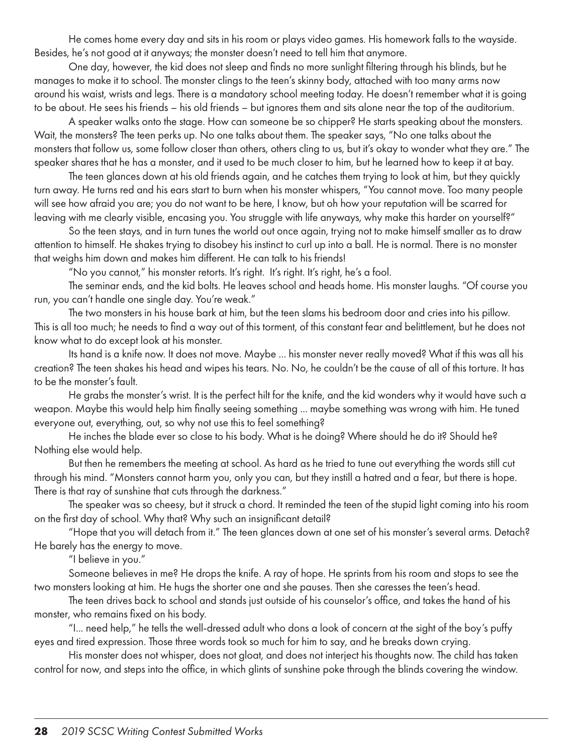He comes home every day and sits in his room or plays video games. His homework falls to the wayside. Besides, he's not good at it anyways; the monster doesn't need to tell him that anymore.

One day, however, the kid does not sleep and finds no more sunlight filtering through his blinds, but he manages to make it to school. The monster clings to the teen's skinny body, attached with too many arms now around his waist, wrists and legs. There is a mandatory school meeting today. He doesn't remember what it is going to be about. He sees his friends – his old friends – but ignores them and sits alone near the top of the auditorium.

A speaker walks onto the stage. How can someone be so chipper? He starts speaking about the monsters. Wait, the monsters? The teen perks up. No one talks about them. The speaker says, "No one talks about the monsters that follow us, some follow closer than others, others cling to us, but it's okay to wonder what they are." The speaker shares that he has a monster, and it used to be much closer to him, but he learned how to keep it at bay.

The teen glances down at his old friends again, and he catches them trying to look at him, but they quickly turn away. He turns red and his ears start to burn when his monster whispers, "You cannot move. Too many people will see how afraid you are; you do not want to be here, I know, but oh how your reputation will be scarred for leaving with me clearly visible, encasing you. You struggle with life anyways, why make this harder on yourself?"

So the teen stays, and in turn tunes the world out once again, trying not to make himself smaller as to draw attention to himself. He shakes trying to disobey his instinct to curl up into a ball. He is normal. There is no monster that weighs him down and makes him different. He can talk to his friends!

"No you cannot," his monster retorts. It's right. It's right. It's right, he's a fool.

The seminar ends, and the kid bolts. He leaves school and heads home. His monster laughs. "Of course you run, you can't handle one single day. You're weak."

The two monsters in his house bark at him, but the teen slams his bedroom door and cries into his pillow. This is all too much; he needs to find a way out of this torment, of this constant fear and belittlement, but he does not know what to do except look at his monster.

Its hand is a knife now. It does not move. Maybe ... his monster never really moved? What if this was all his creation? The teen shakes his head and wipes his tears. No. No, he couldn't be the cause of all of this torture. It has to be the monster's fault.

He grabs the monster's wrist. It is the perfect hilt for the knife, and the kid wonders why it would have such a weapon. Maybe this would help him finally seeing something ... maybe something was wrong with him. He tuned everyone out, everything, out, so why not use this to feel something?

He inches the blade ever so close to his body. What is he doing? Where should he do it? Should he? Nothing else would help.

But then he remembers the meeting at school. As hard as he tried to tune out everything the words still cut through his mind. "Monsters cannot harm you, only you can, but they instill a hatred and a fear, but there is hope. There is that ray of sunshine that cuts through the darkness."

The speaker was so cheesy, but it struck a chord. It reminded the teen of the stupid light coming into his room on the first day of school. Why that? Why such an insignificant detail?

"Hope that you will detach from it." The teen glances down at one set of his monster's several arms. Detach? He barely has the energy to move.

"I believe in you."

Someone believes in me? He drops the knife. A ray of hope. He sprints from his room and stops to see the two monsters looking at him. He hugs the shorter one and she pauses. Then she caresses the teen's head.

The teen drives back to school and stands just outside of his counselor's office, and takes the hand of his monster, who remains fixed on his body.

"I... need help," he tells the well-dressed adult who dons a look of concern at the sight of the boy's puffy eyes and tired expression. Those three words took so much for him to say, and he breaks down crying.

His monster does not whisper, does not gloat, and does not interject his thoughts now. The child has taken control for now, and steps into the office, in which glints of sunshine poke through the blinds covering the window.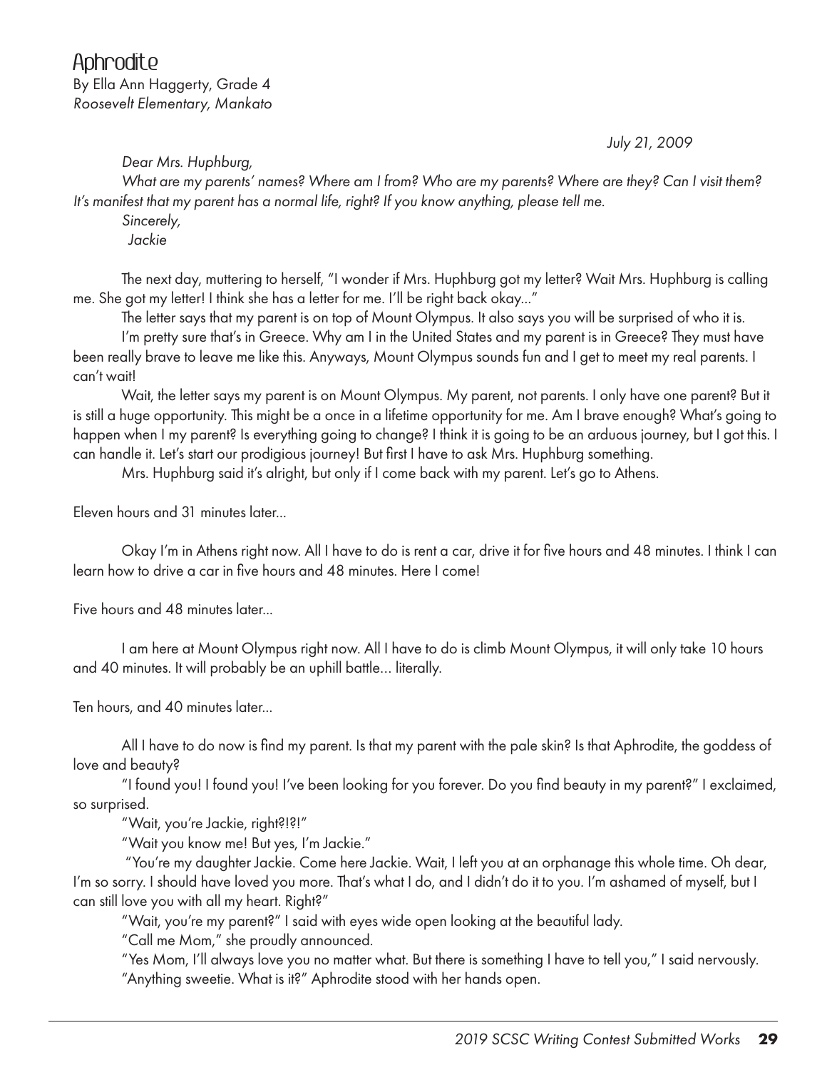# Aphrodite

By Ella Ann Haggerty, Grade 4
*Roosevelt Elementary, Mankato*

*July 21, 2009*

*Dear Mrs. Huphburg,*

*What are my parents' names? Where am I from? Who are my parents? Where are they? Can I visit them? It's manifest that my parent has a normal life, right? If you know anything, please tell me.*

*Sincerely,*

*Jackie*

The next day, muttering to herself, "I wonder if Mrs. Huphburg got my letter? Wait Mrs. Huphburg is calling me. She got my letter! I think she has a letter for me. I'll be right back okay..."

The letter says that my parent is on top of Mount Olympus. It also says you will be surprised of who it is.

I'm pretty sure that's in Greece. Why am I in the United States and my parent is in Greece? They must have been really brave to leave me like this. Anyways, Mount Olympus sounds fun and I get to meet my real parents. I can't wait!

Wait, the letter says my parent is on Mount Olympus. My parent, not parents. I only have one parent? But it is still a huge opportunity. This might be a once in a lifetime opportunity for me. Am I brave enough? What's going to happen when I my parent? Is everything going to change? I think it is going to be an arduous journey, but I got this. I can handle it. Let's start our prodigious journey! But first I have to ask Mrs. Huphburg something.

Mrs. Huphburg said it's alright, but only if I come back with my parent. Let's go to Athens.

Eleven hours and 31 minutes later...

Okay I'm in Athens right now. All I have to do is rent a car, drive it for five hours and 48 minutes. I think I can learn how to drive a car in five hours and 48 minutes. Here I come!

Five hours and 48 minutes later...

I am here at Mount Olympus right now. All I have to do is climb Mount Olympus, it will only take 10 hours and 40 minutes. It will probably be an uphill battle... literally.

Ten hours, and 40 minutes later...

All I have to do now is find my parent. Is that my parent with the pale skin? Is that Aphrodite, the goddess of love and beauty?

"I found you! I found you! I've been looking for you forever. Do you find beauty in my parent?" I exclaimed, so surprised.

"Wait, you're Jackie, right?!?!"

"Wait you know me! But yes, I'm Jackie."

"You're my daughter Jackie. Come here Jackie. Wait, I left you at an orphanage this whole time. Oh dear, I'm so sorry. I should have loved you more. That's what I do, and I didn't do it to you. I'm ashamed of myself, but I can still love you with all my heart. Right?"

"Wait, you're my parent?" I said with eyes wide open looking at the beautiful lady.

"Call me Mom," she proudly announced.

"Yes Mom, I'll always love you no matter what. But there is something I have to tell you," I said nervously.

"Anything sweetie. What is it?" Aphrodite stood with her hands open.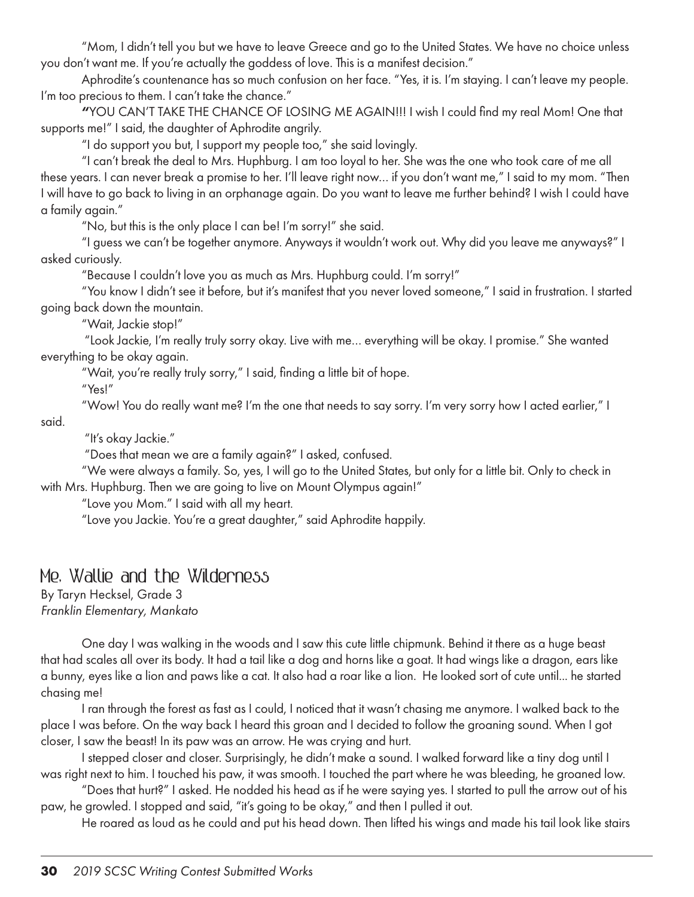"Mom, I didn't tell you but we have to leave Greece and go to the United States. We have no choice unless you don't want me. If you're actually the goddess of love. This is a manifest decision."

Aphrodite's countenance has so much confusion on her face. "Yes, it is. I'm staying. I can't leave my people. I'm too precious to them. I can't take the chance."

"YOU CAN'T TAKE THE CHANCE OF LOSING ME AGAIN!!! I wish I could find my real Mom! One that supports me!" I said, the daughter of Aphrodite angrily.

"I do support you but, I support my people too," she said lovingly.

"I can't break the deal to Mrs. Huphburg. I am too loyal to her. She was the one who took care of me all these years. I can never break a promise to her. I'll leave right now… if you don't want me," I said to my mom. "Then I will have to go back to living in an orphanage again. Do you want to leave me further behind? I wish I could have a family again."

"No, but this is the only place I can be! I'm sorry!" she said.

"I guess we can't be together anymore. Anyways it wouldn't work out. Why did you leave me anyways?" I asked curiously.

"Because I couldn't love you as much as Mrs. Huphburg could. I'm sorry!"

"You know I didn't see it before, but it's manifest that you never loved someone," I said in frustration. I started going back down the mountain.

"Wait, Jackie stop!"

"Look Jackie, I'm really truly sorry okay. Live with me… everything will be okay. I promise." She wanted everything to be okay again.

"Wait, you're really truly sorry," I said, finding a little bit of hope.

"Yes!"

"Wow! You do really want me? I'm the one that needs to say sorry. I'm very sorry how I acted earlier," I said.

"It's okay Jackie."

"Does that mean we are a family again?" I asked, confused.

"We were always a family. So, yes, I will go to the United States, but only for a little bit. Only to check in with Mrs. Huphburg. Then we are going to live on Mount Olympus again!"

"Love you Mom." I said with all my heart.

"Love you Jackie. You're a great daughter," said Aphrodite happily.

## Me, Wallie and the Wilderness

By Taryn Hecksel, Grade 3
*Franklin Elementary, Mankato*

One day I was walking in the woods and I saw this cute little chipmunk. Behind it there as a huge beast that had scales all over its body. It had a tail like a dog and horns like a goat. It had wings like a dragon, ears like a bunny, eyes like a lion and paws like a cat. It also had a roar like a lion. He looked sort of cute until… he started chasing me!

I ran through the forest as fast as I could, I noticed that it wasn't chasing me anymore. I walked back to the place I was before. On the way back I heard this groan and I decided to follow the groaning sound. When I got closer, I saw the beast! In its paw was an arrow. He was crying and hurt.

I stepped closer and closer. Surprisingly, he didn't make a sound. I walked forward like a tiny dog until I was right next to him. I touched his paw, it was smooth. I touched the part where he was bleeding, he groaned low.

"Does that hurt?" I asked. He nodded his head as if he were saying yes. I started to pull the arrow out of his paw, he growled. I stopped and said, "it's going to be okay," and then I pulled it out.

He roared as loud as he could and put his head down. Then lifted his wings and made his tail look like stairs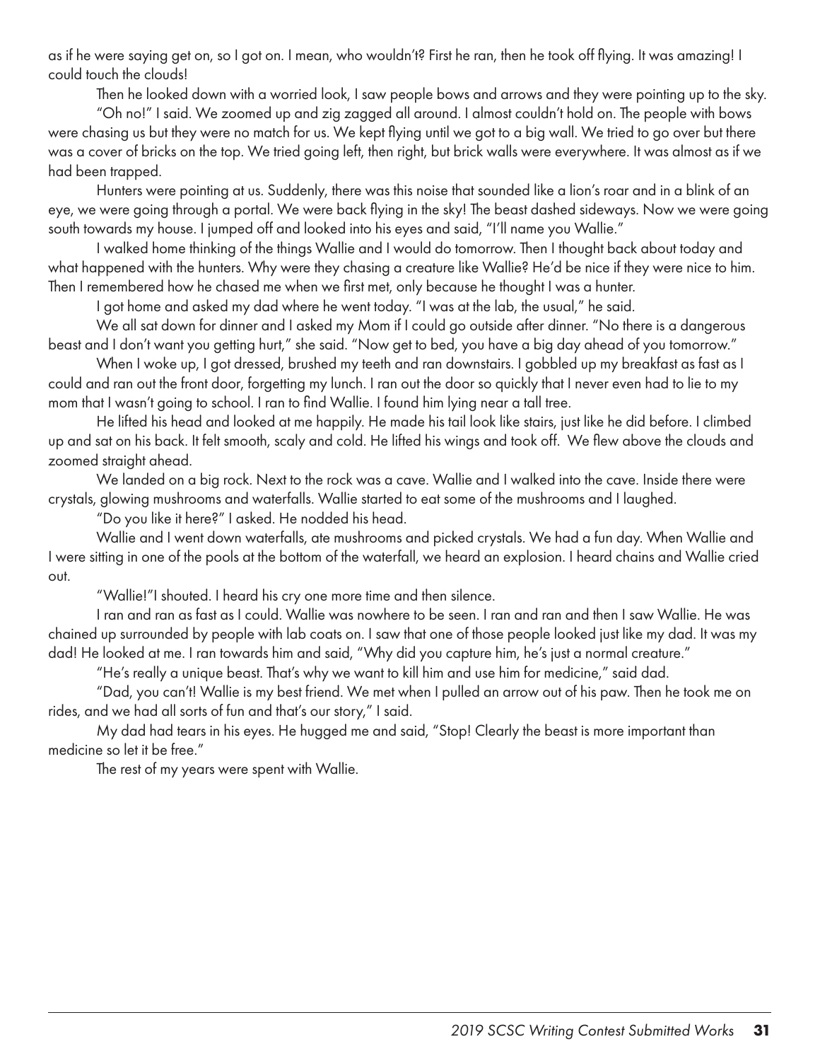as if he were saying get on, so I got on. I mean, who wouldn't? First he ran, then he took off flying. It was amazing! I could touch the clouds!

Then he looked down with a worried look, I saw people bows and arrows and they were pointing up to the sky.

"Oh no!" I said. We zoomed up and zig zagged all around. I almost couldn't hold on. The people with bows were chasing us but they were no match for us. We kept flying until we got to a big wall. We tried to go over but there was a cover of bricks on the top. We tried going left, then right, but brick walls were everywhere. It was almost as if we had been trapped.

Hunters were pointing at us. Suddenly, there was this noise that sounded like a lion's roar and in a blink of an eye, we were going through a portal. We were back flying in the sky! The beast dashed sideways. Now we were going south towards my house. I jumped off and looked into his eyes and said, "I'll name you Wallie."

I walked home thinking of the things Wallie and I would do tomorrow. Then I thought back about today and what happened with the hunters. Why were they chasing a creature like Wallie? He'd be nice if they were nice to him. Then I remembered how he chased me when we first met, only because he thought I was a hunter.

I got home and asked my dad where he went today. "I was at the lab, the usual," he said.

We all sat down for dinner and I asked my Mom if I could go outside after dinner. "No there is a dangerous beast and I don't want you getting hurt," she said. "Now get to bed, you have a big day ahead of you tomorrow."

When I woke up, I got dressed, brushed my teeth and ran downstairs. I gobbled up my breakfast as fast as I could and ran out the front door, forgetting my lunch. I ran out the door so quickly that I never even had to lie to my mom that I wasn't going to school. I ran to find Wallie. I found him lying near a tall tree.

He lifted his head and looked at me happily. He made his tail look like stairs, just like he did before. I climbed up and sat on his back. It felt smooth, scaly and cold. He lifted his wings and took off. We flew above the clouds and zoomed straight ahead.

We landed on a big rock. Next to the rock was a cave. Wallie and I walked into the cave. Inside there were crystals, glowing mushrooms and waterfalls. Wallie started to eat some of the mushrooms and I laughed.

"Do you like it here?" I asked. He nodded his head.

Wallie and I went down waterfalls, ate mushrooms and picked crystals. We had a fun day. When Wallie and I were sitting in one of the pools at the bottom of the waterfall, we heard an explosion. I heard chains and Wallie cried out.

"Wallie!"I shouted. I heard his cry one more time and then silence.

I ran and ran as fast as I could. Wallie was nowhere to be seen. I ran and ran and then I saw Wallie. He was chained up surrounded by people with lab coats on. I saw that one of those people looked just like my dad. It was my dad! He looked at me. I ran towards him and said, "Why did you capture him, he's just a normal creature."

"He's really a unique beast. That's why we want to kill him and use him for medicine," said dad.

"Dad, you can't! Wallie is my best friend. We met when I pulled an arrow out of his paw. Then he took me on rides, and we had all sorts of fun and that's our story," I said.

My dad had tears in his eyes. He hugged me and said, "Stop! Clearly the beast is more important than medicine so let it be free."

The rest of my years were spent with Wallie.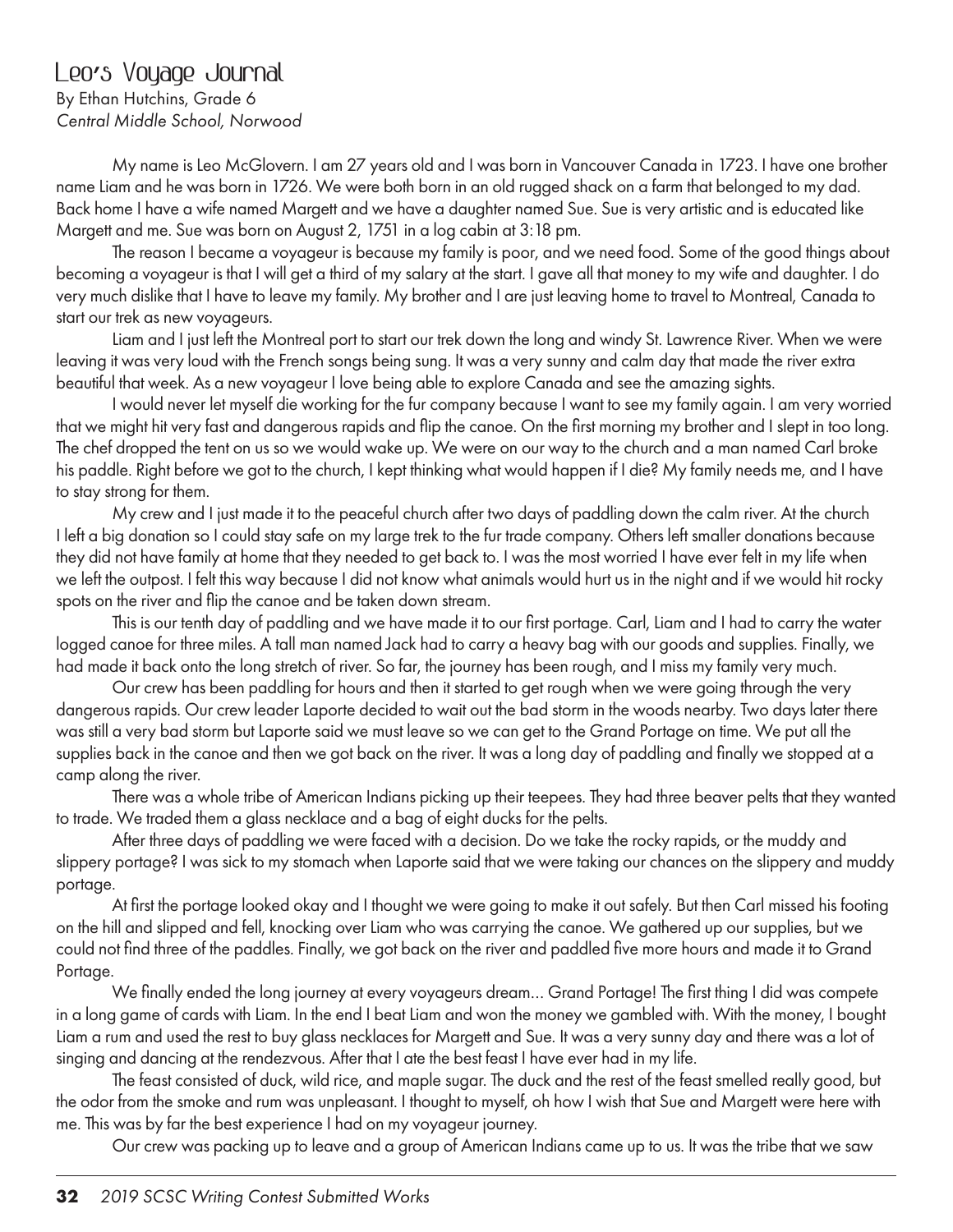# Leo's Voyage Journal

By Ethan Hutchins, Grade 6
*Central Middle School, Norwood*

My name is Leo McGlovern. I am 27 years old and I was born in Vancouver Canada in 1723. I have one brother name Liam and he was born in 1726. We were both born in an old rugged shack on a farm that belonged to my dad. Back home I have a wife named Margett and we have a daughter named Sue. Sue is very artistic and is educated like Margett and me. Sue was born on August 2, 1751 in a log cabin at 3:18 pm.

The reason I became a voyageur is because my family is poor, and we need food. Some of the good things about becoming a voyageur is that I will get a third of my salary at the start. I gave all that money to my wife and daughter. I do very much dislike that I have to leave my family. My brother and I are just leaving home to travel to Montreal, Canada to start our trek as new voyageurs.

Liam and I just left the Montreal port to start our trek down the long and windy St. Lawrence River. When we were leaving it was very loud with the French songs being sung. It was a very sunny and calm day that made the river extra beautiful that week. As a new voyageur I love being able to explore Canada and see the amazing sights.

I would never let myself die working for the fur company because I want to see my family again. I am very worried that we might hit very fast and dangerous rapids and flip the canoe. On the first morning my brother and I slept in too long. The chef dropped the tent on us so we would wake up. We were on our way to the church and a man named Carl broke his paddle. Right before we got to the church, I kept thinking what would happen if I die? My family needs me, and I have to stay strong for them.

My crew and I just made it to the peaceful church after two days of paddling down the calm river. At the church I left a big donation so I could stay safe on my large trek to the fur trade company. Others left smaller donations because they did not have family at home that they needed to get back to. I was the most worried I have ever felt in my life when we left the outpost. I felt this way because I did not know what animals would hurt us in the night and if we would hit rocky spots on the river and flip the canoe and be taken down stream.

This is our tenth day of paddling and we have made it to our first portage. Carl, Liam and I had to carry the water logged canoe for three miles. A tall man named Jack had to carry a heavy bag with our goods and supplies. Finally, we had made it back onto the long stretch of river. So far, the journey has been rough, and I miss my family very much.

Our crew has been paddling for hours and then it started to get rough when we were going through the very dangerous rapids. Our crew leader Laporte decided to wait out the bad storm in the woods nearby. Two days later there was still a very bad storm but Laporte said we must leave so we can get to the Grand Portage on time. We put all the supplies back in the canoe and then we got back on the river. It was a long day of paddling and finally we stopped at a camp along the river.

There was a whole tribe of American Indians picking up their teepees. They had three beaver pelts that they wanted to trade. We traded them a glass necklace and a bag of eight ducks for the pelts.

After three days of paddling we were faced with a decision. Do we take the rocky rapids, or the muddy and slippery portage? I was sick to my stomach when Laporte said that we were taking our chances on the slippery and muddy portage.

At first the portage looked okay and I thought we were going to make it out safely. But then Carl missed his footing on the hill and slipped and fell, knocking over Liam who was carrying the canoe. We gathered up our supplies, but we could not find three of the paddles. Finally, we got back on the river and paddled five more hours and made it to Grand Portage.

We finally ended the long journey at every voyageurs dream... Grand Portage! The first thing I did was compete in a long game of cards with Liam. In the end I beat Liam and won the money we gambled with. With the money, I bought Liam a rum and used the rest to buy glass necklaces for Margett and Sue. It was a very sunny day and there was a lot of singing and dancing at the rendezvous. After that I ate the best feast I have ever had in my life.

The feast consisted of duck, wild rice, and maple sugar. The duck and the rest of the feast smelled really good, but the odor from the smoke and rum was unpleasant. I thought to myself, oh how I wish that Sue and Margett were here with me. This was by far the best experience I had on my voyageur journey.

Our crew was packing up to leave and a group of American Indians came up to us. It was the tribe that we saw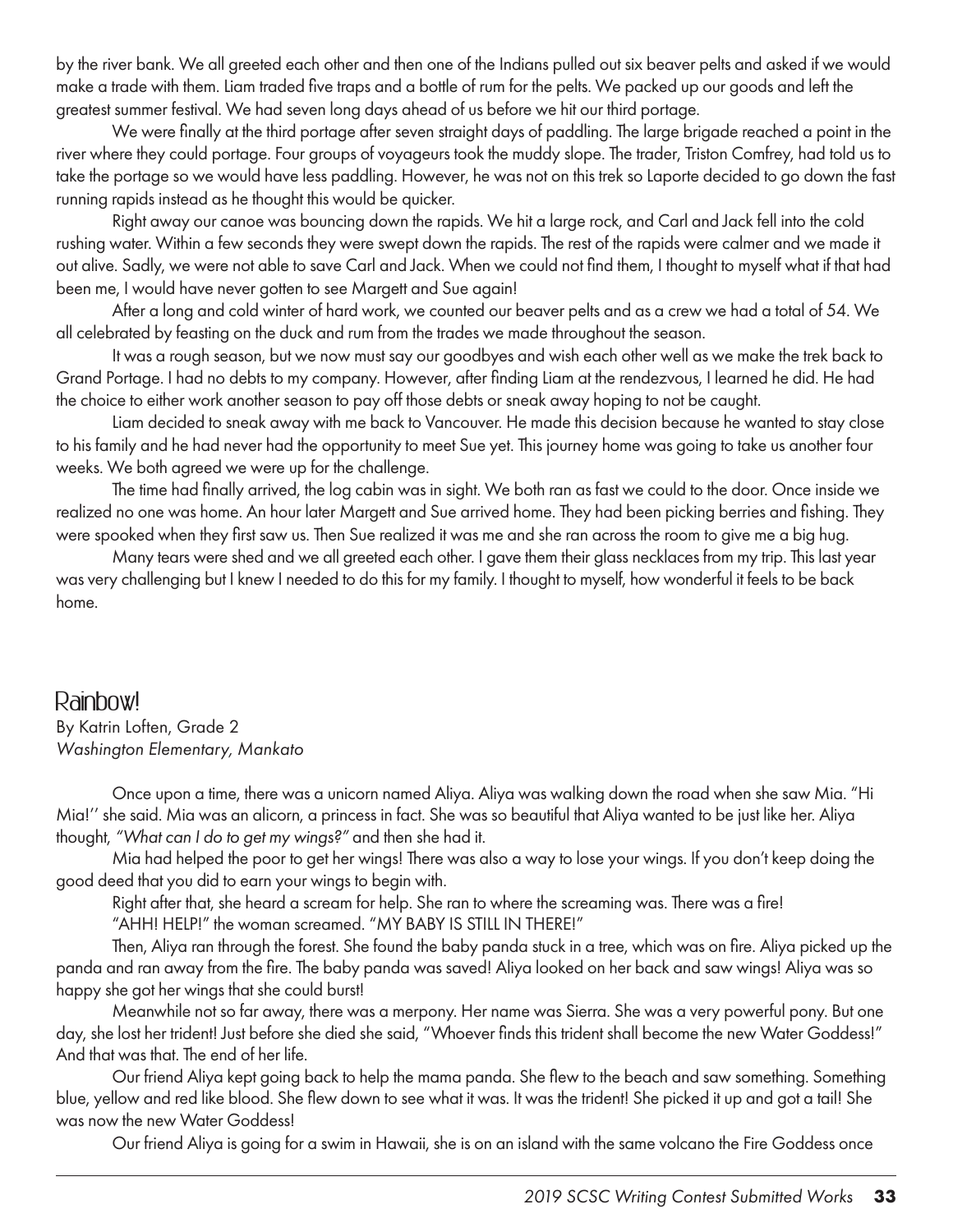by the river bank. We all greeted each other and then one of the Indians pulled out six beaver pelts and asked if we would make a trade with them. Liam traded five traps and a bottle of rum for the pelts. We packed up our goods and left the greatest summer festival. We had seven long days ahead of us before we hit our third portage.

We were finally at the third portage after seven straight days of paddling. The large brigade reached a point in the river where they could portage. Four groups of voyageurs took the muddy slope. The trader, Triston Comfrey, had told us to take the portage so we would have less paddling. However, he was not on this trek so Laporte decided to go down the fast running rapids instead as he thought this would be quicker.

Right away our canoe was bouncing down the rapids. We hit a large rock, and Carl and Jack fell into the cold rushing water. Within a few seconds they were swept down the rapids. The rest of the rapids were calmer and we made it out alive. Sadly, we were not able to save Carl and Jack. When we could not find them, I thought to myself what if that had been me, I would have never gotten to see Margett and Sue again!

After a long and cold winter of hard work, we counted our beaver pelts and as a crew we had a total of 54. We all celebrated by feasting on the duck and rum from the trades we made throughout the season.

It was a rough season, but we now must say our goodbyes and wish each other well as we make the trek back to Grand Portage. I had no debts to my company. However, after finding Liam at the rendezvous, I learned he did. He had the choice to either work another season to pay off those debts or sneak away hoping to not be caught.

Liam decided to sneak away with me back to Vancouver. He made this decision because he wanted to stay close to his family and he had never had the opportunity to meet Sue yet. This journey home was going to take us another four weeks. We both agreed we were up for the challenge.

The time had finally arrived, the log cabin was in sight. We both ran as fast we could to the door. Once inside we realized no one was home. An hour later Margett and Sue arrived home. They had been picking berries and fishing. They were spooked when they first saw us. Then Sue realized it was me and she ran across the room to give me a big hug.

Many tears were shed and we all greeted each other. I gave them their glass necklaces from my trip. This last year was very challenging but I knew I needed to do this for my family. I thought to myself, how wonderful it feels to be back home.

## Rainbow!

By Katrin Loften, Grade 2
*Washington Elementary, Mankato*

Once upon a time, there was a unicorn named Aliya. Aliya was walking down the road when she saw Mia. "Hi Mia!'' she said. Mia was an alicorn, a princess in fact. She was so beautiful that Aliya wanted to be just like her. Aliya thought, *"What can I do to get my wings?"* and then she had it.

Mia had helped the poor to get her wings! There was also a way to lose your wings. If you don't keep doing the good deed that you did to earn your wings to begin with.

Right after that, she heard a scream for help. She ran to where the screaming was. There was a fire!

"AHH! HELP!" the woman screamed. "MY BABY IS STILL IN THERE!"

Then, Aliya ran through the forest. She found the baby panda stuck in a tree, which was on fire. Aliya picked up the panda and ran away from the fire. The baby panda was saved! Aliya looked on her back and saw wings! Aliya was so happy she got her wings that she could burst!

Meanwhile not so far away, there was a merpony. Her name was Sierra. She was a very powerful pony. But one day, she lost her trident! Just before she died she said, "Whoever finds this trident shall become the new Water Goddess!" And that was that. The end of her life.

Our friend Aliya kept going back to help the mama panda. She flew to the beach and saw something. Something blue, yellow and red like blood. She flew down to see what it was. It was the trident! She picked it up and got a tail! She was now the new Water Goddess!

Our friend Aliya is going for a swim in Hawaii, she is on an island with the same volcano the Fire Goddess once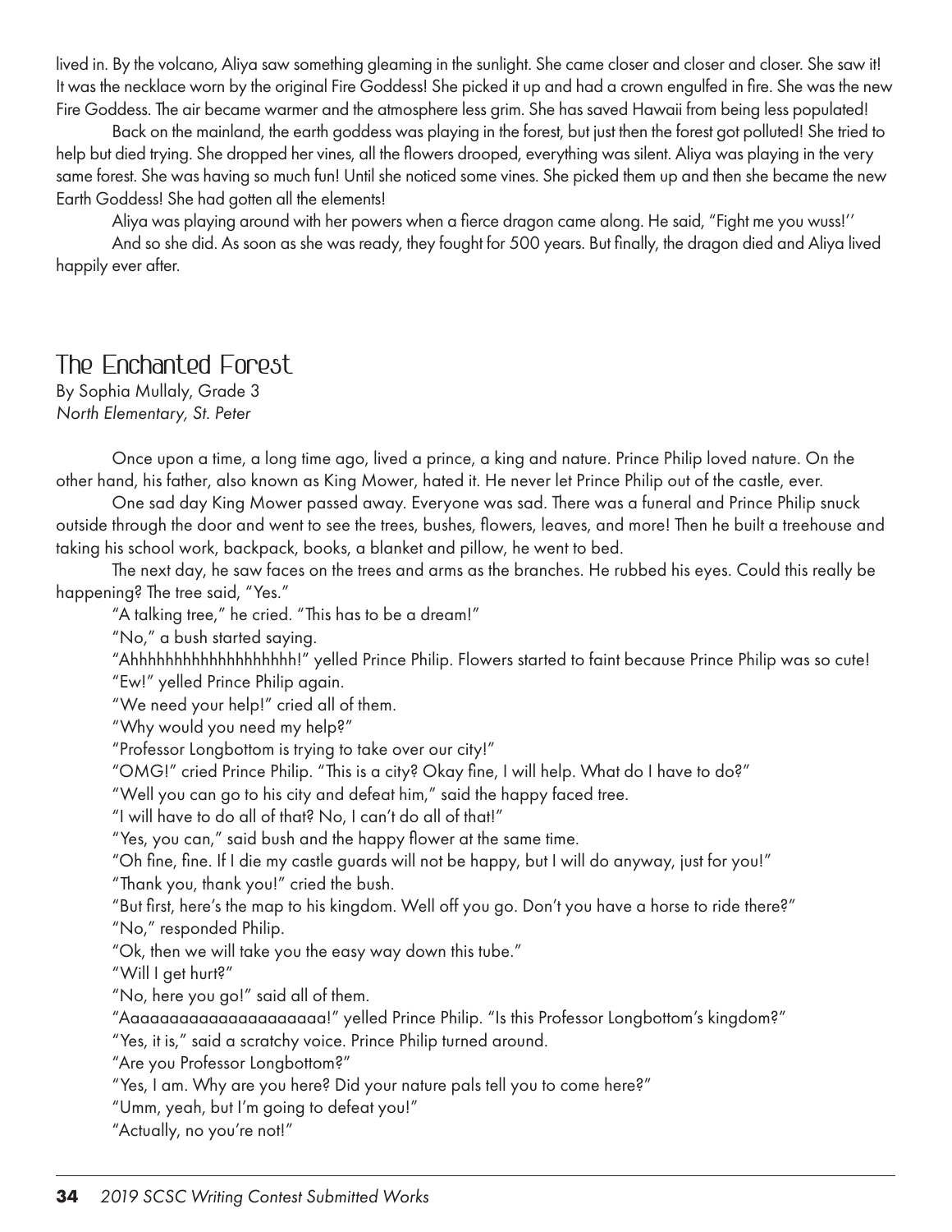lived in. By the volcano, Aliya saw something gleaming in the sunlight. She came closer and closer and closer. She saw it! It was the necklace worn by the original Fire Goddess! She picked it up and had a crown engulfed in fire. She was the new Fire Goddess. The air became warmer and the atmosphere less grim. She has saved Hawaii from being less populated!

Back on the mainland, the earth goddess was playing in the forest, but just then the forest got polluted! She tried to help but died trying. She dropped her vines, all the flowers drooped, everything was silent. Aliya was playing in the very same forest. She was having so much fun! Until she noticed some vines. She picked them up and then she became the new Earth Goddess! She had gotten all the elements!

Aliya was playing around with her powers when a fierce dragon came along. He said, "Fight me you wuss!''

And so she did. As soon as she was ready, they fought for 500 years. But finally, the dragon died and Aliya lived happily ever after.

## The Enchanted Forest

By Sophia Mullaly, Grade 3
*North Elementary, St. Peter*

Once upon a time, a long time ago, lived a prince, a king and nature. Prince Philip loved nature. On the other hand, his father, also known as King Mower, hated it. He never let Prince Philip out of the castle, ever.

One sad day King Mower passed away. Everyone was sad. There was a funeral and Prince Philip snuck outside through the door and went to see the trees, bushes, flowers, leaves, and more! Then he built a treehouse and taking his school work, backpack, books, a blanket and pillow, he went to bed.

The next day, he saw faces on the trees and arms as the branches. He rubbed his eyes. Could this really be happening? The tree said, "Yes."

"A talking tree," he cried. "This has to be a dream!"

"No," a bush started saying.

"Ahhhhhhhhhhhhhhhhhhh!" yelled Prince Philip. Flowers started to faint because Prince Philip was so cute!

"Ew!" yelled Prince Philip again.

"We need your help!" cried all of them.

"Why would you need my help?"

"Professor Longbottom is trying to take over our city!"

"OMG!" cried Prince Philip. "This is a city? Okay fine, I will help. What do I have to do?"

"Well you can go to his city and defeat him," said the happy faced tree.

"I will have to do all of that? No, I can't do all of that!"

"Yes, you can," said bush and the happy flower at the same time.

"Oh fine, fine. If I die my castle guards will not be happy, but I will do anyway, just for you!"

"Thank you, thank you!" cried the bush.

"But first, here's the map to his kingdom. Well off you go. Don't you have a horse to ride there?"

"No," responded Philip.

"Ok, then we will take you the easy way down this tube."

"Will I get hurt?"

"No, here you go!" said all of them.

"Aaaaaaaaaaaaaaaaaaaaa!" yelled Prince Philip. "Is this Professor Longbottom's kingdom?"

"Yes, it is," said a scratchy voice. Prince Philip turned around.

"Are you Professor Longbottom?"

"Yes, I am. Why are you here? Did your nature pals tell you to come here?"

"Umm, yeah, but I'm going to defeat you!"

"Actually, no you're not!"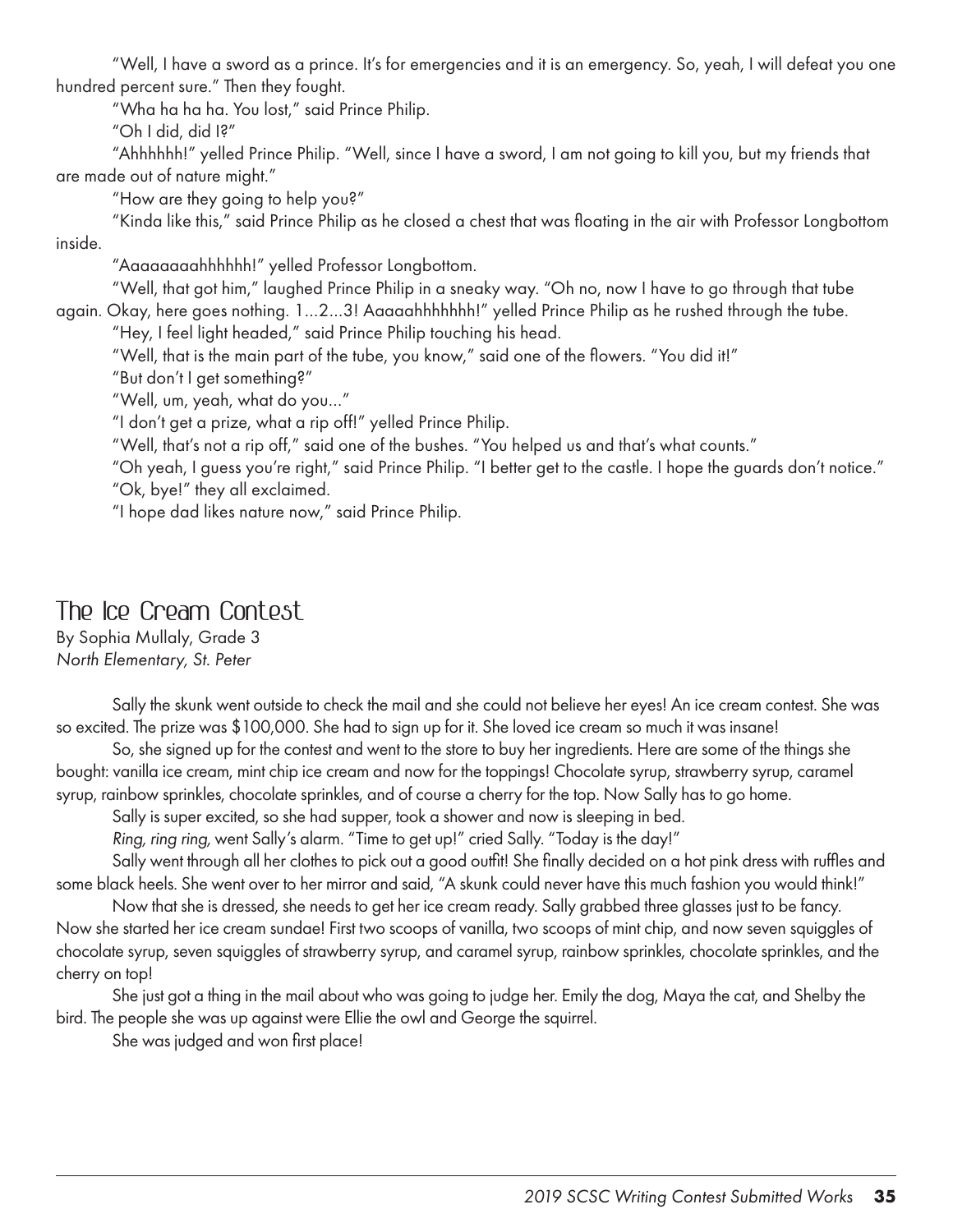"Well, I have a sword as a prince. It's for emergencies and it is an emergency. So, yeah, I will defeat you one hundred percent sure." Then they fought.

"Wha ha ha ha. You lost," said Prince Philip.

"Oh I did, did I?"

"Ahhhhhh!" yelled Prince Philip. "Well, since I have a sword, I am not going to kill you, but my friends that are made out of nature might."

"How are they going to help you?"

"Kinda like this," said Prince Philip as he closed a chest that was floating in the air with Professor Longbottom inside.

"Aaaaaaaahhhhhh!" yelled Professor Longbottom.

"Well, that got him," laughed Prince Philip in a sneaky way. "Oh no, now I have to go through that tube again. Okay, here goes nothing. 1...2...3! Aaaaahhhhhhh!" yelled Prince Philip as he rushed through the tube.

"Hey, I feel light headed," said Prince Philip touching his head.

"Well, that is the main part of the tube, you know," said one of the flowers. "You did it!"

"But don't I get something?"

"Well, um, yeah, what do you..."

"I don't get a prize, what a rip off!" yelled Prince Philip.

"Well, that's not a rip off," said one of the bushes. "You helped us and that's what counts."

"Oh yeah, I guess you're right," said Prince Philip. "I better get to the castle. I hope the guards don't notice."

"Ok, bye!" they all exclaimed.

"I hope dad likes nature now," said Prince Philip.

## The Ice Cream Contest

By Sophia Mullaly, Grade 3
*North Elementary, St. Peter*

Sally the skunk went outside to check the mail and she could not believe her eyes! An ice cream contest. She was so excited. The prize was $100,000. She had to sign up for it. She loved ice cream so much it was insane!

So, she signed up for the contest and went to the store to buy her ingredients. Here are some of the things she bought: vanilla ice cream, mint chip ice cream and now for the toppings! Chocolate syrup, strawberry syrup, caramel syrup, rainbow sprinkles, chocolate sprinkles, and of course a cherry for the top. Now Sally has to go home.

Sally is super excited, so she had supper, took a shower and now is sleeping in bed.

*Ring, ring ring,* went Sally's alarm. "Time to get up!" cried Sally. "Today is the day!"

Sally went through all her clothes to pick out a good outfit! She finally decided on a hot pink dress with ruffles and some black heels. She went over to her mirror and said, "A skunk could never have this much fashion you would think!"

Now that she is dressed, she needs to get her ice cream ready. Sally grabbed three glasses just to be fancy. Now she started her ice cream sundae! First two scoops of vanilla, two scoops of mint chip, and now seven squiggles of chocolate syrup, seven squiggles of strawberry syrup, and caramel syrup, rainbow sprinkles, chocolate sprinkles, and the cherry on top!

She just got a thing in the mail about who was going to judge her. Emily the dog, Maya the cat, and Shelby the bird. The people she was up against were Ellie the owl and George the squirrel.

She was judged and won first place!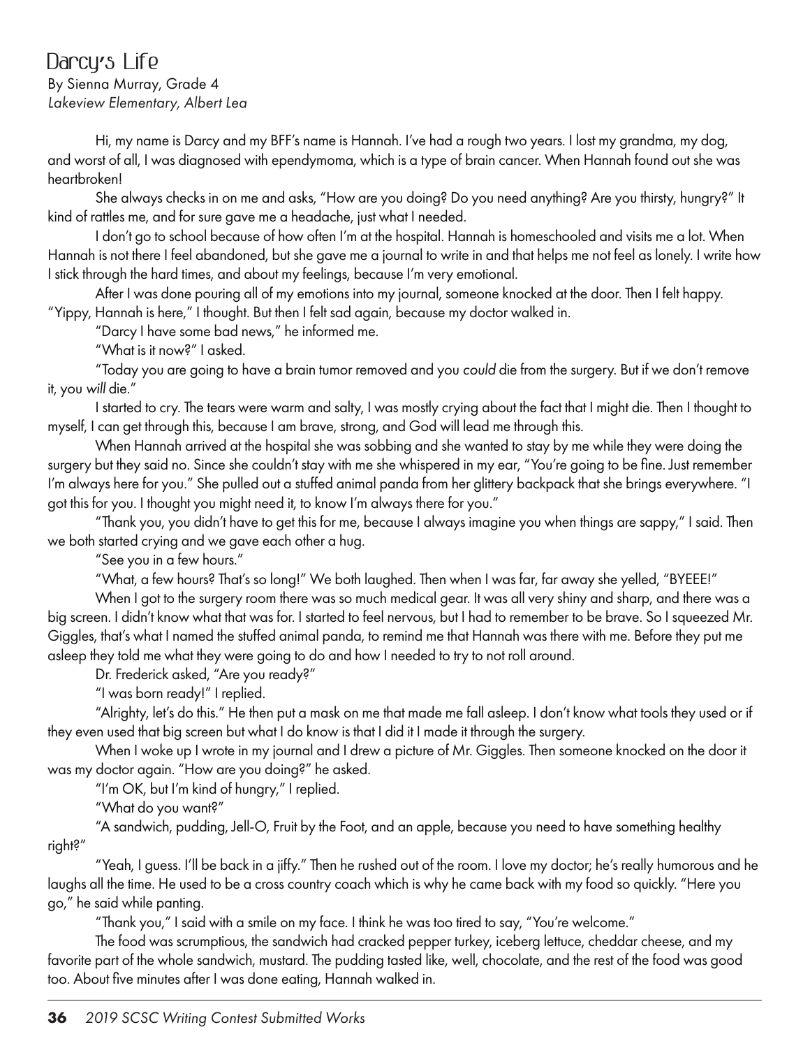# Darcy's Life

By Sienna Murray, Grade 4
*Lakeview Elementary, Albert Lea*

Hi, my name is Darcy and my BFF's name is Hannah. I've had a rough two years. I lost my grandma, my dog, and worst of all, I was diagnosed with ependymoma, which is a type of brain cancer. When Hannah found out she was heartbroken!

She always checks in on me and asks, "How are you doing? Do you need anything? Are you thirsty, hungry?" It kind of rattles me, and for sure gave me a headache, just what I needed.

I don't go to school because of how often I'm at the hospital. Hannah is homeschooled and visits me a lot. When Hannah is not there I feel abandoned, but she gave me a journal to write in and that helps me not feel as lonely. I write how I stick through the hard times, and about my feelings, because I'm very emotional.

After I was done pouring all of my emotions into my journal, someone knocked at the door. Then I felt happy. "Yippy, Hannah is here," I thought. But then I felt sad again, because my doctor walked in.

"Darcy I have some bad news," he informed me.

"What is it now?" I asked.

"Today you are going to have a brain tumor removed and you *could* die from the surgery. But if we don't remove it, you *will* die."

I started to cry. The tears were warm and salty, I was mostly crying about the fact that I might die. Then I thought to myself, I can get through this, because I am brave, strong, and God will lead me through this.

When Hannah arrived at the hospital she was sobbing and she wanted to stay by me while they were doing the surgery but they said no. Since she couldn't stay with me she whispered in my ear, "You're going to be fine. Just remember I'm always here for you." She pulled out a stuffed animal panda from her glittery backpack that she brings everywhere. "I got this for you. I thought you might need it, to know I'm always there for you."

"Thank you, you didn't have to get this for me, because I always imagine you when things are sappy," I said. Then we both started crying and we gave each other a hug.

"See you in a few hours."

"What, a few hours? That's so long!" We both laughed. Then when I was far, far away she yelled, "BYEEE!"

When I got to the surgery room there was so much medical gear. It was all very shiny and sharp, and there was a big screen. I didn't know what that was for. I started to feel nervous, but I had to remember to be brave. So I squeezed Mr. Giggles, that's what I named the stuffed animal panda, to remind me that Hannah was there with me. Before they put me asleep they told me what they were going to do and how I needed to try to not roll around.

Dr. Frederick asked, "Are you ready?"

"I was born ready!" I replied.

"Alrighty, let's do this." He then put a mask on me that made me fall asleep. I don't know what tools they used or if they even used that big screen but what I do know is that I did it I made it through the surgery.

When I woke up I wrote in my journal and I drew a picture of Mr. Giggles. Then someone knocked on the door it was my doctor again. "How are you doing?" he asked.

"I'm OK, but I'm kind of hungry," I replied.

"What do you want?"

"A sandwich, pudding, Jell-O, Fruit by the Foot, and an apple, because you need to have something healthy right?"

"Yeah, I guess. I'll be back in a jiffy." Then he rushed out of the room. I love my doctor; he's really humorous and he laughs all the time. He used to be a cross country coach which is why he came back with my food so quickly. "Here you go," he said while panting.

"Thank you," I said with a smile on my face. I think he was too tired to say, "You're welcome."

The food was scrumptious, the sandwich had cracked pepper turkey, iceberg lettuce, cheddar cheese, and my favorite part of the whole sandwich, mustard. The pudding tasted like, well, chocolate, and the rest of the food was good too. About five minutes after I was done eating, Hannah walked in.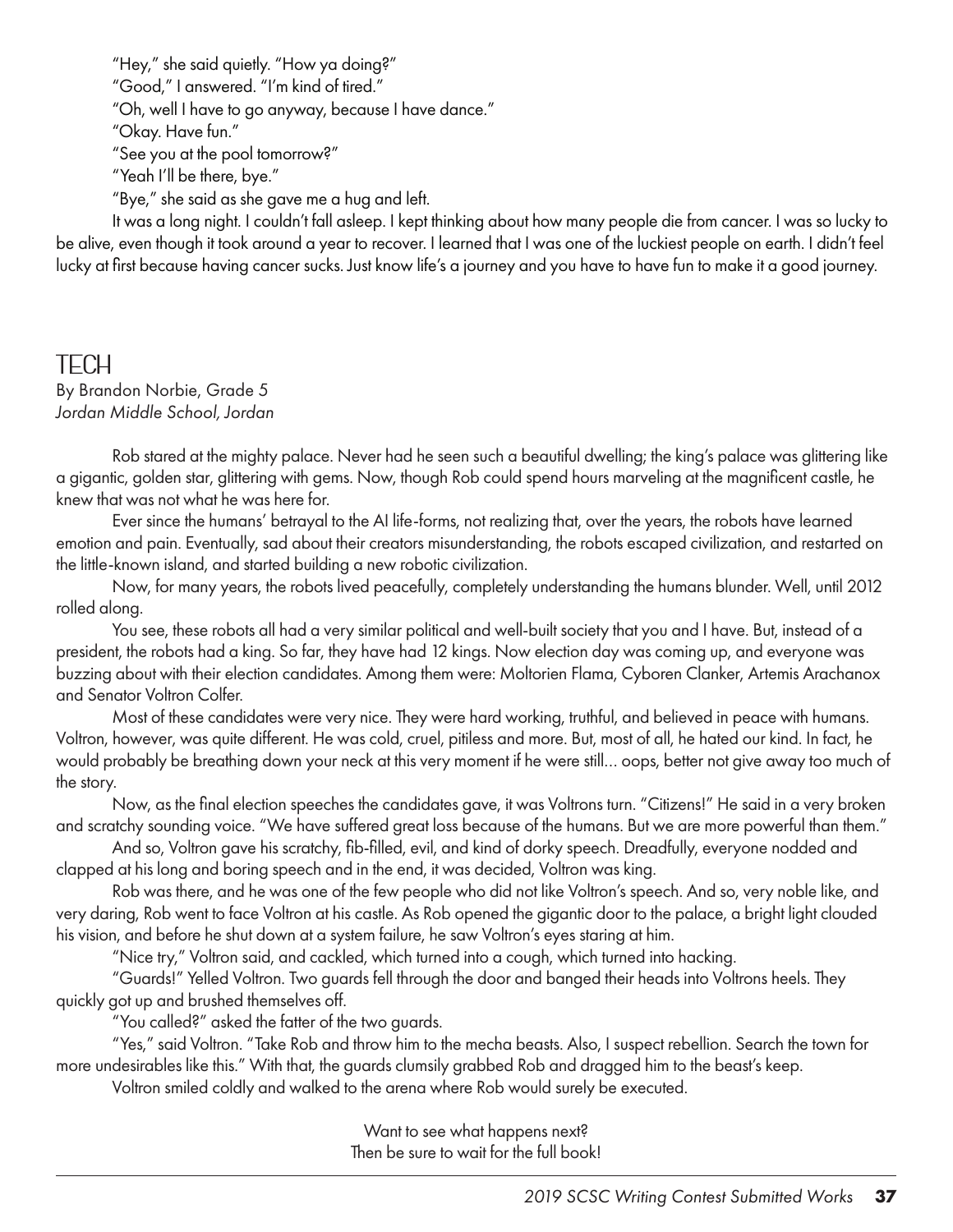"Hey," she said quietly. "How ya doing?"

"Good," I answered. "I'm kind of tired."

"Oh, well I have to go anyway, because I have dance."

"Okay. Have fun."

"See you at the pool tomorrow?"

"Yeah I'll be there, bye."

"Bye," she said as she gave me a hug and left.

It was a long night. I couldn't fall asleep. I kept thinking about how many people die from cancer. I was so lucky to be alive, even though it took around a year to recover. I learned that I was one of the luckiest people on earth. I didn't feel lucky at first because having cancer sucks. Just know life's a journey and you have to have fun to make it a good journey.

## TECH

By Brandon Norbie, Grade 5
*Jordan Middle School, Jordan*

Rob stared at the mighty palace. Never had he seen such a beautiful dwelling; the king's palace was glittering like a gigantic, golden star, glittering with gems. Now, though Rob could spend hours marveling at the magnificent castle, he knew that was not what he was here for.

Ever since the humans' betrayal to the AI life-forms, not realizing that, over the years, the robots have learned emotion and pain. Eventually, sad about their creators misunderstanding, the robots escaped civilization, and restarted on the little-known island, and started building a new robotic civilization.

Now, for many years, the robots lived peacefully, completely understanding the humans blunder. Well, until 2012 rolled along.

You see, these robots all had a very similar political and well-built society that you and I have. But, instead of a president, the robots had a king. So far, they have had 12 kings. Now election day was coming up, and everyone was buzzing about with their election candidates. Among them were: Moltorien Flama, Cyboren Clanker, Artemis Arachanox and Senator Voltron Colfer.

Most of these candidates were very nice. They were hard working, truthful, and believed in peace with humans. Voltron, however, was quite different. He was cold, cruel, pitiless and more. But, most of all, he hated our kind. In fact, he would probably be breathing down your neck at this very moment if he were still… oops, better not give away too much of the story.

Now, as the final election speeches the candidates gave, it was Voltrons turn. "Citizens!" He said in a very broken and scratchy sounding voice. "We have suffered great loss because of the humans. But we are more powerful than them."

And so, Voltron gave his scratchy, fib-filled, evil, and kind of dorky speech. Dreadfully, everyone nodded and clapped at his long and boring speech and in the end, it was decided, Voltron was king.

Rob was there, and he was one of the few people who did not like Voltron's speech. And so, very noble like, and very daring, Rob went to face Voltron at his castle. As Rob opened the gigantic door to the palace, a bright light clouded his vision, and before he shut down at a system failure, he saw Voltron's eyes staring at him.

"Nice try," Voltron said, and cackled, which turned into a cough, which turned into hacking.

"Guards!" Yelled Voltron. Two guards fell through the door and banged their heads into Voltrons heels. They quickly got up and brushed themselves off.

"You called?" asked the fatter of the two guards.

"Yes," said Voltron. "Take Rob and throw him to the mecha beasts. Also, I suspect rebellion. Search the town for more undesirables like this." With that, the guards clumsily grabbed Rob and dragged him to the beast's keep.

Voltron smiled coldly and walked to the arena where Rob would surely be executed.

Want to see what happens next?
Then be sure to wait for the full book!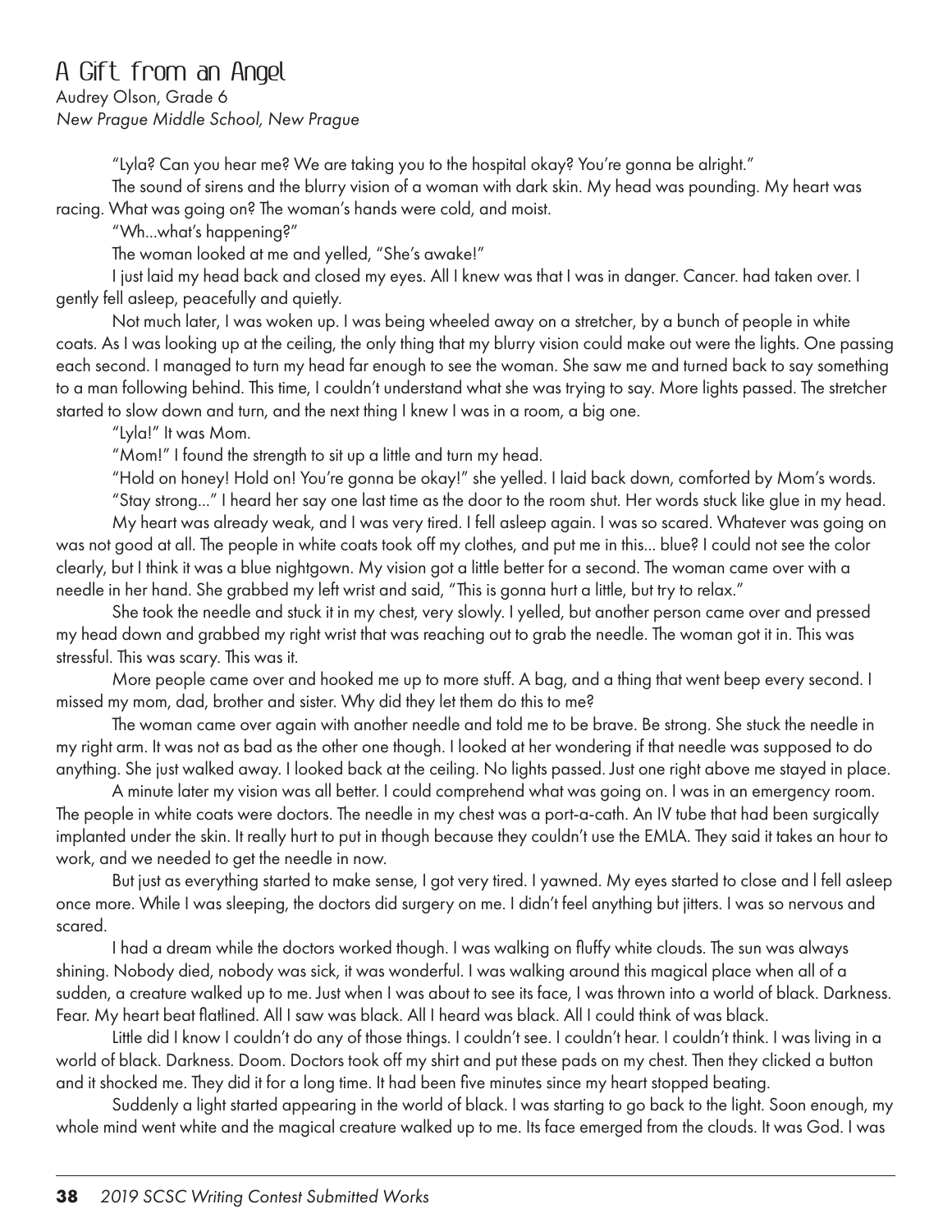# A Gift from an Angel

Audrey Olson, Grade 6

*New Prague Middle School, New Prague*

"Lyla? Can you hear me? We are taking you to the hospital okay? You're gonna be alright."

The sound of sirens and the blurry vision of a woman with dark skin. My head was pounding. My heart was racing. What was going on? The woman's hands were cold, and moist.

"Wh...what's happening?"

The woman looked at me and yelled, "She's awake!"

I just laid my head back and closed my eyes. All I knew was that I was in danger. Cancer. had taken over. I gently fell asleep, peacefully and quietly.

Not much later, I was woken up. I was being wheeled away on a stretcher, by a bunch of people in white coats. As I was looking up at the ceiling, the only thing that my blurry vision could make out were the lights. One passing each second. I managed to turn my head far enough to see the woman. She saw me and turned back to say something to a man following behind. This time, I couldn't understand what she was trying to say. More lights passed. The stretcher started to slow down and turn, and the next thing I knew I was in a room, a big one.

"Lyla!" It was Mom.

"Mom!" I found the strength to sit up a little and turn my head.

"Hold on honey! Hold on! You're gonna be okay!" she yelled. I laid back down, comforted by Mom's words.

"Stay strong..." I heard her say one last time as the door to the room shut. Her words stuck like glue in my head.

My heart was already weak, and I was very tired. I fell asleep again. I was so scared. Whatever was going on was not good at all. The people in white coats took off my clothes, and put me in this... blue? I could not see the color clearly, but I think it was a blue nightgown. My vision got a little better for a second. The woman came over with a needle in her hand. She grabbed my left wrist and said, "This is gonna hurt a little, but try to relax."

She took the needle and stuck it in my chest, very slowly. I yelled, but another person came over and pressed my head down and grabbed my right wrist that was reaching out to grab the needle. The woman got it in. This was stressful. This was scary. This was it.

More people came over and hooked me up to more stuff. A bag, and a thing that went beep every second. I missed my mom, dad, brother and sister. Why did they let them do this to me?

The woman came over again with another needle and told me to be brave. Be strong. She stuck the needle in my right arm. It was not as bad as the other one though. I looked at her wondering if that needle was supposed to do anything. She just walked away. I looked back at the ceiling. No lights passed. Just one right above me stayed in place.

A minute later my vision was all better. I could comprehend what was going on. I was in an emergency room. The people in white coats were doctors. The needle in my chest was a port-a-cath. An IV tube that had been surgically implanted under the skin. It really hurt to put in though because they couldn't use the EMLA. They said it takes an hour to work, and we needed to get the needle in now.

But just as everything started to make sense, I got very tired. I yawned. My eyes started to close and I fell asleep once more. While I was sleeping, the doctors did surgery on me. I didn't feel anything but jitters. I was so nervous and scared.

I had a dream while the doctors worked though. I was walking on fluffy white clouds. The sun was always shining. Nobody died, nobody was sick, it was wonderful. I was walking around this magical place when all of a sudden, a creature walked up to me. Just when I was about to see its face, I was thrown into a world of black. Darkness. Fear. My heart beat flatlined. All I saw was black. All I heard was black. All I could think of was black.

Little did I know I couldn't do any of those things. I couldn't see. I couldn't hear. I couldn't think. I was living in a world of black. Darkness. Doom. Doctors took off my shirt and put these pads on my chest. Then they clicked a button and it shocked me. They did it for a long time. It had been five minutes since my heart stopped beating.

Suddenly a light started appearing in the world of black. I was starting to go back to the light. Soon enough, my whole mind went white and the magical creature walked up to me. Its face emerged from the clouds. It was God. I was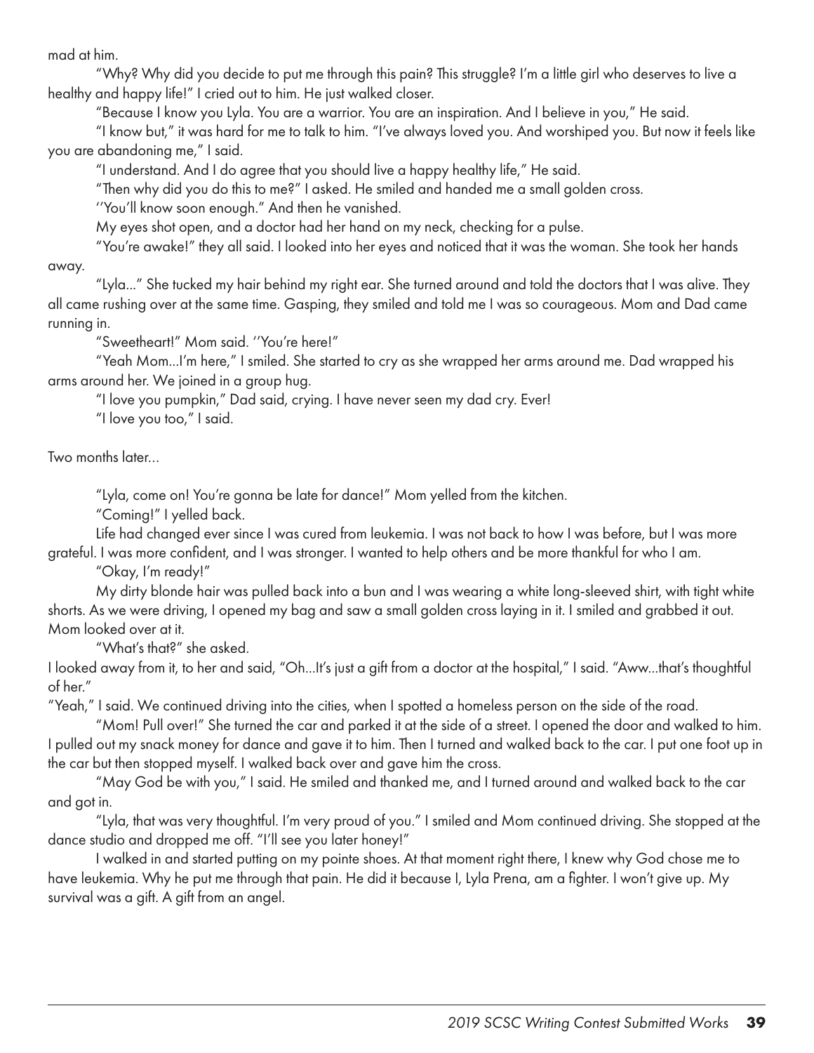mad at him.

"Why? Why did you decide to put me through this pain? This struggle? I'm a little girl who deserves to live a healthy and happy life!" I cried out to him. He just walked closer.

"Because I know you Lyla. You are a warrior. You are an inspiration. And I believe in you," He said.

"I know but," it was hard for me to talk to him. "I've always loved you. And worshiped you. But now it feels like you are abandoning me," I said.

"I understand. And I do agree that you should live a happy healthy life," He said.

"Then why did you do this to me?" I asked. He smiled and handed me a small golden cross.

''You'll know soon enough." And then he vanished.

My eyes shot open, and a doctor had her hand on my neck, checking for a pulse.

"You're awake!" they all said. I looked into her eyes and noticed that it was the woman. She took her hands away.

"Lyla..." She tucked my hair behind my right ear. She turned around and told the doctors that I was alive. They all came rushing over at the same time. Gasping, they smiled and told me I was so courageous. Mom and Dad came running in.

"Sweetheart!" Mom said. ''You're here!"

"Yeah Mom...I'm here," I smiled. She started to cry as she wrapped her arms around me. Dad wrapped his arms around her. We joined in a group hug.

"I love you pumpkin," Dad said, crying. I have never seen my dad cry. Ever!

"I love you too," I said.

Two months later...

"Lyla, come on! You're gonna be late for dance!" Mom yelled from the kitchen.

"Coming!" I yelled back.

Life had changed ever since I was cured from leukemia. I was not back to how I was before, but I was more grateful. I was more confident, and I was stronger. I wanted to help others and be more thankful for who I am.

"Okay, I'm ready!"

My dirty blonde hair was pulled back into a bun and I was wearing a white long-sleeved shirt, with tight white shorts. As we were driving, I opened my bag and saw a small golden cross laying in it. I smiled and grabbed it out. Mom looked over at it.

"What's that?" she asked.

I looked away from it, to her and said, "Oh...It's just a gift from a doctor at the hospital," I said. "Aww...that's thoughtful of her."

"Yeah," I said. We continued driving into the cities, when I spotted a homeless person on the side of the road.

"Mom! Pull over!" She turned the car and parked it at the side of a street. I opened the door and walked to him. I pulled out my snack money for dance and gave it to him. Then I turned and walked back to the car. I put one foot up in the car but then stopped myself. I walked back over and gave him the cross.

"May God be with you," I said. He smiled and thanked me, and I turned around and walked back to the car and got in.

"Lyla, that was very thoughtful. I'm very proud of you." I smiled and Mom continued driving. She stopped at the dance studio and dropped me off. "I'll see you later honey!"

I walked in and started putting on my pointe shoes. At that moment right there, I knew why God chose me to have leukemia. Why he put me through that pain. He did it because I, Lyla Prena, am a fighter. I won't give up. My survival was a gift. A gift from an angel.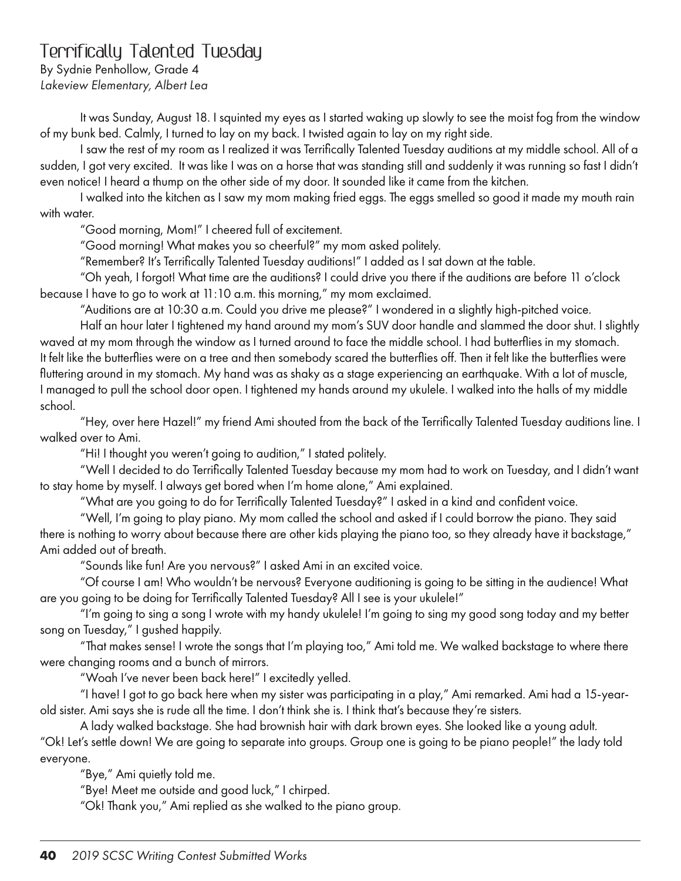# Terrifically Talented Tuesday

By Sydnie Penhollow, Grade 4
*Lakeview Elementary, Albert Lea*

It was Sunday, August 18. I squinted my eyes as I started waking up slowly to see the moist fog from the window of my bunk bed. Calmly, I turned to lay on my back. I twisted again to lay on my right side.

I saw the rest of my room as I realized it was Terrifically Talented Tuesday auditions at my middle school. All of a sudden, I got very excited. It was like I was on a horse that was standing still and suddenly it was running so fast I didn't even notice! I heard a thump on the other side of my door. It sounded like it came from the kitchen.

I walked into the kitchen as I saw my mom making fried eggs. The eggs smelled so good it made my mouth rain with water.

"Good morning, Mom!" I cheered full of excitement.

"Good morning! What makes you so cheerful?" my mom asked politely.

"Remember? It's Terrifically Talented Tuesday auditions!" I added as I sat down at the table.

"Oh yeah, I forgot! What time are the auditions? I could drive you there if the auditions are before 11 o'clock because I have to go to work at 11:10 a.m. this morning," my mom exclaimed.

"Auditions are at 10:30 a.m. Could you drive me please?" I wondered in a slightly high-pitched voice.

Half an hour later I tightened my hand around my mom's SUV door handle and slammed the door shut. I slightly waved at my mom through the window as I turned around to face the middle school. I had butterflies in my stomach. It felt like the butterflies were on a tree and then somebody scared the butterflies off. Then it felt like the butterflies were fluttering around in my stomach. My hand was as shaky as a stage experiencing an earthquake. With a lot of muscle, I managed to pull the school door open. I tightened my hands around my ukulele. I walked into the halls of my middle school.

"Hey, over here Hazel!" my friend Ami shouted from the back of the Terrifically Talented Tuesday auditions line. I walked over to Ami.

"Hi! I thought you weren't going to audition," I stated politely.

"Well I decided to do Terrifically Talented Tuesday because my mom had to work on Tuesday, and I didn't want to stay home by myself. I always get bored when I'm home alone," Ami explained.

"What are you going to do for Terrifically Talented Tuesday?" I asked in a kind and confident voice.

"Well, I'm going to play piano. My mom called the school and asked if I could borrow the piano. They said there is nothing to worry about because there are other kids playing the piano too, so they already have it backstage," Ami added out of breath.

"Sounds like fun! Are you nervous?" I asked Ami in an excited voice.

"Of course I am! Who wouldn't be nervous? Everyone auditioning is going to be sitting in the audience! What are you going to be doing for Terrifically Talented Tuesday? All I see is your ukulele!"

"I'm going to sing a song I wrote with my handy ukulele! I'm going to sing my good song today and my better song on Tuesday," I gushed happily.

"That makes sense! I wrote the songs that I'm playing too," Ami told me. We walked backstage to where there were changing rooms and a bunch of mirrors.

"Woah I've never been back here!" I excitedly yelled.

"I have! I got to go back here when my sister was participating in a play," Ami remarked. Ami had a 15-year-old sister. Ami says she is rude all the time. I don't think she is. I think that's because they're sisters.

A lady walked backstage. She had brownish hair with dark brown eyes. She looked like a young adult. "Ok! Let's settle down! We are going to separate into groups. Group one is going to be piano people!" the lady told everyone.

"Bye," Ami quietly told me.

"Bye! Meet me outside and good luck," I chirped.

"Ok! Thank you," Ami replied as she walked to the piano group.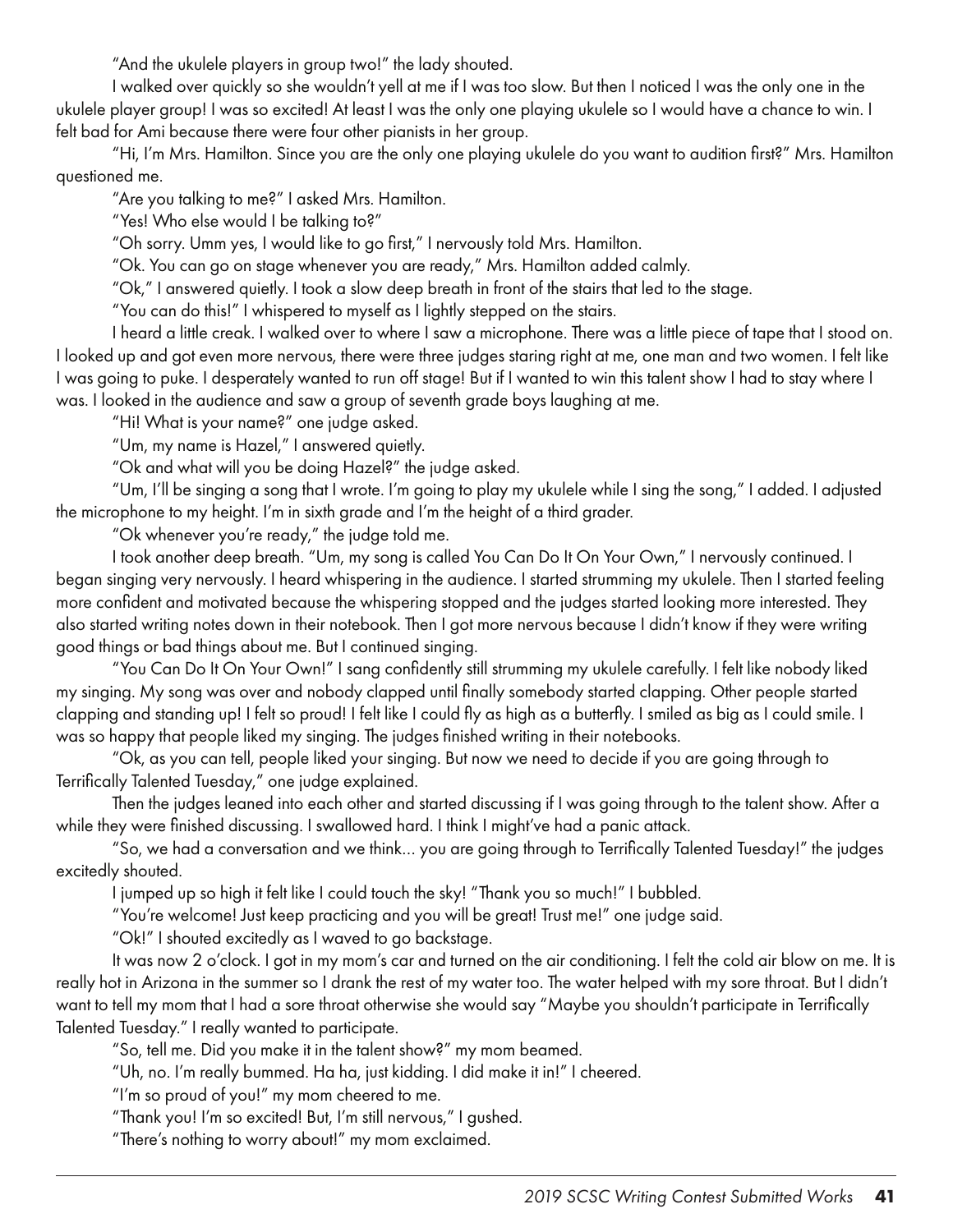"And the ukulele players in group two!" the lady shouted.

I walked over quickly so she wouldn't yell at me if I was too slow. But then I noticed I was the only one in the ukulele player group! I was so excited! At least I was the only one playing ukulele so I would have a chance to win. I felt bad for Ami because there were four other pianists in her group.

"Hi, I'm Mrs. Hamilton. Since you are the only one playing ukulele do you want to audition first?" Mrs. Hamilton questioned me.

"Are you talking to me?" I asked Mrs. Hamilton.

"Yes! Who else would I be talking to?"

"Oh sorry. Umm yes, I would like to go first," I nervously told Mrs. Hamilton.

"Ok. You can go on stage whenever you are ready," Mrs. Hamilton added calmly.

"Ok," I answered quietly. I took a slow deep breath in front of the stairs that led to the stage.

"You can do this!" I whispered to myself as I lightly stepped on the stairs.

I heard a little creak. I walked over to where I saw a microphone. There was a little piece of tape that I stood on. I looked up and got even more nervous, there were three judges staring right at me, one man and two women. I felt like I was going to puke. I desperately wanted to run off stage! But if I wanted to win this talent show I had to stay where I was. I looked in the audience and saw a group of seventh grade boys laughing at me.

"Hi! What is your name?" one judge asked.

"Um, my name is Hazel," I answered quietly.

"Ok and what will you be doing Hazel?" the judge asked.

"Um, I'll be singing a song that I wrote. I'm going to play my ukulele while I sing the song," I added. I adjusted the microphone to my height. I'm in sixth grade and I'm the height of a third grader.

"Ok whenever you're ready," the judge told me.

I took another deep breath. "Um, my song is called You Can Do It On Your Own," I nervously continued. I began singing very nervously. I heard whispering in the audience. I started strumming my ukulele. Then I started feeling more confident and motivated because the whispering stopped and the judges started looking more interested. They also started writing notes down in their notebook. Then I got more nervous because I didn't know if they were writing good things or bad things about me. But I continued singing.

"You Can Do It On Your Own!" I sang confidently still strumming my ukulele carefully. I felt like nobody liked my singing. My song was over and nobody clapped until finally somebody started clapping. Other people started clapping and standing up! I felt so proud! I felt like I could fly as high as a butterfly. I smiled as big as I could smile. I was so happy that people liked my singing. The judges finished writing in their notebooks.

"Ok, as you can tell, people liked your singing. But now we need to decide if you are going through to Terrifically Talented Tuesday," one judge explained.

Then the judges leaned into each other and started discussing if I was going through to the talent show. After a while they were finished discussing. I swallowed hard. I think I might've had a panic attack.

"So, we had a conversation and we think… you are going through to Terrifically Talented Tuesday!" the judges excitedly shouted.

I jumped up so high it felt like I could touch the sky! "Thank you so much!" I bubbled.

"You're welcome! Just keep practicing and you will be great! Trust me!" one judge said.

"Ok!" I shouted excitedly as I waved to go backstage.

It was now 2 o'clock. I got in my mom's car and turned on the air conditioning. I felt the cold air blow on me. It is really hot in Arizona in the summer so I drank the rest of my water too. The water helped with my sore throat. But I didn't want to tell my mom that I had a sore throat otherwise she would say "Maybe you shouldn't participate in Terrifically Talented Tuesday." I really wanted to participate.

"So, tell me. Did you make it in the talent show?" my mom beamed.

"Uh, no. I'm really bummed. Ha ha, just kidding. I did make it in!" I cheered.

"I'm so proud of you!" my mom cheered to me.

"Thank you! I'm so excited! But, I'm still nervous," I gushed.

"There's nothing to worry about!" my mom exclaimed.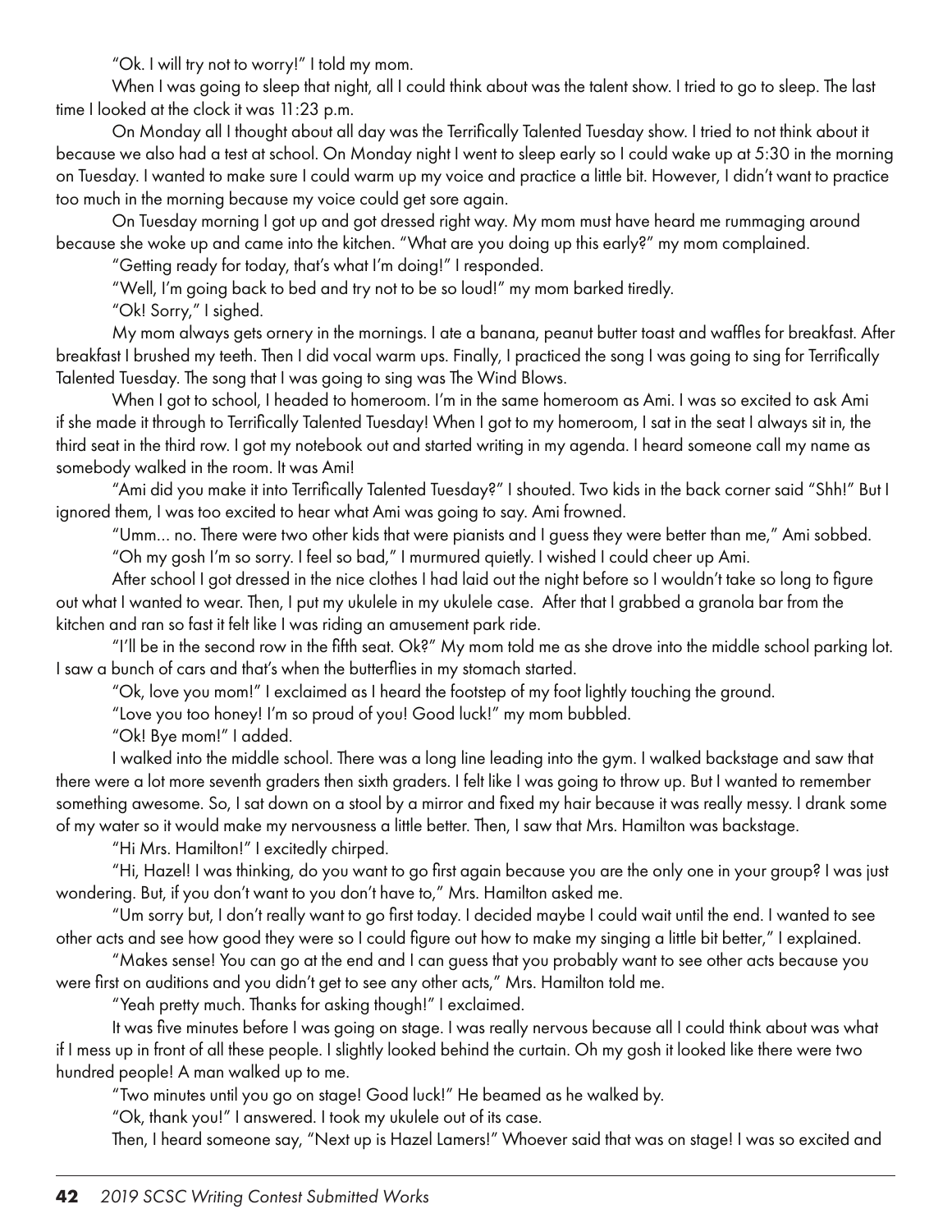"Ok. I will try not to worry!" I told my mom.

When I was going to sleep that night, all I could think about was the talent show. I tried to go to sleep. The last time I looked at the clock it was 11:23 p.m.

On Monday all I thought about all day was the Terrifically Talented Tuesday show. I tried to not think about it because we also had a test at school. On Monday night I went to sleep early so I could wake up at 5:30 in the morning on Tuesday. I wanted to make sure I could warm up my voice and practice a little bit. However, I didn't want to practice too much in the morning because my voice could get sore again.

On Tuesday morning I got up and got dressed right way. My mom must have heard me rummaging around because she woke up and came into the kitchen. "What are you doing up this early?" my mom complained.

"Getting ready for today, that's what I'm doing!" I responded.

"Well, I'm going back to bed and try not to be so loud!" my mom barked tiredly.

"Ok! Sorry," I sighed.

My mom always gets ornery in the mornings. I ate a banana, peanut butter toast and waffles for breakfast. After breakfast I brushed my teeth. Then I did vocal warm ups. Finally, I practiced the song I was going to sing for Terrifically Talented Tuesday. The song that I was going to sing was The Wind Blows.

When I got to school, I headed to homeroom. I'm in the same homeroom as Ami. I was so excited to ask Ami if she made it through to Terrifically Talented Tuesday! When I got to my homeroom, I sat in the seat I always sit in, the third seat in the third row. I got my notebook out and started writing in my agenda. I heard someone call my name as somebody walked in the room. It was Ami!

"Ami did you make it into Terrifically Talented Tuesday?" I shouted. Two kids in the back corner said "Shh!" But I ignored them, I was too excited to hear what Ami was going to say. Ami frowned.

"Umm... no. There were two other kids that were pianists and I guess they were better than me," Ami sobbed.

"Oh my gosh I'm so sorry. I feel so bad," I murmured quietly. I wished I could cheer up Ami.

After school I got dressed in the nice clothes I had laid out the night before so I wouldn't take so long to figure out what I wanted to wear. Then, I put my ukulele in my ukulele case. After that I grabbed a granola bar from the kitchen and ran so fast it felt like I was riding an amusement park ride.

"I'll be in the second row in the fifth seat. Ok?" My mom told me as she drove into the middle school parking lot. I saw a bunch of cars and that's when the butterflies in my stomach started.

"Ok, love you mom!" I exclaimed as I heard the footstep of my foot lightly touching the ground.

"Love you too honey! I'm so proud of you! Good luck!" my mom bubbled.

"Ok! Bye mom!" I added.

I walked into the middle school. There was a long line leading into the gym. I walked backstage and saw that there were a lot more seventh graders then sixth graders. I felt like I was going to throw up. But I wanted to remember something awesome. So, I sat down on a stool by a mirror and fixed my hair because it was really messy. I drank some of my water so it would make my nervousness a little better. Then, I saw that Mrs. Hamilton was backstage.

"Hi Mrs. Hamilton!" I excitedly chirped.

"Hi, Hazel! I was thinking, do you want to go first again because you are the only one in your group? I was just wondering. But, if you don't want to you don't have to," Mrs. Hamilton asked me.

"Um sorry but, I don't really want to go first today. I decided maybe I could wait until the end. I wanted to see other acts and see how good they were so I could figure out how to make my singing a little bit better," I explained.

"Makes sense! You can go at the end and I can guess that you probably want to see other acts because you were first on auditions and you didn't get to see any other acts," Mrs. Hamilton told me.

"Yeah pretty much. Thanks for asking though!" I exclaimed.

It was five minutes before I was going on stage. I was really nervous because all I could think about was what if I mess up in front of all these people. I slightly looked behind the curtain. Oh my gosh it looked like there were two hundred people! A man walked up to me.

"Two minutes until you go on stage! Good luck!" He beamed as he walked by.

"Ok, thank you!" I answered. I took my ukulele out of its case.

Then, I heard someone say, "Next up is Hazel Lamers!" Whoever said that was on stage! I was so excited and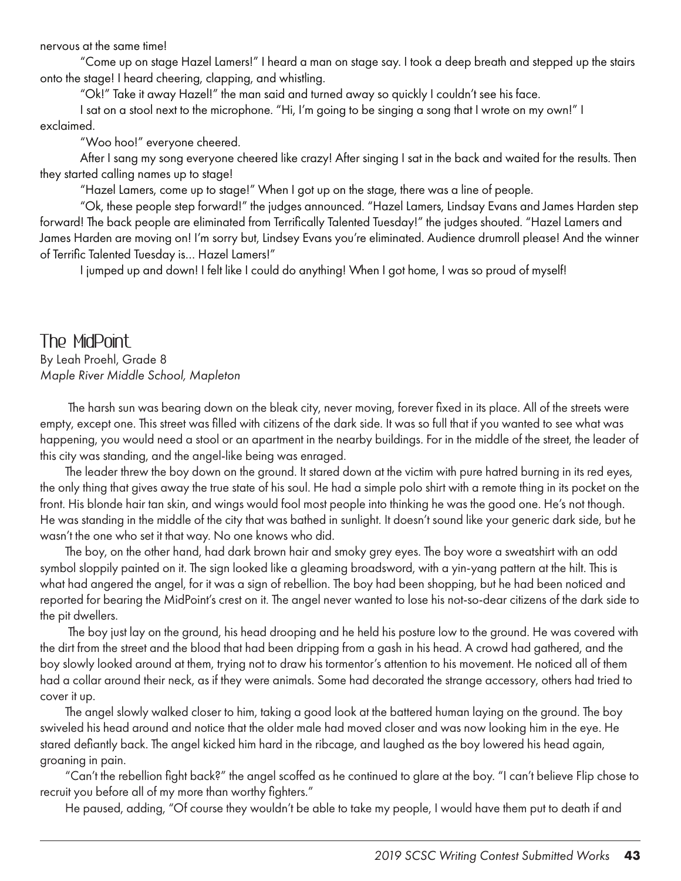nervous at the same time!

"Come up on stage Hazel Lamers!" I heard a man on stage say. I took a deep breath and stepped up the stairs onto the stage! I heard cheering, clapping, and whistling.

"Ok!" Take it away Hazel!" the man said and turned away so quickly I couldn't see his face.

I sat on a stool next to the microphone. "Hi, I'm going to be singing a song that I wrote on my own!" I exclaimed.

"Woo hoo!" everyone cheered.

After I sang my song everyone cheered like crazy! After singing I sat in the back and waited for the results. Then they started calling names up to stage!

"Hazel Lamers, come up to stage!" When I got up on the stage, there was a line of people.

"Ok, these people step forward!" the judges announced. "Hazel Lamers, Lindsay Evans and James Harden step forward! The back people are eliminated from Terrifically Talented Tuesday!" the judges shouted. "Hazel Lamers and James Harden are moving on! I'm sorry but, Lindsey Evans you're eliminated. Audience drumroll please! And the winner of Terrific Talented Tuesday is… Hazel Lamers!"

I jumped up and down! I felt like I could do anything! When I got home, I was so proud of myself!

## The MidPoint

By Leah Proehl, Grade 8
*Maple River Middle School, Mapleton*

The harsh sun was bearing down on the bleak city, never moving, forever fixed in its place. All of the streets were empty, except one. This street was filled with citizens of the dark side. It was so full that if you wanted to see what was happening, you would need a stool or an apartment in the nearby buildings. For in the middle of the street, the leader of this city was standing, and the angel-like being was enraged.

The leader threw the boy down on the ground. It stared down at the victim with pure hatred burning in its red eyes, the only thing that gives away the true state of his soul. He had a simple polo shirt with a remote thing in its pocket on the front. His blonde hair tan skin, and wings would fool most people into thinking he was the good one. He's not though. He was standing in the middle of the city that was bathed in sunlight. It doesn't sound like your generic dark side, but he wasn't the one who set it that way. No one knows who did.

The boy, on the other hand, had dark brown hair and smoky grey eyes. The boy wore a sweatshirt with an odd symbol sloppily painted on it. The sign looked like a gleaming broadsword, with a yin-yang pattern at the hilt. This is what had angered the angel, for it was a sign of rebellion. The boy had been shopping, but he had been noticed and reported for bearing the MidPoint's crest on it. The angel never wanted to lose his not-so-dear citizens of the dark side to the pit dwellers.

The boy just lay on the ground, his head drooping and he held his posture low to the ground. He was covered with the dirt from the street and the blood that had been dripping from a gash in his head. A crowd had gathered, and the boy slowly looked around at them, trying not to draw his tormentor's attention to his movement. He noticed all of them had a collar around their neck, as if they were animals. Some had decorated the strange accessory, others had tried to cover it up.

The angel slowly walked closer to him, taking a good look at the battered human laying on the ground. The boy swiveled his head around and notice that the older male had moved closer and was now looking him in the eye. He stared defiantly back. The angel kicked him hard in the ribcage, and laughed as the boy lowered his head again, groaning in pain.

"Can't the rebellion fight back?" the angel scoffed as he continued to glare at the boy. "I can't believe Flip chose to recruit you before all of my more than worthy fighters."

He paused, adding, "Of course they wouldn't be able to take my people, I would have them put to death if and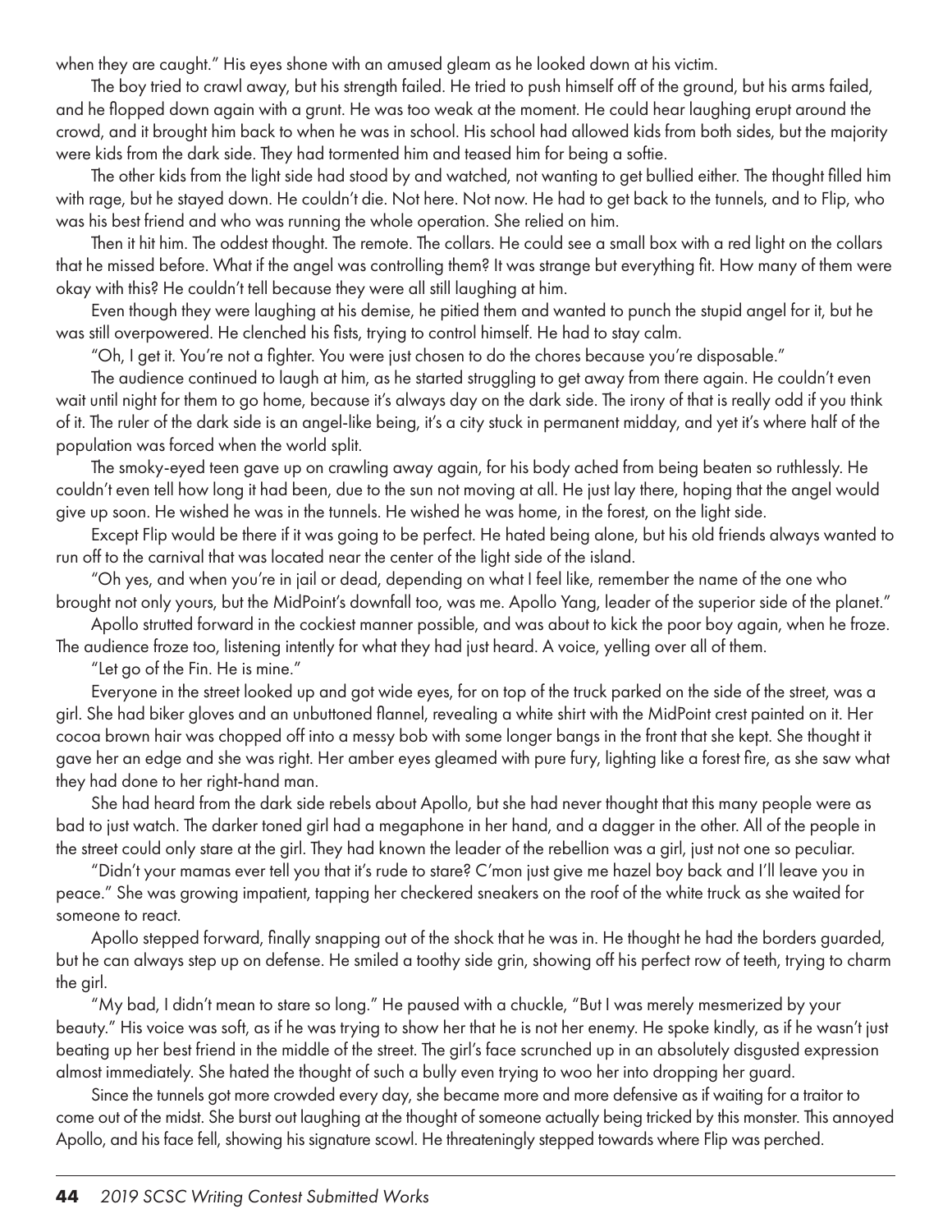when they are caught." His eyes shone with an amused gleam as he looked down at his victim.

The boy tried to crawl away, but his strength failed. He tried to push himself off of the ground, but his arms failed, and he flopped down again with a grunt. He was too weak at the moment. He could hear laughing erupt around the crowd, and it brought him back to when he was in school. His school had allowed kids from both sides, but the majority were kids from the dark side. They had tormented him and teased him for being a softie.

The other kids from the light side had stood by and watched, not wanting to get bullied either. The thought filled him with rage, but he stayed down. He couldn't die. Not here. Not now. He had to get back to the tunnels, and to Flip, who was his best friend and who was running the whole operation. She relied on him.

Then it hit him. The oddest thought. The remote. The collars. He could see a small box with a red light on the collars that he missed before. What if the angel was controlling them? It was strange but everything fit. How many of them were okay with this? He couldn't tell because they were all still laughing at him.

Even though they were laughing at his demise, he pitied them and wanted to punch the stupid angel for it, but he was still overpowered. He clenched his fists, trying to control himself. He had to stay calm.

"Oh, I get it. You're not a fighter. You were just chosen to do the chores because you're disposable."

The audience continued to laugh at him, as he started struggling to get away from there again. He couldn't even wait until night for them to go home, because it's always day on the dark side. The irony of that is really odd if you think of it. The ruler of the dark side is an angel-like being, it's a city stuck in permanent midday, and yet it's where half of the population was forced when the world split.

The smoky-eyed teen gave up on crawling away again, for his body ached from being beaten so ruthlessly. He couldn't even tell how long it had been, due to the sun not moving at all. He just lay there, hoping that the angel would give up soon. He wished he was in the tunnels. He wished he was home, in the forest, on the light side.

Except Flip would be there if it was going to be perfect. He hated being alone, but his old friends always wanted to run off to the carnival that was located near the center of the light side of the island.

"Oh yes, and when you're in jail or dead, depending on what I feel like, remember the name of the one who brought not only yours, but the MidPoint's downfall too, was me. Apollo Yang, leader of the superior side of the planet."

Apollo strutted forward in the cockiest manner possible, and was about to kick the poor boy again, when he froze. The audience froze too, listening intently for what they had just heard. A voice, yelling over all of them.

"Let go of the Fin. He is mine."

Everyone in the street looked up and got wide eyes, for on top of the truck parked on the side of the street, was a girl. She had biker gloves and an unbuttoned flannel, revealing a white shirt with the MidPoint crest painted on it. Her cocoa brown hair was chopped off into a messy bob with some longer bangs in the front that she kept. She thought it gave her an edge and she was right. Her amber eyes gleamed with pure fury, lighting like a forest fire, as she saw what they had done to her right-hand man.

She had heard from the dark side rebels about Apollo, but she had never thought that this many people were as bad to just watch. The darker toned girl had a megaphone in her hand, and a dagger in the other. All of the people in the street could only stare at the girl. They had known the leader of the rebellion was a girl, just not one so peculiar.

"Didn't your mamas ever tell you that it's rude to stare? C'mon just give me hazel boy back and I'll leave you in peace." She was growing impatient, tapping her checkered sneakers on the roof of the white truck as she waited for someone to react.

Apollo stepped forward, finally snapping out of the shock that he was in. He thought he had the borders guarded, but he can always step up on defense. He smiled a toothy side grin, showing off his perfect row of teeth, trying to charm the girl.

"My bad, I didn't mean to stare so long." He paused with a chuckle, "But I was merely mesmerized by your beauty." His voice was soft, as if he was trying to show her that he is not her enemy. He spoke kindly, as if he wasn't just beating up her best friend in the middle of the street. The girl's face scrunched up in an absolutely disgusted expression almost immediately. She hated the thought of such a bully even trying to woo her into dropping her guard.

Since the tunnels got more crowded every day, she became more and more defensive as if waiting for a traitor to come out of the midst. She burst out laughing at the thought of someone actually being tricked by this monster. This annoyed Apollo, and his face fell, showing his signature scowl. He threateningly stepped towards where Flip was perched.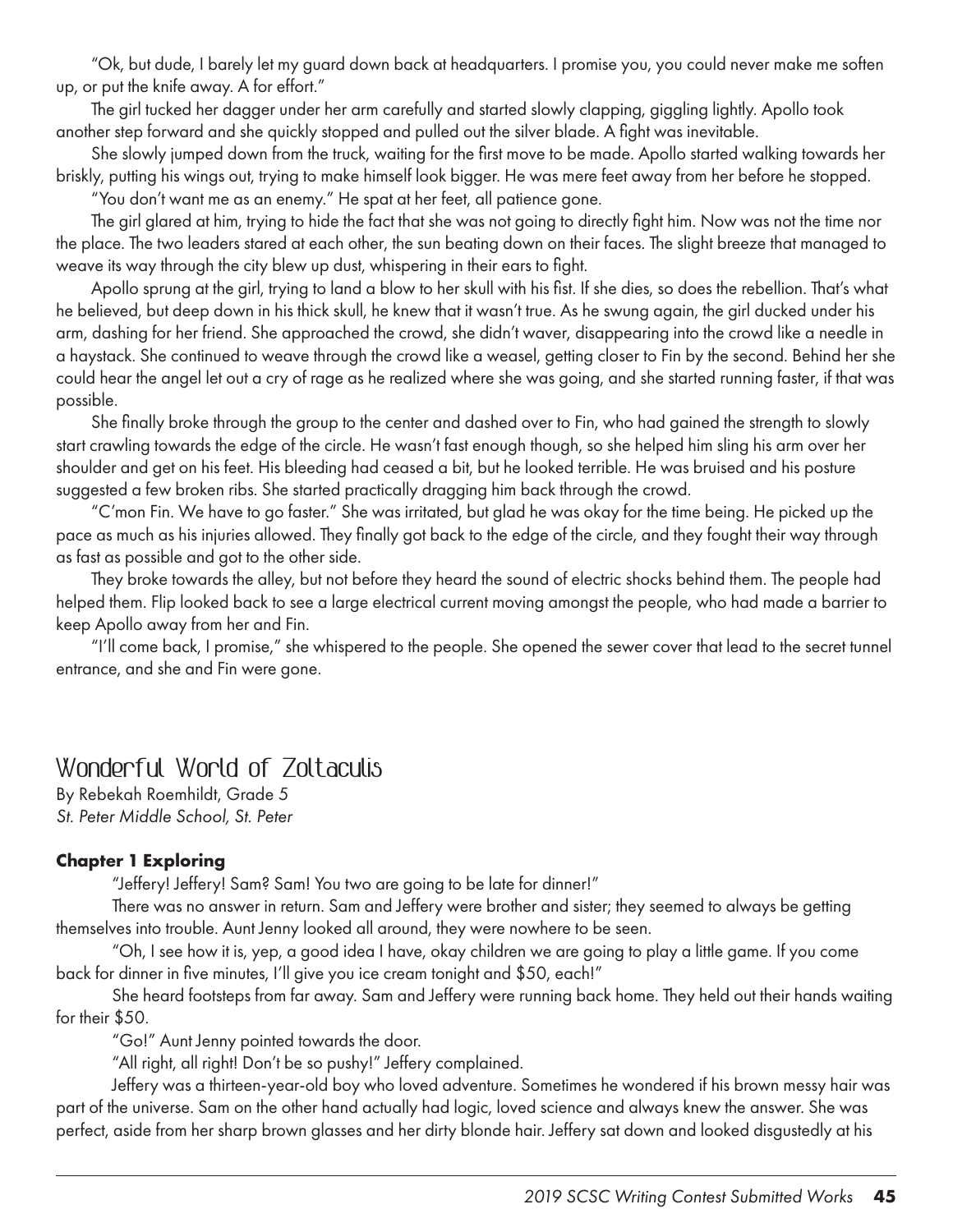"Ok, but dude, I barely let my guard down back at headquarters. I promise you, you could never make me soften up, or put the knife away. A for effort."

The girl tucked her dagger under her arm carefully and started slowly clapping, giggling lightly. Apollo took another step forward and she quickly stopped and pulled out the silver blade. A fight was inevitable.

She slowly jumped down from the truck, waiting for the first move to be made. Apollo started walking towards her briskly, putting his wings out, trying to make himself look bigger. He was mere feet away from her before he stopped.

"You don't want me as an enemy." He spat at her feet, all patience gone.

The girl glared at him, trying to hide the fact that she was not going to directly fight him. Now was not the time nor the place. The two leaders stared at each other, the sun beating down on their faces. The slight breeze that managed to weave its way through the city blew up dust, whispering in their ears to fight.

Apollo sprung at the girl, trying to land a blow to her skull with his fist. If she dies, so does the rebellion. That's what he believed, but deep down in his thick skull, he knew that it wasn't true. As he swung again, the girl ducked under his arm, dashing for her friend. She approached the crowd, she didn't waver, disappearing into the crowd like a needle in a haystack. She continued to weave through the crowd like a weasel, getting closer to Fin by the second. Behind her she could hear the angel let out a cry of rage as he realized where she was going, and she started running faster, if that was possible.

She finally broke through the group to the center and dashed over to Fin, who had gained the strength to slowly start crawling towards the edge of the circle. He wasn't fast enough though, so she helped him sling his arm over her shoulder and get on his feet. His bleeding had ceased a bit, but he looked terrible. He was bruised and his posture suggested a few broken ribs. She started practically dragging him back through the crowd.

"C'mon Fin. We have to go faster." She was irritated, but glad he was okay for the time being. He picked up the pace as much as his injuries allowed. They finally got back to the edge of the circle, and they fought their way through as fast as possible and got to the other side.

They broke towards the alley, but not before they heard the sound of electric shocks behind them. The people had helped them. Flip looked back to see a large electrical current moving amongst the people, who had made a barrier to keep Apollo away from her and Fin.

"I'll come back, I promise," she whispered to the people. She opened the sewer cover that lead to the secret tunnel entrance, and she and Fin were gone.

## Wonderful World of Zoltaculis

By Rebekah Roemhildt, Grade 5
*St. Peter Middle School, St. Peter*

**Chapter 1 Exploring**

"Jeffery! Jeffery! Sam? Sam! You two are going to be late for dinner!"

There was no answer in return. Sam and Jeffery were brother and sister; they seemed to always be getting themselves into trouble. Aunt Jenny looked all around, they were nowhere to be seen.

"Oh, I see how it is, yep, a good idea I have, okay children we are going to play a little game. If you come back for dinner in five minutes, I'll give you ice cream tonight and $50, each!"

She heard footsteps from far away. Sam and Jeffery were running back home. They held out their hands waiting for their $50.

"Go!" Aunt Jenny pointed towards the door.

"All right, all right! Don't be so pushy!" Jeffery complained.

Jeffery was a thirteen-year-old boy who loved adventure. Sometimes he wondered if his brown messy hair was part of the universe. Sam on the other hand actually had logic, loved science and always knew the answer. She was perfect, aside from her sharp brown glasses and her dirty blonde hair. Jeffery sat down and looked disgustedly at his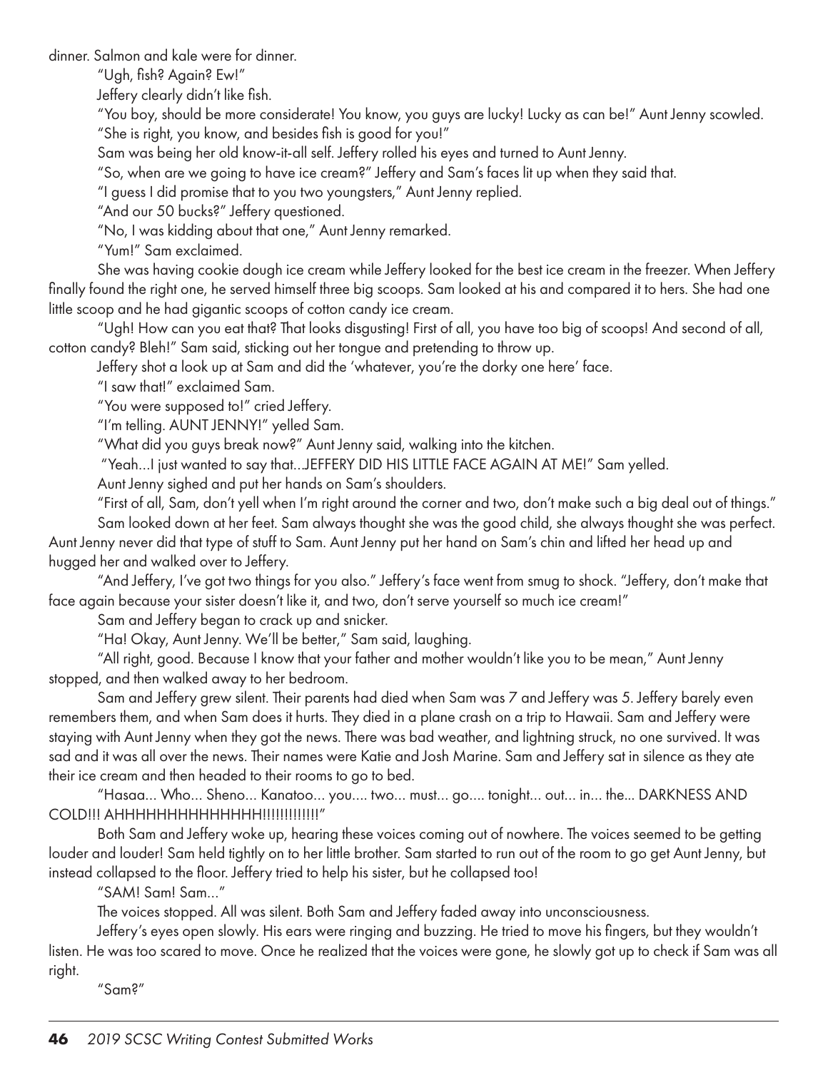dinner. Salmon and kale were for dinner.

"Ugh, fish? Again? Ew!"

Jeffery clearly didn't like fish.

"You boy, should be more considerate! You know, you guys are lucky! Lucky as can be!" Aunt Jenny scowled.

"She is right, you know, and besides fish is good for you!"

Sam was being her old know-it-all self. Jeffery rolled his eyes and turned to Aunt Jenny.

"So, when are we going to have ice cream?" Jeffery and Sam's faces lit up when they said that.

"I guess I did promise that to you two youngsters," Aunt Jenny replied.

"And our 50 bucks?" Jeffery questioned.

"No, I was kidding about that one," Aunt Jenny remarked.

"Yum!" Sam exclaimed.

She was having cookie dough ice cream while Jeffery looked for the best ice cream in the freezer. When Jeffery finally found the right one, he served himself three big scoops. Sam looked at his and compared it to hers. She had one little scoop and he had gigantic scoops of cotton candy ice cream.

"Ugh! How can you eat that? That looks disgusting! First of all, you have too big of scoops! And second of all, cotton candy? Bleh!" Sam said, sticking out her tongue and pretending to throw up.

Jeffery shot a look up at Sam and did the 'whatever, you're the dorky one here' face.

"I saw that!" exclaimed Sam.

"You were supposed to!" cried Jeffery.

"I'm telling. AUNT JENNY!" yelled Sam.

"What did you guys break now?" Aunt Jenny said, walking into the kitchen.

"Yeah...I just wanted to say that...JEFFERY DID HIS LITTLE FACE AGAIN AT ME!" Sam yelled.

Aunt Jenny sighed and put her hands on Sam's shoulders.

"First of all, Sam, don't yell when I'm right around the corner and two, don't make such a big deal out of things."

Sam looked down at her feet. Sam always thought she was the good child, she always thought she was perfect. Aunt Jenny never did that type of stuff to Sam. Aunt Jenny put her hand on Sam's chin and lifted her head up and hugged her and walked over to Jeffery.

"And Jeffery, I've got two things for you also." Jeffery's face went from smug to shock. "Jeffery, don't make that face again because your sister doesn't like it, and two, don't serve yourself so much ice cream!"

Sam and Jeffery began to crack up and snicker.

"Ha! Okay, Aunt Jenny. We'll be better," Sam said, laughing.

"All right, good. Because I know that your father and mother wouldn't like you to be mean," Aunt Jenny stopped, and then walked away to her bedroom.

Sam and Jeffery grew silent. Their parents had died when Sam was 7 and Jeffery was 5. Jeffery barely even remembers them, and when Sam does it hurts. They died in a plane crash on a trip to Hawaii. Sam and Jeffery were staying with Aunt Jenny when they got the news. There was bad weather, and lightning struck, no one survived. It was sad and it was all over the news. Their names were Katie and Josh Marine. Sam and Jeffery sat in silence as they ate their ice cream and then headed to their rooms to go to bed.

"Hasaa... Who... Sheno... Kanatoo... you.... two... must... go.... tonight... out... in... the... DARKNESS AND COLD!!! AHHHHHHHHHHHHHH!!!!!!!!!!!!!"

Both Sam and Jeffery woke up, hearing these voices coming out of nowhere. The voices seemed to be getting louder and louder! Sam held tightly on to her little brother. Sam started to run out of the room to go get Aunt Jenny, but instead collapsed to the floor. Jeffery tried to help his sister, but he collapsed too!

"SAM! Sam! Sam..."

The voices stopped. All was silent. Both Sam and Jeffery faded away into unconsciousness.

Jeffery's eyes open slowly. His ears were ringing and buzzing. He tried to move his fingers, but they wouldn't listen. He was too scared to move. Once he realized that the voices were gone, he slowly got up to check if Sam was all right.

"Sam?"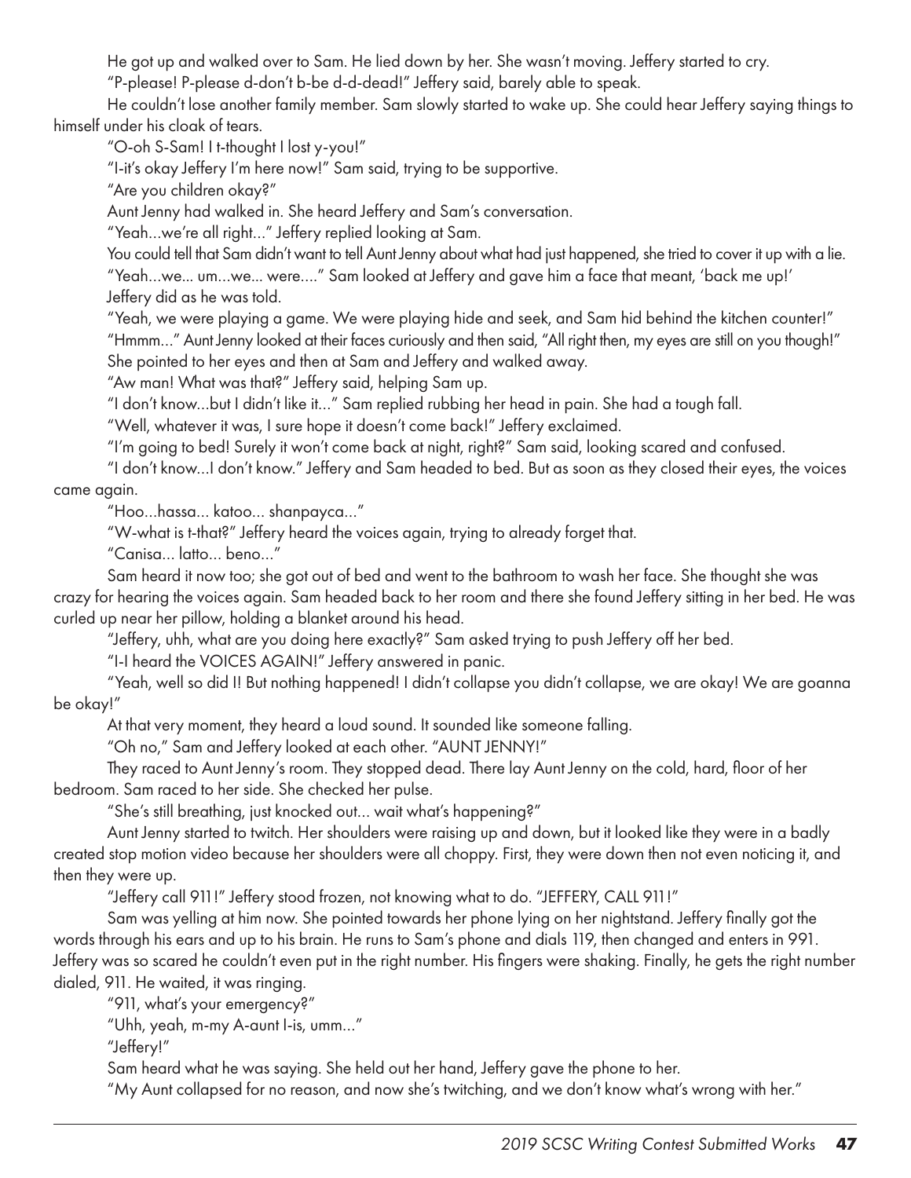He got up and walked over to Sam. He lied down by her. She wasn't moving. Jeffery started to cry.

"P-please! P-please d-don't b-be d-d-dead!" Jeffery said, barely able to speak.

He couldn't lose another family member. Sam slowly started to wake up. She could hear Jeffery saying things to himself under his cloak of tears.

"O-oh S-Sam! I t-thought I lost y-you!"

"I-it's okay Jeffery I'm here now!" Sam said, trying to be supportive.

"Are you children okay?"

Aunt Jenny had walked in. She heard Jeffery and Sam's conversation.

"Yeah...we're all right..." Jeffery replied looking at Sam.

You could tell that Sam didn't want to tell Aunt Jenny about what had just happened, she tried to cover it up with a lie.

"Yeah...we... um...we... were...." Sam looked at Jeffery and gave him a face that meant, 'back me up!'

Jeffery did as he was told.

"Yeah, we were playing a game. We were playing hide and seek, and Sam hid behind the kitchen counter!"

"Hmmm..." Aunt Jenny looked at their faces curiously and then said, "All right then, my eyes are still on you though!"

She pointed to her eyes and then at Sam and Jeffery and walked away.

"Aw man! What was that?" Jeffery said, helping Sam up.

"I don't know...but I didn't like it..." Sam replied rubbing her head in pain. She had a tough fall.

"Well, whatever it was, I sure hope it doesn't come back!" Jeffery exclaimed.

"I'm going to bed! Surely it won't come back at night, right?" Sam said, looking scared and confused.

"I don't know...I don't know." Jeffery and Sam headed to bed. But as soon as they closed their eyes, the voices came again.

"Hoo...hassa... katoo... shanpayca..."

"W-what is t-that?" Jeffery heard the voices again, trying to already forget that.

"Canisa... latto... beno..."

Sam heard it now too; she got out of bed and went to the bathroom to wash her face. She thought she was crazy for hearing the voices again. Sam headed back to her room and there she found Jeffery sitting in her bed. He was curled up near her pillow, holding a blanket around his head.

"Jeffery, uhh, what are you doing here exactly?" Sam asked trying to push Jeffery off her bed.

"I-I heard the VOICES AGAIN!" Jeffery answered in panic.

"Yeah, well so did I! But nothing happened! I didn't collapse you didn't collapse, we are okay! We are goanna be okay!"

At that very moment, they heard a loud sound. It sounded like someone falling.

"Oh no," Sam and Jeffery looked at each other. "AUNT JENNY!"

They raced to Aunt Jenny's room. They stopped dead. There lay Aunt Jenny on the cold, hard, floor of her bedroom. Sam raced to her side. She checked her pulse.

"She's still breathing, just knocked out... wait what's happening?"

Aunt Jenny started to twitch. Her shoulders were raising up and down, but it looked like they were in a badly created stop motion video because her shoulders were all choppy. First, they were down then not even noticing it, and then they were up.

"Jeffery call 911!" Jeffery stood frozen, not knowing what to do. "JEFFERY, CALL 911!"

Sam was yelling at him now. She pointed towards her phone lying on her nightstand. Jeffery finally got the words through his ears and up to his brain. He runs to Sam's phone and dials 119, then changed and enters in 991. Jeffery was so scared he couldn't even put in the right number. His fingers were shaking. Finally, he gets the right number dialed, 911. He waited, it was ringing.

"911, what's your emergency?"

"Uhh, yeah, m-my A-aunt I-is, umm..."

"Jeffery!"

Sam heard what he was saying. She held out her hand, Jeffery gave the phone to her.

"My Aunt collapsed for no reason, and now she's twitching, and we don't know what's wrong with her."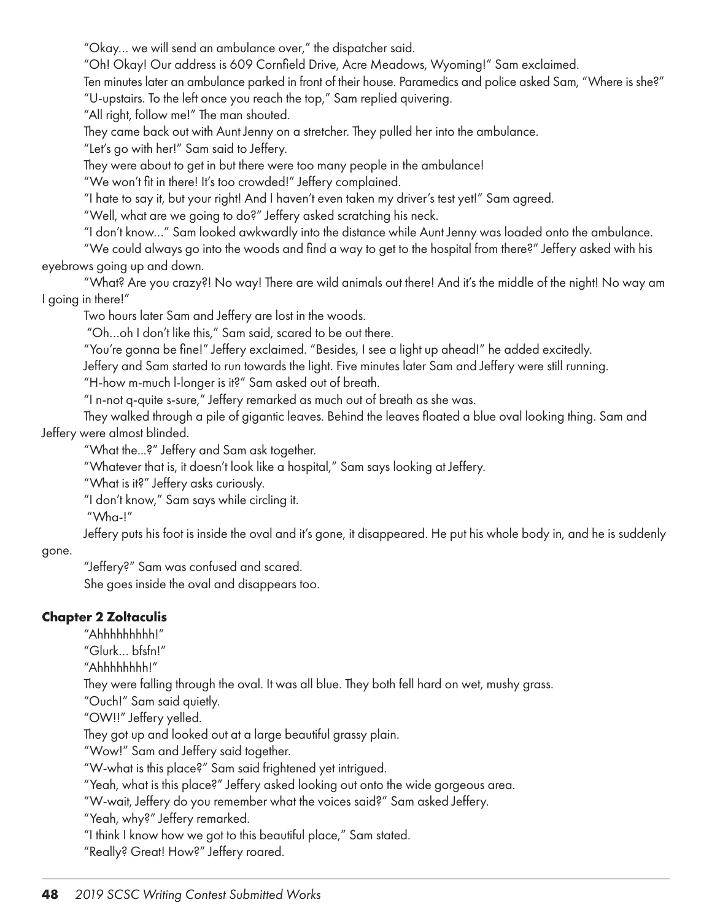"Okay... we will send an ambulance over," the dispatcher said.

"Oh! Okay! Our address is 609 Cornfield Drive, Acre Meadows, Wyoming!" Sam exclaimed.

Ten minutes later an ambulance parked in front of their house. Paramedics and police asked Sam, "Where is she?"

"U-upstairs. To the left once you reach the top," Sam replied quivering.

"All right, follow me!" The man shouted.

They came back out with Aunt Jenny on a stretcher. They pulled her into the ambulance.

"Let's go with her!" Sam said to Jeffery.

They were about to get in but there were too many people in the ambulance!

"We won't fit in there! It's too crowded!" Jeffery complained.

"I hate to say it, but your right! And I haven't even taken my driver's test yet!" Sam agreed.

"Well, what are we going to do?" Jeffery asked scratching his neck.

"I don't know..." Sam looked awkwardly into the distance while Aunt Jenny was loaded onto the ambulance.

"We could always go into the woods and find a way to get to the hospital from there?" Jeffery asked with his eyebrows going up and down.

"What? Are you crazy?! No way! There are wild animals out there! And it's the middle of the night! No way am I going in there!"

Two hours later Sam and Jeffery are lost in the woods.

"Oh...oh I don't like this," Sam said, scared to be out there.

"You're gonna be fine!" Jeffery exclaimed. "Besides, I see a light up ahead!" he added excitedly.

Jeffery and Sam started to run towards the light. Five minutes later Sam and Jeffery were still running.

"H-how m-much l-longer is it?" Sam asked out of breath.

"I n-not q-quite s-sure," Jeffery remarked as much out of breath as she was.

They walked through a pile of gigantic leaves. Behind the leaves floated a blue oval looking thing. Sam and Jeffery were almost blinded.

"What the...?" Jeffery and Sam ask together.

"Whatever that is, it doesn't look like a hospital," Sam says looking at Jeffery.

"What is it?" Jeffery asks curiously.

"I don't know," Sam says while circling it.

"Wha-!"

Jeffery puts his foot is inside the oval and it's gone, it disappeared. He put his whole body in, and he is suddenly gone.

"Jeffery?" Sam was confused and scared.

She goes inside the oval and disappears too.

**Chapter 2 Zoltaculis**

"Ahhhhhhhhh!"

"Glurk... bfsfn!"

"Ahhhhhhhh!"

They were falling through the oval. It was all blue. They both fell hard on wet, mushy grass.

"Ouch!" Sam said quietly.

"OW!!" Jeffery yelled.

They got up and looked out at a large beautiful grassy plain.

"Wow!" Sam and Jeffery said together.

"W-what is this place?" Sam said frightened yet intrigued.

"Yeah, what is this place?" Jeffery asked looking out onto the wide gorgeous area.

"W-wait, Jeffery do you remember what the voices said?" Sam asked Jeffery.

"Yeah, why?" Jeffery remarked.

"I think I know how we got to this beautiful place," Sam stated.

"Really? Great! How?" Jeffery roared.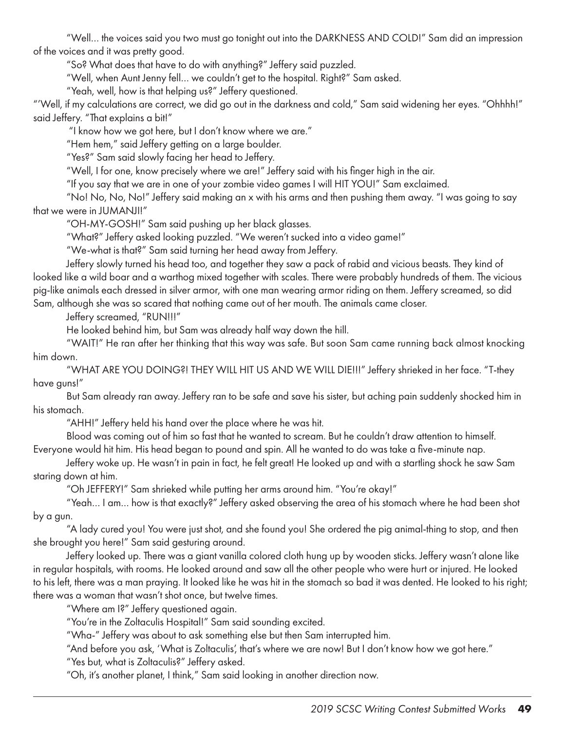"Well... the voices said you two must go tonight out into the DARKNESS AND COLD!" Sam did an impression of the voices and it was pretty good.

"So? What does that have to do with anything?" Jeffery said puzzled.

"Well, when Aunt Jenny fell... we couldn't get to the hospital. Right?" Sam asked.

"Yeah, well, how is that helping us?" Jeffery questioned.

"'Well, if my calculations are correct, we did go out in the darkness and cold," Sam said widening her eyes. "Ohhhh!" said Jeffery. "That explains a bit!"

"I know how we got here, but I don't know where we are."

"Hem hem," said Jeffery getting on a large boulder.

"Yes?" Sam said slowly facing her head to Jeffery.

"Well, I for one, know precisely where we are!" Jeffery said with his finger high in the air.

"If you say that we are in one of your zombie video games I will HIT YOU!" Sam exclaimed.

"No! No, No, No!" Jeffery said making an x with his arms and then pushing them away. "I was going to say that we were in JUMANJI!"

"OH-MY-GOSH!" Sam said pushing up her black glasses.

"What?" Jeffery asked looking puzzled. "We weren't sucked into a video game!"

"We-what is that?" Sam said turning her head away from Jeffery.

Jeffery slowly turned his head too, and together they saw a pack of rabid and vicious beasts. They kind of looked like a wild boar and a warthog mixed together with scales. There were probably hundreds of them. The vicious pig-like animals each dressed in silver armor, with one man wearing armor riding on them. Jeffery screamed, so did Sam, although she was so scared that nothing came out of her mouth. The animals came closer.

Jeffery screamed, "RUN!!!"

He looked behind him, but Sam was already half way down the hill.

"WAIT!" He ran after her thinking that this way was safe. But soon Sam came running back almost knocking him down.

"WHAT ARE YOU DOING?! THEY WILL HIT US AND WE WILL DIE!!!" Jeffery shrieked in her face. "T-they have guns!"

But Sam already ran away. Jeffery ran to be safe and save his sister, but aching pain suddenly shocked him in his stomach.

"AHH!" Jeffery held his hand over the place where he was hit.

Blood was coming out of him so fast that he wanted to scream. But he couldn't draw attention to himself. Everyone would hit him. His head began to pound and spin. All he wanted to do was take a five-minute nap.

Jeffery woke up. He wasn't in pain in fact, he felt great! He looked up and with a startling shock he saw Sam staring down at him.

"Oh JEFFERY!" Sam shrieked while putting her arms around him. "You're okay!"

"Yeah... I am... how is that exactly?" Jeffery asked observing the area of his stomach where he had been shot by a gun.

"A lady cured you! You were just shot, and she found you! She ordered the pig animal-thing to stop, and then she brought you here!" Sam said gesturing around.

Jeffery looked up. There was a giant vanilla colored cloth hung up by wooden sticks. Jeffery wasn't alone like in regular hospitals, with rooms. He looked around and saw all the other people who were hurt or injured. He looked to his left, there was a man praying. It looked like he was hit in the stomach so bad it was dented. He looked to his right; there was a woman that wasn't shot once, but twelve times.

"Where am I?" Jeffery questioned again.

"You're in the Zoltaculis Hospital!" Sam said sounding excited.

"Wha-" Jeffery was about to ask something else but then Sam interrupted him.

"And before you ask, 'What is Zoltaculis', that's where we are now! But I don't know how we got here."

"Yes but, what is Zoltaculis?" Jeffery asked.

"Oh, it's another planet, I think," Sam said looking in another direction now.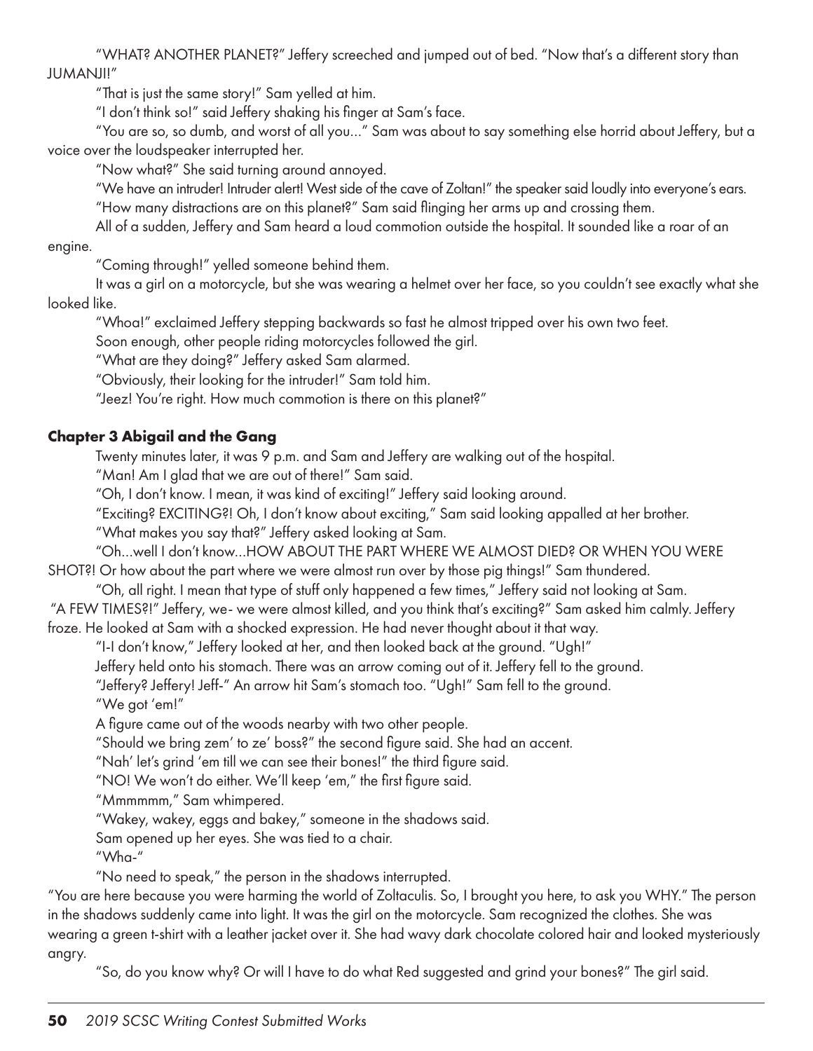"WHAT? ANOTHER PLANET?" Jeffery screeched and jumped out of bed. "Now that's a different story than JUMANJI!"

"That is just the same story!" Sam yelled at him.

"I don't think so!" said Jeffery shaking his finger at Sam's face.

"You are so, so dumb, and worst of all you…" Sam was about to say something else horrid about Jeffery, but a voice over the loudspeaker interrupted her.

"Now what?" She said turning around annoyed.

"We have an intruder! Intruder alert! West side of the cave of Zoltan!" the speaker said loudly into everyone's ears.

"How many distractions are on this planet?" Sam said flinging her arms up and crossing them.

All of a sudden, Jeffery and Sam heard a loud commotion outside the hospital. It sounded like a roar of an engine.

"Coming through!" yelled someone behind them.

It was a girl on a motorcycle, but she was wearing a helmet over her face, so you couldn't see exactly what she looked like.

"Whoa!" exclaimed Jeffery stepping backwards so fast he almost tripped over his own two feet.

Soon enough, other people riding motorcycles followed the girl.

"What are they doing?" Jeffery asked Sam alarmed.

"Obviously, their looking for the intruder!" Sam told him.

"Jeez! You're right. How much commotion is there on this planet?"

### Chapter 3 Abigail and the Gang

Twenty minutes later, it was 9 p.m. and Sam and Jeffery are walking out of the hospital.

"Man! Am I glad that we are out of there!" Sam said.

"Oh, I don't know. I mean, it was kind of exciting!" Jeffery said looking around.

"Exciting? EXCITING?! Oh, I don't know about exciting," Sam said looking appalled at her brother.

"What makes you say that?" Jeffery asked looking at Sam.

"Oh…well I don't know…HOW ABOUT THE PART WHERE WE ALMOST DIED? OR WHEN YOU WERE SHOT?! Or how about the part where we were almost run over by those pig things!" Sam thundered.

"Oh, all right. I mean that type of stuff only happened a few times," Jeffery said not looking at Sam.

"A FEW TIMES?!" Jeffery, we- we were almost killed, and you think that's exciting?" Sam asked him calmly. Jeffery froze. He looked at Sam with a shocked expression. He had never thought about it that way.

"I-I don't know," Jeffery looked at her, and then looked back at the ground. "Ugh!"

Jeffery held onto his stomach. There was an arrow coming out of it. Jeffery fell to the ground.

"Jeffery? Jeffery! Jeff-" An arrow hit Sam's stomach too. "Ugh!" Sam fell to the ground.

"We got 'em!"

A figure came out of the woods nearby with two other people.

"Should we bring zem' to ze' boss?" the second figure said. She had an accent.

"Nah' let's grind 'em till we can see their bones!" the third figure said.

"NO! We won't do either. We'll keep 'em," the first figure said.

"Mmmmmm," Sam whimpered.

"Wakey, wakey, eggs and bakey," someone in the shadows said.

Sam opened up her eyes. She was tied to a chair.

"Wha-"

"No need to speak," the person in the shadows interrupted.

"You are here because you were harming the world of Zoltaculis. So, I brought you here, to ask you WHY." The person in the shadows suddenly came into light. It was the girl on the motorcycle. Sam recognized the clothes. She was wearing a green t-shirt with a leather jacket over it. She had wavy dark chocolate colored hair and looked mysteriously angry.

"So, do you know why? Or will I have to do what Red suggested and grind your bones?" The girl said.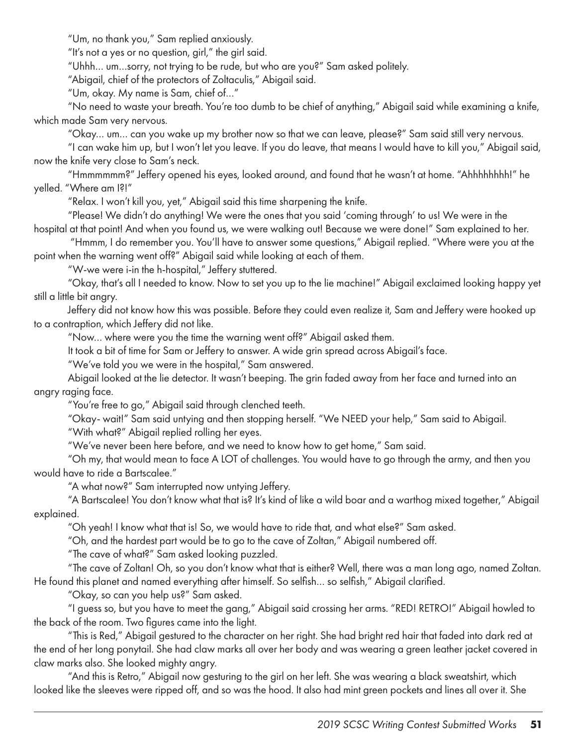"Um, no thank you," Sam replied anxiously.

"It's not a yes or no question, girl," the girl said.

"Uhhh… um…sorry, not trying to be rude, but who are you?" Sam asked politely.

"Abigail, chief of the protectors of Zoltaculis," Abigail said.

"Um, okay. My name is Sam, chief of…"

"No need to waste your breath. You're too dumb to be chief of anything," Abigail said while examining a knife, which made Sam very nervous.

"Okay… um… can you wake up my brother now so that we can leave, please?" Sam said still very nervous.

"I can wake him up, but I won't let you leave. If you do leave, that means I would have to kill you," Abigail said, now the knife very close to Sam's neck.

"Hmmmmmm?" Jeffery opened his eyes, looked around, and found that he wasn't at home. "Ahhhhhhhh!" he yelled. "Where am I?!"

"Relax. I won't kill you, yet," Abigail said this time sharpening the knife.

"Please! We didn't do anything! We were the ones that you said 'coming through' to us! We were in the hospital at that point! And when you found us, we were walking out! Because we were done!" Sam explained to her.

"Hmmm, I do remember you. You'll have to answer some questions," Abigail replied. "Where were you at the point when the warning went off?" Abigail said while looking at each of them.

"W-we were i-in the h-hospital," Jeffery stuttered.

"Okay, that's all I needed to know. Now to set you up to the lie machine!" Abigail exclaimed looking happy yet still a little bit angry.

Jeffery did not know how this was possible. Before they could even realize it, Sam and Jeffery were hooked up to a contraption, which Jeffery did not like.

"Now… where were you the time the warning went off?" Abigail asked them.

It took a bit of time for Sam or Jeffery to answer. A wide grin spread across Abigail's face.

"We've told you we were in the hospital," Sam answered.

Abigail looked at the lie detector. It wasn't beeping. The grin faded away from her face and turned into an angry raging face.

"You're free to go," Abigail said through clenched teeth.

"Okay- wait!" Sam said untying and then stopping herself. "We NEED your help," Sam said to Abigail.

"With what?" Abigail replied rolling her eyes.

"We've never been here before, and we need to know how to get home," Sam said.

"Oh my, that would mean to face A LOT of challenges. You would have to go through the army, and then you would have to ride a Bartscalee."

"A what now?" Sam interrupted now untying Jeffery.

"A Bartscalee! You don't know what that is? It's kind of like a wild boar and a warthog mixed together," Abigail explained.

"Oh yeah! I know what that is! So, we would have to ride that, and what else?" Sam asked.

"Oh, and the hardest part would be to go to the cave of Zoltan," Abigail numbered off.

"The cave of what?" Sam asked looking puzzled.

"The cave of Zoltan! Oh, so you don't know what that is either? Well, there was a man long ago, named Zoltan. He found this planet and named everything after himself. So selfish… so selfish," Abigail clarified.

"Okay, so can you help us?" Sam asked.

"I guess so, but you have to meet the gang," Abigail said crossing her arms. "RED! RETRO!" Abigail howled to the back of the room. Two figures came into the light.

"This is Red," Abigail gestured to the character on her right. She had bright red hair that faded into dark red at the end of her long ponytail. She had claw marks all over her body and was wearing a green leather jacket covered in claw marks also. She looked mighty angry.

"And this is Retro," Abigail now gesturing to the girl on her left. She was wearing a black sweatshirt, which looked like the sleeves were ripped off, and so was the hood. It also had mint green pockets and lines all over it. She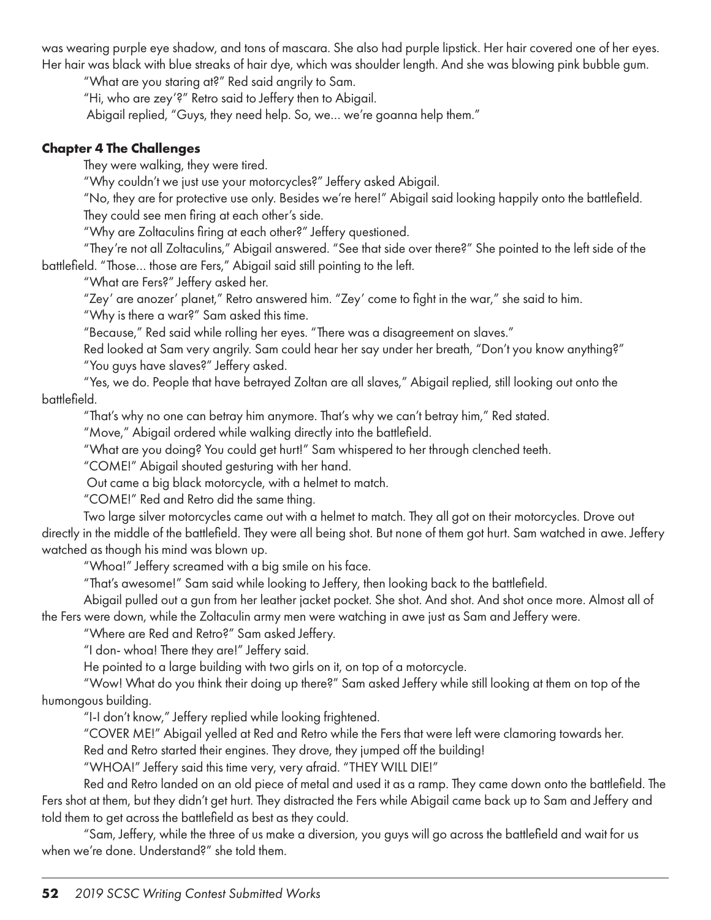was wearing purple eye shadow, and tons of mascara. She also had purple lipstick. Her hair covered one of her eyes. Her hair was black with blue streaks of hair dye, which was shoulder length. And she was blowing pink bubble gum.

"What are you staring at?" Red said angrily to Sam.

"Hi, who are zey'?" Retro said to Jeffery then to Abigail.

Abigail replied, "Guys, they need help. So, we... we're goanna help them."

**Chapter 4 The Challenges**

They were walking, they were tired.

"Why couldn't we just use your motorcycles?" Jeffery asked Abigail.

"No, they are for protective use only. Besides we're here!" Abigail said looking happily onto the battlefield.

They could see men firing at each other's side.

"Why are Zoltaculins firing at each other?" Jeffery questioned.

"They're not all Zoltaculins," Abigail answered. "See that side over there?" She pointed to the left side of the battlefield. "Those... those are Fers," Abigail said still pointing to the left.

"What are Fers?" Jeffery asked her.

"Zey' are anozer' planet," Retro answered him. "Zey' come to fight in the war," she said to him.

"Why is there a war?" Sam asked this time.

"Because," Red said while rolling her eyes. "There was a disagreement on slaves."

Red looked at Sam very angrily. Sam could hear her say under her breath, "Don't you know anything?"

"You guys have slaves?" Jeffery asked.

"Yes, we do. People that have betrayed Zoltan are all slaves," Abigail replied, still looking out onto the battlefield.

"That's why no one can betray him anymore. That's why we can't betray him," Red stated.

"Move," Abigail ordered while walking directly into the battlefield.

"What are you doing? You could get hurt!" Sam whispered to her through clenched teeth.

"COME!" Abigail shouted gesturing with her hand.

Out came a big black motorcycle, with a helmet to match.

"COME!" Red and Retro did the same thing.

Two large silver motorcycles came out with a helmet to match. They all got on their motorcycles. Drove out directly in the middle of the battlefield. They were all being shot. But none of them got hurt. Sam watched in awe. Jeffery watched as though his mind was blown up.

"Whoa!" Jeffery screamed with a big smile on his face.

"That's awesome!" Sam said while looking to Jeffery, then looking back to the battlefield.

Abigail pulled out a gun from her leather jacket pocket. She shot. And shot. And shot once more. Almost all of the Fers were down, while the Zoltaculin army men were watching in awe just as Sam and Jeffery were.

"Where are Red and Retro?" Sam asked Jeffery.

"I don- whoa! There they are!" Jeffery said.

He pointed to a large building with two girls on it, on top of a motorcycle.

"Wow! What do you think their doing up there?" Sam asked Jeffery while still looking at them on top of the humongous building.

"I-I don't know," Jeffery replied while looking frightened.

"COVER ME!" Abigail yelled at Red and Retro while the Fers that were left were clamoring towards her.

Red and Retro started their engines. They drove, they jumped off the building!

"WHOA!" Jeffery said this time very, very afraid. "THEY WILL DIE!"

Red and Retro landed on an old piece of metal and used it as a ramp. They came down onto the battlefield. The Fers shot at them, but they didn't get hurt. They distracted the Fers while Abigail came back up to Sam and Jeffery and told them to get across the battlefield as best as they could.

"Sam, Jeffery, while the three of us make a diversion, you guys will go across the battlefield and wait for us when we're done. Understand?" she told them.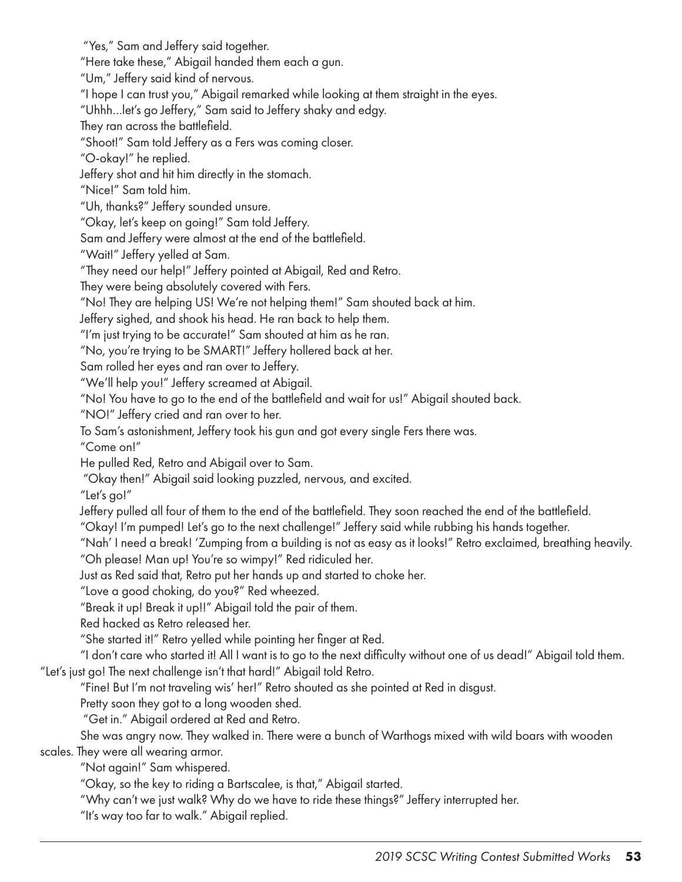"Yes," Sam and Jeffery said together.

"Here take these," Abigail handed them each a gun.

"Um," Jeffery said kind of nervous.

"I hope I can trust you," Abigail remarked while looking at them straight in the eyes.

"Uhhh...let's go Jeffery," Sam said to Jeffery shaky and edgy.

They ran across the battlefield.

"Shoot!" Sam told Jeffery as a Fers was coming closer.

"O-okay!" he replied.

Jeffery shot and hit him directly in the stomach.

"Nice!" Sam told him.

"Uh, thanks?" Jeffery sounded unsure.

"Okay, let's keep on going!" Sam told Jeffery.

Sam and Jeffery were almost at the end of the battlefield.

"Wait!" Jeffery yelled at Sam.

"They need our help!" Jeffery pointed at Abigail, Red and Retro.

They were being absolutely covered with Fers.

"No! They are helping US! We're not helping them!" Sam shouted back at him.

Jeffery sighed, and shook his head. He ran back to help them.

"I'm just trying to be accurate!" Sam shouted at him as he ran.

"No, you're trying to be SMART!" Jeffery hollered back at her.

Sam rolled her eyes and ran over to Jeffery.

"We'll help you!" Jeffery screamed at Abigail.

"No! You have to go to the end of the battlefield and wait for us!" Abigail shouted back.

"NO!" Jeffery cried and ran over to her.

To Sam's astonishment, Jeffery took his gun and got every single Fers there was.

"Come on!"

He pulled Red, Retro and Abigail over to Sam.

"Okay then!" Abigail said looking puzzled, nervous, and excited.

"Let's go!"

Jeffery pulled all four of them to the end of the battlefield. They soon reached the end of the battlefield.

"Okay! I'm pumped! Let's go to the next challenge!" Jeffery said while rubbing his hands together.

"Nah' I need a break! 'Zumping from a building is not as easy as it looks!" Retro exclaimed, breathing heavily.

"Oh please! Man up! You're so wimpy!" Red ridiculed her.

Just as Red said that, Retro put her hands up and started to choke her.

"Love a good choking, do you?" Red wheezed.

"Break it up! Break it up!!" Abigail told the pair of them.

Red hacked as Retro released her.

"She started it!" Retro yelled while pointing her finger at Red.

"I don't care who started it! All I want is to go to the next difficulty without one of us dead!" Abigail told them. "Let's just go! The next challenge isn't that hard!" Abigail told Retro.

"Fine! But I'm not traveling wis' her!" Retro shouted as she pointed at Red in disgust.

Pretty soon they got to a long wooden shed.

"Get in." Abigail ordered at Red and Retro.

She was angry now. They walked in. There were a bunch of Warthogs mixed with wild boars with wooden scales. They were all wearing armor.

"Not again!" Sam whispered.

"Okay, so the key to riding a Bartscalee, is that," Abigail started.

"Why can't we just walk? Why do we have to ride these things?" Jeffery interrupted her.

"It's way too far to walk." Abigail replied.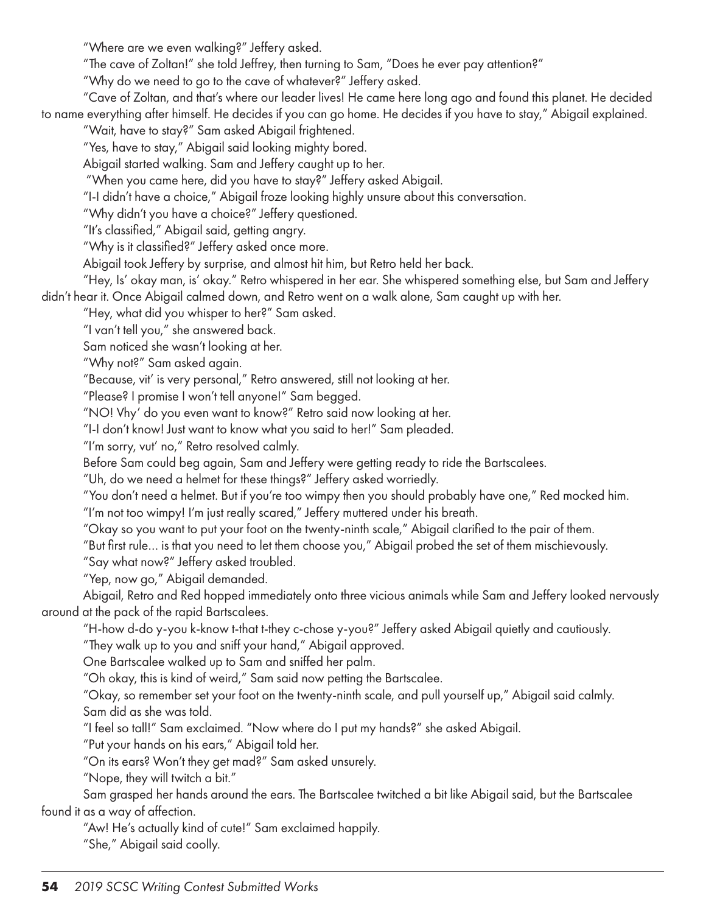"Where are we even walking?" Jeffery asked.

"The cave of Zoltan!" she told Jeffrey, then turning to Sam, "Does he ever pay attention?"

"Why do we need to go to the cave of whatever?" Jeffery asked.

"Cave of Zoltan, and that's where our leader lives! He came here long ago and found this planet. He decided to name everything after himself. He decides if you can go home. He decides if you have to stay," Abigail explained.

"Wait, have to stay?" Sam asked Abigail frightened.

"Yes, have to stay," Abigail said looking mighty bored.

Abigail started walking. Sam and Jeffery caught up to her.

"When you came here, did you have to stay?" Jeffery asked Abigail.

"I-I didn't have a choice," Abigail froze looking highly unsure about this conversation.

"Why didn't you have a choice?" Jeffery questioned.

"It's classified," Abigail said, getting angry.

"Why is it classified?" Jeffery asked once more.

Abigail took Jeffery by surprise, and almost hit him, but Retro held her back.

"Hey, Is' okay man, is' okay." Retro whispered in her ear. She whispered something else, but Sam and Jeffery didn't hear it. Once Abigail calmed down, and Retro went on a walk alone, Sam caught up with her.

"Hey, what did you whisper to her?" Sam asked.

"I van't tell you," she answered back.

Sam noticed she wasn't looking at her.

"Why not?" Sam asked again.

"Because, vit' is very personal," Retro answered, still not looking at her.

"Please? I promise I won't tell anyone!" Sam begged.

"NO! Vhy' do you even want to know?" Retro said now looking at her.

"I-I don't know! Just want to know what you said to her!" Sam pleaded.

"I'm sorry, vut' no," Retro resolved calmly.

Before Sam could beg again, Sam and Jeffery were getting ready to ride the Bartscalees.

"Uh, do we need a helmet for these things?" Jeffery asked worriedly.

"You don't need a helmet. But if you're too wimpy then you should probably have one," Red mocked him.

"I'm not too wimpy! I'm just really scared," Jeffery muttered under his breath.

"Okay so you want to put your foot on the twenty-ninth scale," Abigail clarified to the pair of them.

"But first rule… is that you need to let them choose you," Abigail probed the set of them mischievously.

"Say what now?" Jeffery asked troubled.

"Yep, now go," Abigail demanded.

Abigail, Retro and Red hopped immediately onto three vicious animals while Sam and Jeffery looked nervously around at the pack of the rapid Bartscalees.

"H-how d-do y-you k-know t-that t-they c-chose y-you?" Jeffery asked Abigail quietly and cautiously.

"They walk up to you and sniff your hand," Abigail approved.

One Bartscalee walked up to Sam and sniffed her palm.

"Oh okay, this is kind of weird," Sam said now petting the Bartscalee.

"Okay, so remember set your foot on the twenty-ninth scale, and pull yourself up," Abigail said calmly.

Sam did as she was told.

"I feel so tall!" Sam exclaimed. "Now where do I put my hands?" she asked Abigail.

"Put your hands on his ears," Abigail told her.

"On its ears? Won't they get mad?" Sam asked unsurely.

"Nope, they will twitch a bit."

Sam grasped her hands around the ears. The Bartscalee twitched a bit like Abigail said, but the Bartscalee found it as a way of affection.

"Aw! He's actually kind of cute!" Sam exclaimed happily.

"She," Abigail said coolly.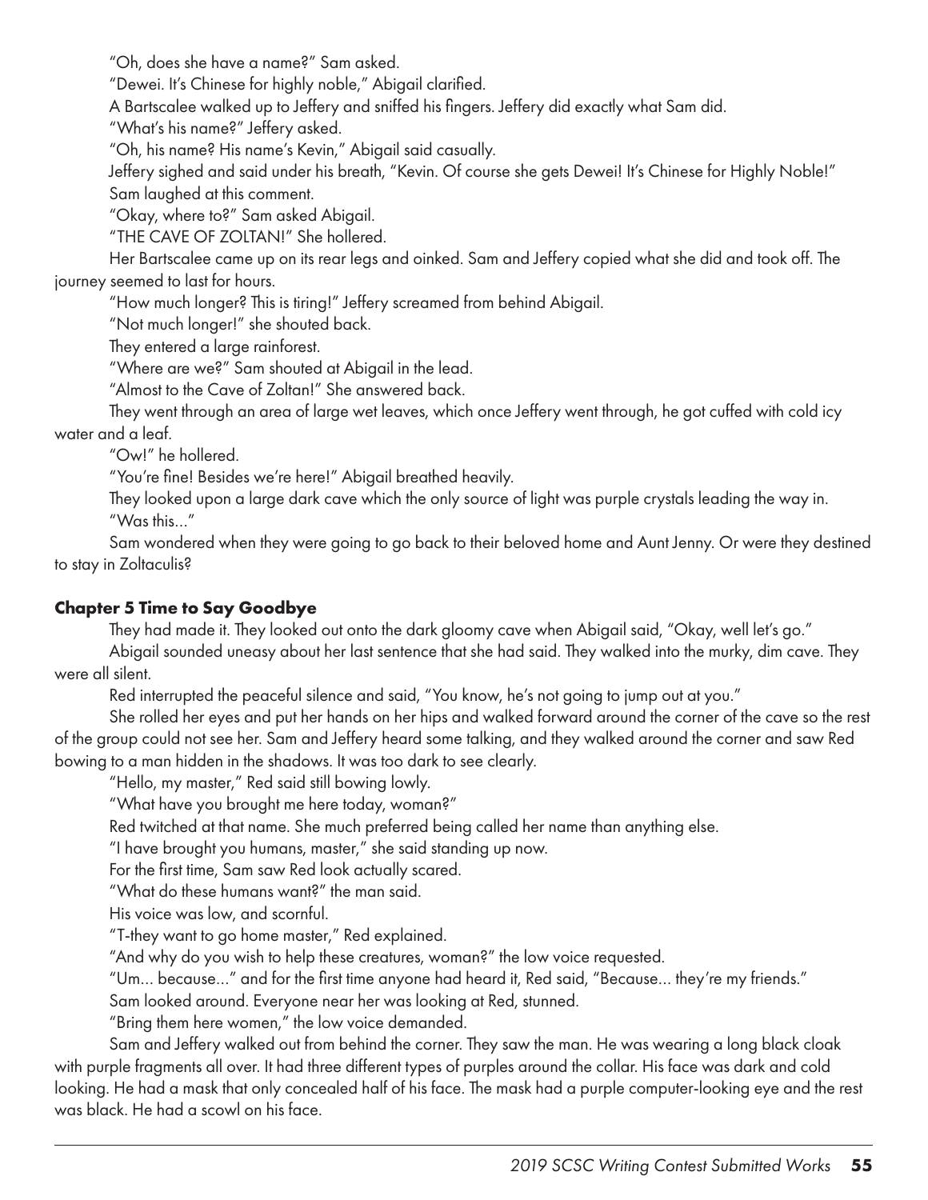"Oh, does she have a name?" Sam asked.

"Dewei. It's Chinese for highly noble," Abigail clarified.

A Bartscalee walked up to Jeffery and sniffed his fingers. Jeffery did exactly what Sam did.

"What's his name?" Jeffery asked.

"Oh, his name? His name's Kevin," Abigail said casually.

Jeffery sighed and said under his breath, "Kevin. Of course she gets Dewei! It's Chinese for Highly Noble!" Sam laughed at this comment.

"Okay, where to?" Sam asked Abigail.

"THE CAVE OF ZOLTAN!" She hollered.

Her Bartscalee came up on its rear legs and oinked. Sam and Jeffery copied what she did and took off. The journey seemed to last for hours.

"How much longer? This is tiring!" Jeffery screamed from behind Abigail.

"Not much longer!" she shouted back.

They entered a large rainforest.

"Where are we?" Sam shouted at Abigail in the lead.

"Almost to the Cave of Zoltan!" She answered back.

They went through an area of large wet leaves, which once Jeffery went through, he got cuffed with cold icy water and a leaf.

"Ow!" he hollered.

"You're fine! Besides we're here!" Abigail breathed heavily.

They looked upon a large dark cave which the only source of light was purple crystals leading the way in.

"Was this…"

Sam wondered when they were going to go back to their beloved home and Aunt Jenny. Or were they destined to stay in Zoltaculis?

**Chapter 5 Time to Say Goodbye**

They had made it. They looked out onto the dark gloomy cave when Abigail said, "Okay, well let's go."

Abigail sounded uneasy about her last sentence that she had said. They walked into the murky, dim cave. They were all silent.

Red interrupted the peaceful silence and said, "You know, he's not going to jump out at you."

She rolled her eyes and put her hands on her hips and walked forward around the corner of the cave so the rest of the group could not see her. Sam and Jeffery heard some talking, and they walked around the corner and saw Red bowing to a man hidden in the shadows. It was too dark to see clearly.

"Hello, my master," Red said still bowing lowly.

"What have you brought me here today, woman?"

Red twitched at that name. She much preferred being called her name than anything else.

"I have brought you humans, master," she said standing up now.

For the first time, Sam saw Red look actually scared.

"What do these humans want?" the man said.

His voice was low, and scornful.

"T-they want to go home master," Red explained.

"And why do you wish to help these creatures, woman?" the low voice requested.

"Um… because…" and for the first time anyone had heard it, Red said, "Because… they're my friends."

Sam looked around. Everyone near her was looking at Red, stunned.

"Bring them here women," the low voice demanded.

Sam and Jeffery walked out from behind the corner. They saw the man. He was wearing a long black cloak with purple fragments all over. It had three different types of purples around the collar. His face was dark and cold looking. He had a mask that only concealed half of his face. The mask had a purple computer-looking eye and the rest was black. He had a scowl on his face.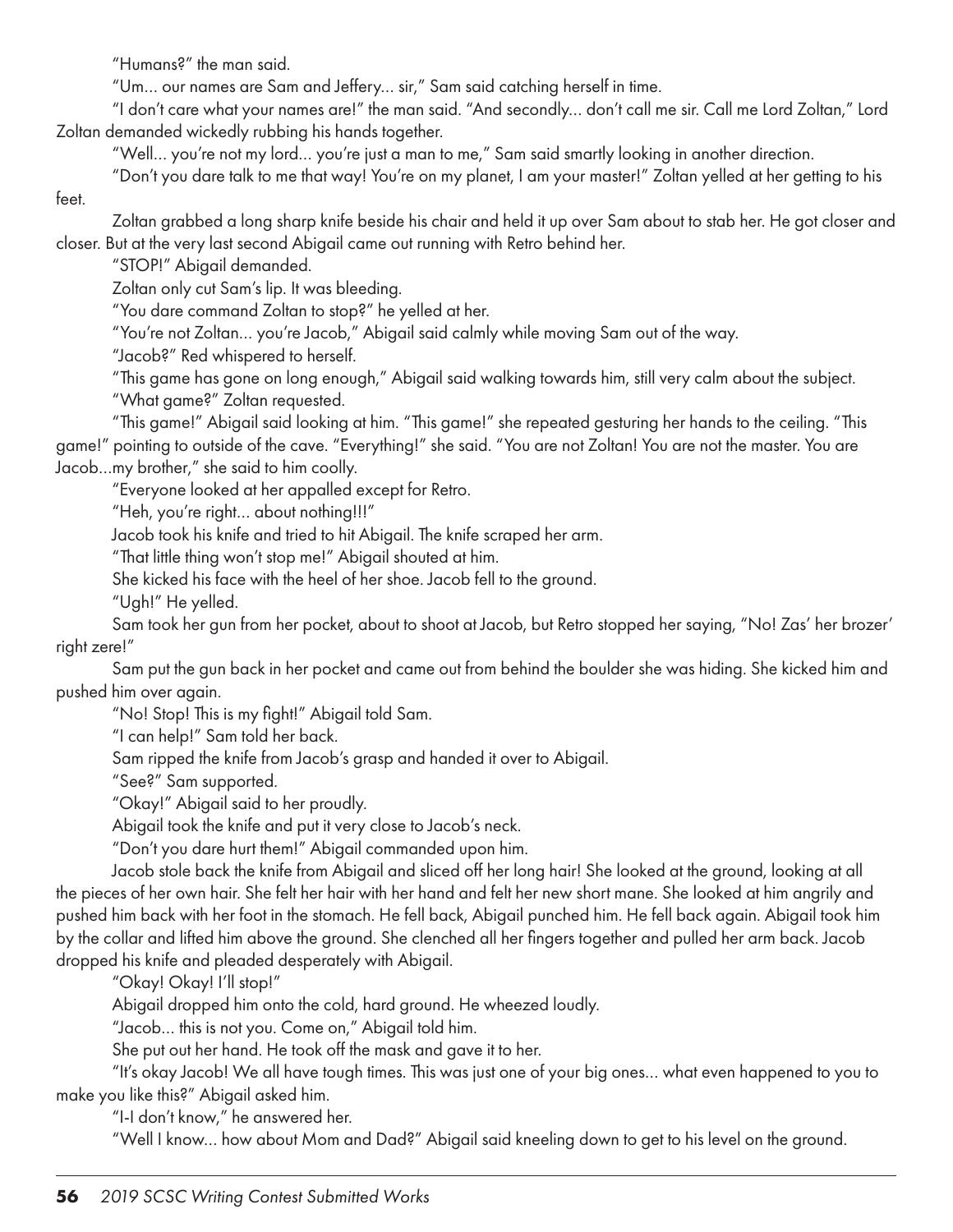"Humans?" the man said.

"Um... our names are Sam and Jeffery... sir," Sam said catching herself in time.

"I don't care what your names are!" the man said. "And secondly... don't call me sir. Call me Lord Zoltan," Lord Zoltan demanded wickedly rubbing his hands together.

"Well... you're not my lord... you're just a man to me," Sam said smartly looking in another direction.

"Don't you dare talk to me that way! You're on my planet, I am your master!" Zoltan yelled at her getting to his feet.

Zoltan grabbed a long sharp knife beside his chair and held it up over Sam about to stab her. He got closer and closer. But at the very last second Abigail came out running with Retro behind her.

"STOP!" Abigail demanded.

Zoltan only cut Sam's lip. It was bleeding.

"You dare command Zoltan to stop?" he yelled at her.

"You're not Zoltan... you're Jacob," Abigail said calmly while moving Sam out of the way.

"Jacob?" Red whispered to herself.

"This game has gone on long enough," Abigail said walking towards him, still very calm about the subject.

"What game?" Zoltan requested.

"This game!" Abigail said looking at him. "This game!" she repeated gesturing her hands to the ceiling. "This game!" pointing to outside of the cave. "Everything!" she said. "You are not Zoltan! You are not the master. You are Jacob...my brother," she said to him coolly.

"Everyone looked at her appalled except for Retro.

"Heh, you're right... about nothing!!!"

Jacob took his knife and tried to hit Abigail. The knife scraped her arm.

"That little thing won't stop me!" Abigail shouted at him.

She kicked his face with the heel of her shoe. Jacob fell to the ground.

"Ugh!" He yelled.

Sam took her gun from her pocket, about to shoot at Jacob, but Retro stopped her saying, "No! Zas' her brozer' right zere!"

Sam put the gun back in her pocket and came out from behind the boulder she was hiding. She kicked him and pushed him over again.

"No! Stop! This is my fight!" Abigail told Sam.

"I can help!" Sam told her back.

Sam ripped the knife from Jacob's grasp and handed it over to Abigail.

"See?" Sam supported.

"Okay!" Abigail said to her proudly.

Abigail took the knife and put it very close to Jacob's neck.

"Don't you dare hurt them!" Abigail commanded upon him.

Jacob stole back the knife from Abigail and sliced off her long hair! She looked at the ground, looking at all the pieces of her own hair. She felt her hair with her hand and felt her new short mane. She looked at him angrily and pushed him back with her foot in the stomach. He fell back, Abigail punched him. He fell back again. Abigail took him by the collar and lifted him above the ground. She clenched all her fingers together and pulled her arm back. Jacob dropped his knife and pleaded desperately with Abigail.

"Okay! Okay! I'll stop!"

Abigail dropped him onto the cold, hard ground. He wheezed loudly.

"Jacob... this is not you. Come on," Abigail told him.

She put out her hand. He took off the mask and gave it to her.

"It's okay Jacob! We all have tough times. This was just one of your big ones... what even happened to you to make you like this?" Abigail asked him.

"I-I don't know," he answered her.

"Well I know... how about Mom and Dad?" Abigail said kneeling down to get to his level on the ground.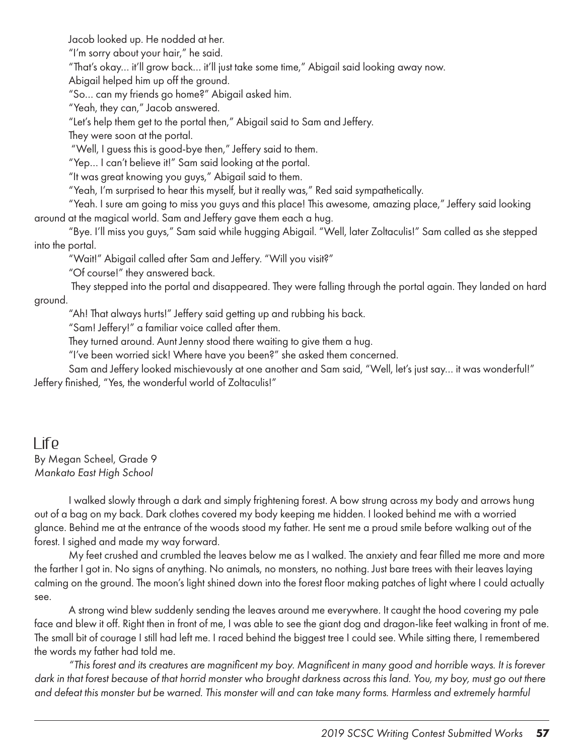Jacob looked up. He nodded at her.

"I'm sorry about your hair," he said.

"That's okay... it'll grow back... it'll just take some time," Abigail said looking away now.

Abigail helped him up off the ground.

"So... can my friends go home?" Abigail asked him.

"Yeah, they can," Jacob answered.

"Let's help them get to the portal then," Abigail said to Sam and Jeffery.

They were soon at the portal.

"Well, I guess this is good-bye then," Jeffery said to them.

"Yep... I can't believe it!" Sam said looking at the portal.

"It was great knowing you guys," Abigail said to them.

"Yeah, I'm surprised to hear this myself, but it really was," Red said sympathetically.

"Yeah. I sure am going to miss you guys and this place! This awesome, amazing place," Jeffery said looking around at the magical world. Sam and Jeffery gave them each a hug.

"Bye. I'll miss you guys," Sam said while hugging Abigail. "Well, later Zoltaculis!" Sam called as she stepped into the portal.

"Wait!" Abigail called after Sam and Jeffery. "Will you visit?"

"Of course!" they answered back.

They stepped into the portal and disappeared. They were falling through the portal again. They landed on hard ground.

"Ah! That always hurts!" Jeffery said getting up and rubbing his back.

"Sam! Jeffery!" a familiar voice called after them.

They turned around. Aunt Jenny stood there waiting to give them a hug.

"I've been worried sick! Where have you been?" she asked them concerned.

Sam and Jeffery looked mischievously at one another and Sam said, "Well, let's just say... it was wonderful!" Jeffery finished, "Yes, the wonderful world of Zoltaculis!"

## Life

By Megan Scheel, Grade 9
*Mankato East High School*

I walked slowly through a dark and simply frightening forest. A bow strung across my body and arrows hung out of a bag on my back. Dark clothes covered my body keeping me hidden. I looked behind me with a worried glance. Behind me at the entrance of the woods stood my father. He sent me a proud smile before walking out of the forest. I sighed and made my way forward.

My feet crushed and crumbled the leaves below me as I walked. The anxiety and fear filled me more and more the farther I got in. No signs of anything. No animals, no monsters, no nothing. Just bare trees with their leaves laying calming on the ground. The moon's light shined down into the forest floor making patches of light where I could actually see.

A strong wind blew suddenly sending the leaves around me everywhere. It caught the hood covering my pale face and blew it off. Right then in front of me, I was able to see the giant dog and dragon-like feet walking in front of me. The small bit of courage I still had left me. I raced behind the biggest tree I could see. While sitting there, I remembered the words my father had told me.

*"This forest and its creatures are magnificent my boy. Magnificent in many good and horrible ways. It is forever dark in that forest because of that horrid monster who brought darkness across this land. You, my boy, must go out there and defeat this monster but be warned. This monster will and can take many forms. Harmless and extremely harmful*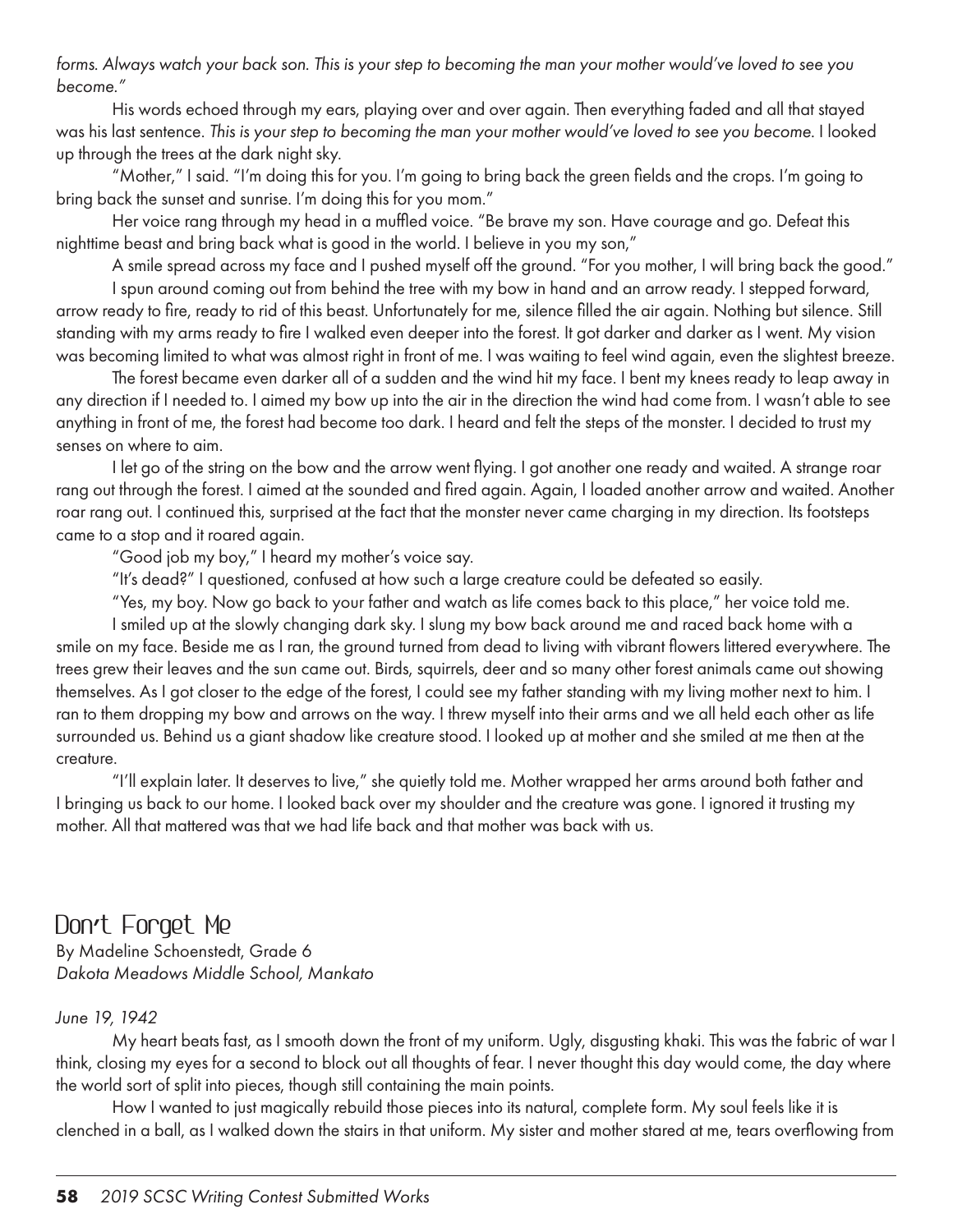*forms. Always watch your back son. This is your step to becoming the man your mother would've loved to see you become."*

His words echoed through my ears, playing over and over again. Then everything faded and all that stayed was his last sentence. *This is your step to becoming the man your mother would've loved to see you become.* I looked up through the trees at the dark night sky.

"Mother," I said. "I'm doing this for you. I'm going to bring back the green fields and the crops. I'm going to bring back the sunset and sunrise. I'm doing this for you mom."

Her voice rang through my head in a muffled voice. "Be brave my son. Have courage and go. Defeat this nighttime beast and bring back what is good in the world. I believe in you my son,"

A smile spread across my face and I pushed myself off the ground. "For you mother, I will bring back the good."

I spun around coming out from behind the tree with my bow in hand and an arrow ready. I stepped forward, arrow ready to fire, ready to rid of this beast. Unfortunately for me, silence filled the air again. Nothing but silence. Still standing with my arms ready to fire I walked even deeper into the forest. It got darker and darker as I went. My vision was becoming limited to what was almost right in front of me. I was waiting to feel wind again, even the slightest breeze.

The forest became even darker all of a sudden and the wind hit my face. I bent my knees ready to leap away in any direction if I needed to. I aimed my bow up into the air in the direction the wind had come from. I wasn't able to see anything in front of me, the forest had become too dark. I heard and felt the steps of the monster. I decided to trust my senses on where to aim.

I let go of the string on the bow and the arrow went flying. I got another one ready and waited. A strange roar rang out through the forest. I aimed at the sounded and fired again. Again, I loaded another arrow and waited. Another roar rang out. I continued this, surprised at the fact that the monster never came charging in my direction. Its footsteps came to a stop and it roared again.

"Good job my boy," I heard my mother's voice say.

"It's dead?" I questioned, confused at how such a large creature could be defeated so easily.

"Yes, my boy. Now go back to your father and watch as life comes back to this place," her voice told me.

I smiled up at the slowly changing dark sky. I slung my bow back around me and raced back home with a smile on my face. Beside me as I ran, the ground turned from dead to living with vibrant flowers littered everywhere. The trees grew their leaves and the sun came out. Birds, squirrels, deer and so many other forest animals came out showing themselves. As I got closer to the edge of the forest, I could see my father standing with my living mother next to him. I ran to them dropping my bow and arrows on the way. I threw myself into their arms and we all held each other as life surrounded us. Behind us a giant shadow like creature stood. I looked up at mother and she smiled at me then at the creature.

"I'll explain later. It deserves to live," she quietly told me. Mother wrapped her arms around both father and I bringing us back to our home. I looked back over my shoulder and the creature was gone. I ignored it trusting my mother. All that mattered was that we had life back and that mother was back with us.

## Don't Forget Me

By Madeline Schoenstedt, Grade 6
*Dakota Meadows Middle School, Mankato*

*June 19, 1942*

My heart beats fast, as I smooth down the front of my uniform. Ugly, disgusting khaki. This was the fabric of war I think, closing my eyes for a second to block out all thoughts of fear. I never thought this day would come, the day where the world sort of split into pieces, though still containing the main points.

How I wanted to just magically rebuild those pieces into its natural, complete form. My soul feels like it is clenched in a ball, as I walked down the stairs in that uniform. My sister and mother stared at me, tears overflowing from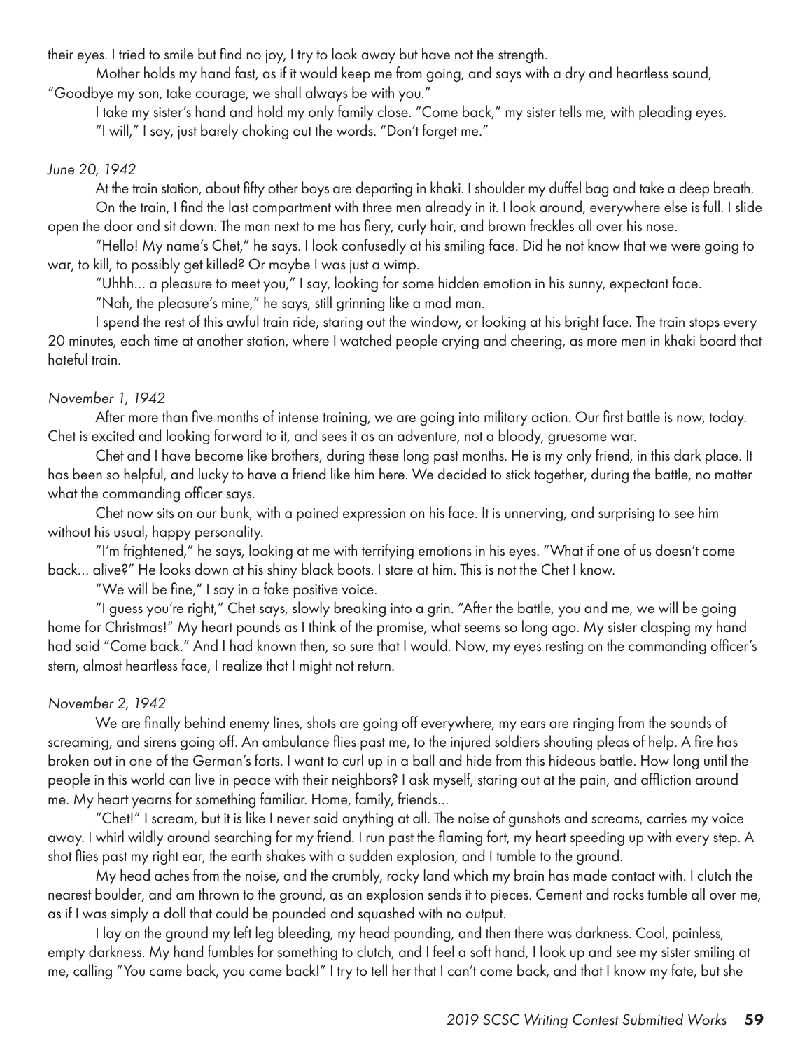their eyes. I tried to smile but find no joy, I try to look away but have not the strength.

Mother holds my hand fast, as if it would keep me from going, and says with a dry and heartless sound, "Goodbye my son, take courage, we shall always be with you."

I take my sister's hand and hold my only family close. "Come back," my sister tells me, with pleading eyes.

"I will," I say, just barely choking out the words. "Don't forget me."

*June 20, 1942*

At the train station, about fifty other boys are departing in khaki. I shoulder my duffel bag and take a deep breath.

On the train, I find the last compartment with three men already in it. I look around, everywhere else is full. I slide open the door and sit down. The man next to me has fiery, curly hair, and brown freckles all over his nose.

"Hello! My name's Chet," he says. I look confusedly at his smiling face. Did he not know that we were going to war, to kill, to possibly get killed? Or maybe I was just a wimp.

"Uhhh... a pleasure to meet you," I say, looking for some hidden emotion in his sunny, expectant face.

"Nah, the pleasure's mine," he says, still grinning like a mad man.

I spend the rest of this awful train ride, staring out the window, or looking at his bright face. The train stops every 20 minutes, each time at another station, where I watched people crying and cheering, as more men in khaki board that hateful train.

*November 1, 1942*

After more than five months of intense training, we are going into military action. Our first battle is now, today. Chet is excited and looking forward to it, and sees it as an adventure, not a bloody, gruesome war.

Chet and I have become like brothers, during these long past months. He is my only friend, in this dark place. It has been so helpful, and lucky to have a friend like him here. We decided to stick together, during the battle, no matter what the commanding officer says.

Chet now sits on our bunk, with a pained expression on his face. It is unnerving, and surprising to see him without his usual, happy personality.

"I'm frightened," he says, looking at me with terrifying emotions in his eyes. "What if one of us doesn't come back... alive?" He looks down at his shiny black boots. I stare at him. This is not the Chet I know.

"We will be fine," I say in a fake positive voice.

"I guess you're right," Chet says, slowly breaking into a grin. "After the battle, you and me, we will be going home for Christmas!" My heart pounds as I think of the promise, what seems so long ago. My sister clasping my hand had said "Come back." And I had known then, so sure that I would. Now, my eyes resting on the commanding officer's stern, almost heartless face, I realize that I might not return.

*November 2, 1942*

We are finally behind enemy lines, shots are going off everywhere, my ears are ringing from the sounds of screaming, and sirens going off. An ambulance flies past me, to the injured soldiers shouting pleas of help. A fire has broken out in one of the German's forts. I want to curl up in a ball and hide from this hideous battle. How long until the people in this world can live in peace with their neighbors? I ask myself, staring out at the pain, and affliction around me. My heart yearns for something familiar. Home, family, friends...

"Chet!" I scream, but it is like I never said anything at all. The noise of gunshots and screams, carries my voice away. I whirl wildly around searching for my friend. I run past the flaming fort, my heart speeding up with every step. A shot flies past my right ear, the earth shakes with a sudden explosion, and I tumble to the ground.

My head aches from the noise, and the crumbly, rocky land which my brain has made contact with. I clutch the nearest boulder, and am thrown to the ground, as an explosion sends it to pieces. Cement and rocks tumble all over me, as if I was simply a doll that could be pounded and squashed with no output.

I lay on the ground my left leg bleeding, my head pounding, and then there was darkness. Cool, painless, empty darkness. My hand fumbles for something to clutch, and I feel a soft hand, I look up and see my sister smiling at me, calling "You came back, you came back!" I try to tell her that I can't come back, and that I know my fate, but she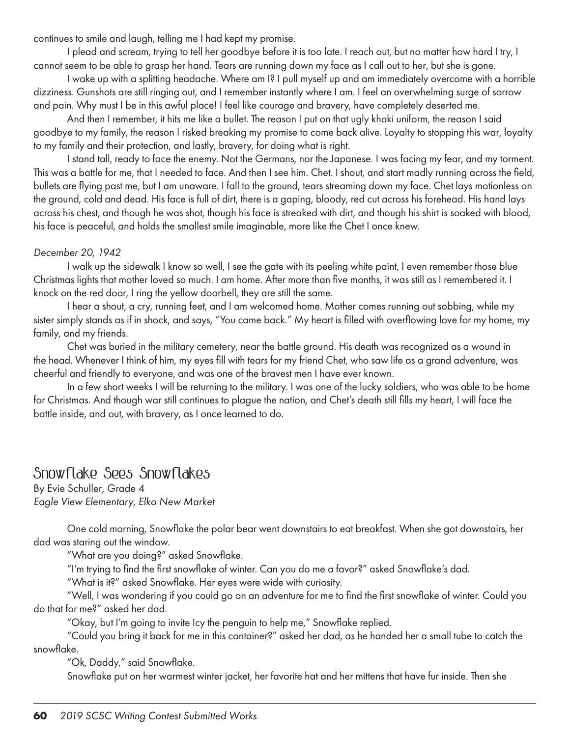continues to smile and laugh, telling me I had kept my promise.

I plead and scream, trying to tell her goodbye before it is too late. I reach out, but no matter how hard I try, I cannot seem to be able to grasp her hand. Tears are running down my face as I call out to her, but she is gone.

I wake up with a splitting headache. Where am I? I pull myself up and am immediately overcome with a horrible dizziness. Gunshots are still ringing out, and I remember instantly where I am. I feel an overwhelming surge of sorrow and pain. Why must I be in this awful place! I feel like courage and bravery, have completely deserted me.

And then I remember, it hits me like a bullet. The reason I put on that ugly khaki uniform, the reason I said goodbye to my family, the reason I risked breaking my promise to come back alive. Loyalty to stopping this war, loyalty to my family and their protection, and lastly, bravery, for doing what is right.

I stand tall, ready to face the enemy. Not the Germans, nor the Japanese. I was facing my fear, and my torment. This was a battle for me, that I needed to face. And then I see him. Chet. I shout, and start madly running across the field, bullets are flying past me, but I am unaware. I fall to the ground, tears streaming down my face. Chet lays motionless on the ground, cold and dead. His face is full of dirt, there is a gaping, bloody, red cut across his forehead. His hand lays across his chest, and though he was shot, though his face is streaked with dirt, and though his shirt is soaked with blood, his face is peaceful, and holds the smallest smile imaginable, more like the Chet I once knew.

*December 20, 1942*

I walk up the sidewalk I know so well, I see the gate with its peeling white paint, I even remember those blue Christmas lights that mother loved so much. I am home. After more than five months, it was still as I remembered it. I knock on the red door, I ring the yellow doorbell, they are still the same.

I hear a shout, a cry, running feet, and I am welcomed home. Mother comes running out sobbing, while my sister simply stands as if in shock, and says, "You came back." My heart is filled with overflowing love for my home, my family, and my friends.

Chet was buried in the military cemetery, near the battle ground. His death was recognized as a wound in the head. Whenever I think of him, my eyes fill with tears for my friend Chet, who saw life as a grand adventure, was cheerful and friendly to everyone, and was one of the bravest men I have ever known.

In a few short weeks I will be returning to the military. I was one of the lucky soldiers, who was able to be home for Christmas. And though war still continues to plague the nation, and Chet's death still fills my heart, I will face the battle inside, and out, with bravery, as I once learned to do.

## Snowflake Sees Snowflakes

By Evie Schuller, Grade 4
*Eagle View Elementary, Elko New Market*

One cold morning, Snowflake the polar bear went downstairs to eat breakfast. When she got downstairs, her dad was staring out the window.

"What are you doing?" asked Snowflake.

"I'm trying to find the first snowflake of winter. Can you do me a favor?" asked Snowflake's dad.

"What is it?" asked Snowflake. Her eyes were wide with curiosity.

"Well, I was wondering if you could go on an adventure for me to find the first snowflake of winter. Could you do that for me?" asked her dad.

"Okay, but I'm going to invite Icy the penguin to help me," Snowflake replied.

"Could you bring it back for me in this container?" asked her dad, as he handed her a small tube to catch the snowflake.

"Ok, Daddy," said Snowflake.

Snowflake put on her warmest winter jacket, her favorite hat and her mittens that have fur inside. Then she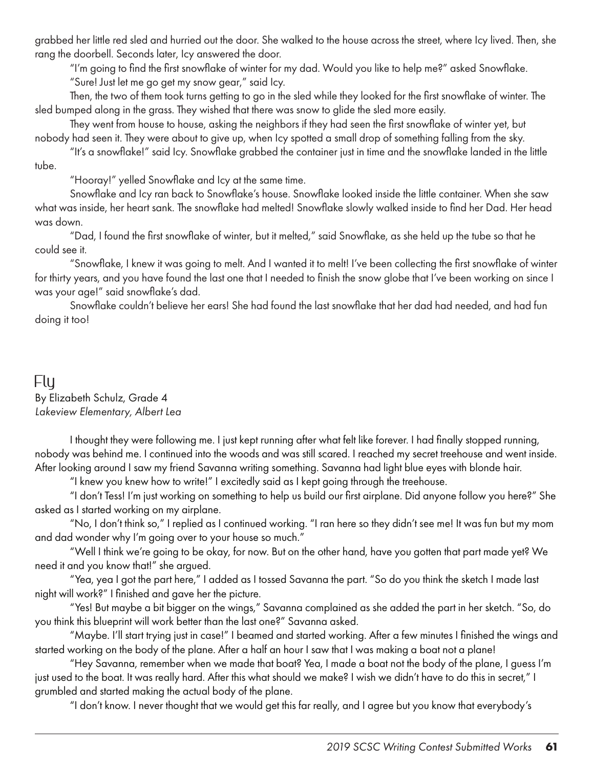grabbed her little red sled and hurried out the door. She walked to the house across the street, where Icy lived. Then, she rang the doorbell. Seconds later, Icy answered the door.

"I'm going to find the first snowflake of winter for my dad. Would you like to help me?" asked Snowflake.

"Sure! Just let me go get my snow gear," said Icy.

Then, the two of them took turns getting to go in the sled while they looked for the first snowflake of winter. The sled bumped along in the grass. They wished that there was snow to glide the sled more easily.

They went from house to house, asking the neighbors if they had seen the first snowflake of winter yet, but nobody had seen it. They were about to give up, when Icy spotted a small drop of something falling from the sky.

"It's a snowflake!" said Icy. Snowflake grabbed the container just in time and the snowflake landed in the little tube.

"Hooray!" yelled Snowflake and Icy at the same time.

Snowflake and Icy ran back to Snowflake's house. Snowflake looked inside the little container. When she saw what was inside, her heart sank. The snowflake had melted! Snowflake slowly walked inside to find her Dad. Her head was down.

"Dad, I found the first snowflake of winter, but it melted," said Snowflake, as she held up the tube so that he could see it.

"Snowflake, I knew it was going to melt. And I wanted it to melt! I've been collecting the first snowflake of winter for thirty years, and you have found the last one that I needed to finish the snow globe that I've been working on since I was your age!" said snowflake's dad.

Snowflake couldn't believe her ears! She had found the last snowflake that her dad had needed, and had fun doing it too!

## Fly

By Elizabeth Schulz, Grade 4
*Lakeview Elementary, Albert Lea*

I thought they were following me. I just kept running after what felt like forever. I had finally stopped running, nobody was behind me. I continued into the woods and was still scared. I reached my secret treehouse and went inside. After looking around I saw my friend Savanna writing something. Savanna had light blue eyes with blonde hair.

"I knew you knew how to write!" I excitedly said as I kept going through the treehouse.

"I don't Tess! I'm just working on something to help us build our first airplane. Did anyone follow you here?" She asked as I started working on my airplane.

"No, I don't think so," I replied as I continued working. "I ran here so they didn't see me! It was fun but my mom and dad wonder why I'm going over to your house so much."

"Well I think we're going to be okay, for now. But on the other hand, have you gotten that part made yet? We need it and you know that!" she argued.

"Yea, yea I got the part here," I added as I tossed Savanna the part. "So do you think the sketch I made last night will work?" I finished and gave her the picture.

"Yes! But maybe a bit bigger on the wings," Savanna complained as she added the part in her sketch. "So, do you think this blueprint will work better than the last one?" Savanna asked.

"Maybe. I'll start trying just in case!" I beamed and started working. After a few minutes I finished the wings and started working on the body of the plane. After a half an hour I saw that I was making a boat not a plane!

"Hey Savanna, remember when we made that boat? Yea, I made a boat not the body of the plane, I guess I'm just used to the boat. It was really hard. After this what should we make? I wish we didn't have to do this in secret," I grumbled and started making the actual body of the plane.

"I don't know. I never thought that we would get this far really, and I agree but you know that everybody's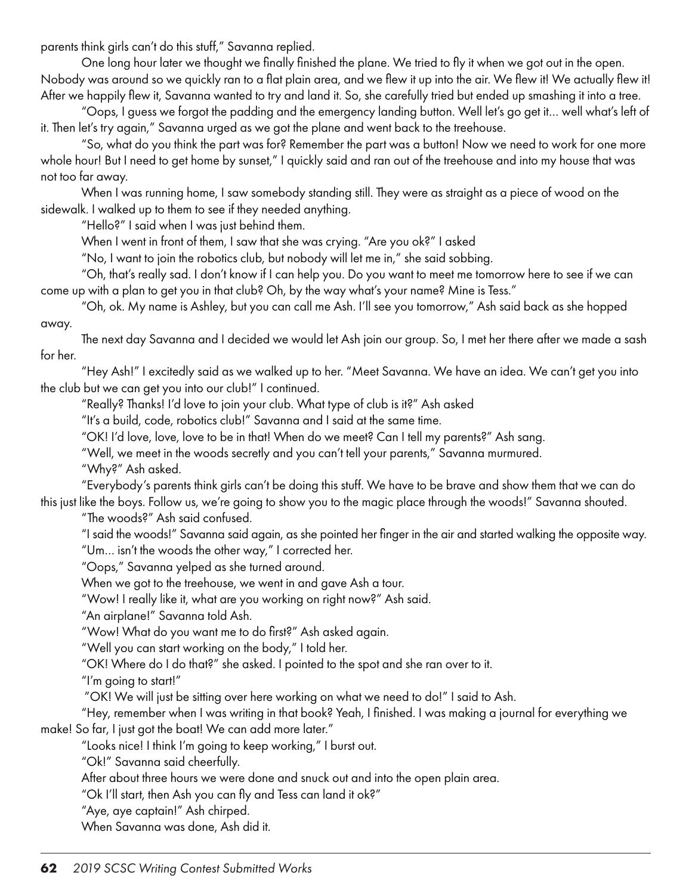parents think girls can't do this stuff," Savanna replied.

One long hour later we thought we finally finished the plane. We tried to fly it when we got out in the open. Nobody was around so we quickly ran to a flat plain area, and we flew it up into the air. We flew it! We actually flew it! After we happily flew it, Savanna wanted to try and land it. So, she carefully tried but ended up smashing it into a tree.

"Oops, I guess we forgot the padding and the emergency landing button. Well let's go get it… well what's left of it. Then let's try again," Savanna urged as we got the plane and went back to the treehouse.

"So, what do you think the part was for? Remember the part was a button! Now we need to work for one more whole hour! But I need to get home by sunset," I quickly said and ran out of the treehouse and into my house that was not too far away.

When I was running home, I saw somebody standing still. They were as straight as a piece of wood on the sidewalk. I walked up to them to see if they needed anything.

"Hello?" I said when I was just behind them.

When I went in front of them, I saw that she was crying. "Are you ok?" I asked

"No, I want to join the robotics club, but nobody will let me in," she said sobbing.

"Oh, that's really sad. I don't know if I can help you. Do you want to meet me tomorrow here to see if we can come up with a plan to get you in that club? Oh, by the way what's your name? Mine is Tess."

"Oh, ok. My name is Ashley, but you can call me Ash. I'll see you tomorrow," Ash said back as she hopped away.

The next day Savanna and I decided we would let Ash join our group. So, I met her there after we made a sash for her.

"Hey Ash!" I excitedly said as we walked up to her. "Meet Savanna. We have an idea. We can't get you into the club but we can get you into our club!" I continued.

"Really? Thanks! I'd love to join your club. What type of club is it?" Ash asked

"It's a build, code, robotics club!" Savanna and I said at the same time.

"OK! I'd love, love, love to be in that! When do we meet? Can I tell my parents?" Ash sang.

"Well, we meet in the woods secretly and you can't tell your parents," Savanna murmured.

"Why?" Ash asked.

"Everybody's parents think girls can't be doing this stuff. We have to be brave and show them that we can do this just like the boys. Follow us, we're going to show you to the magic place through the woods!" Savanna shouted.

"The woods?" Ash said confused.

"I said the woods!" Savanna said again, as she pointed her finger in the air and started walking the opposite way.

"Um… isn't the woods the other way," I corrected her.

"Oops," Savanna yelped as she turned around.

When we got to the treehouse, we went in and gave Ash a tour.

"Wow! I really like it, what are you working on right now?" Ash said.

"An airplane!" Savanna told Ash.

"Wow! What do you want me to do first?" Ash asked again.

"Well you can start working on the body," I told her.

"OK! Where do I do that?" she asked. I pointed to the spot and she ran over to it.

"I'm going to start!"

"OK! We will just be sitting over here working on what we need to do!" I said to Ash.

"Hey, remember when I was writing in that book? Yeah, I finished. I was making a journal for everything we make! So far, I just got the boat! We can add more later."

"Looks nice! I think I'm going to keep working," I burst out.

"Ok!" Savanna said cheerfully.

After about three hours we were done and snuck out and into the open plain area.

"Ok I'll start, then Ash you can fly and Tess can land it ok?"

"Aye, aye captain!" Ash chirped.

When Savanna was done, Ash did it.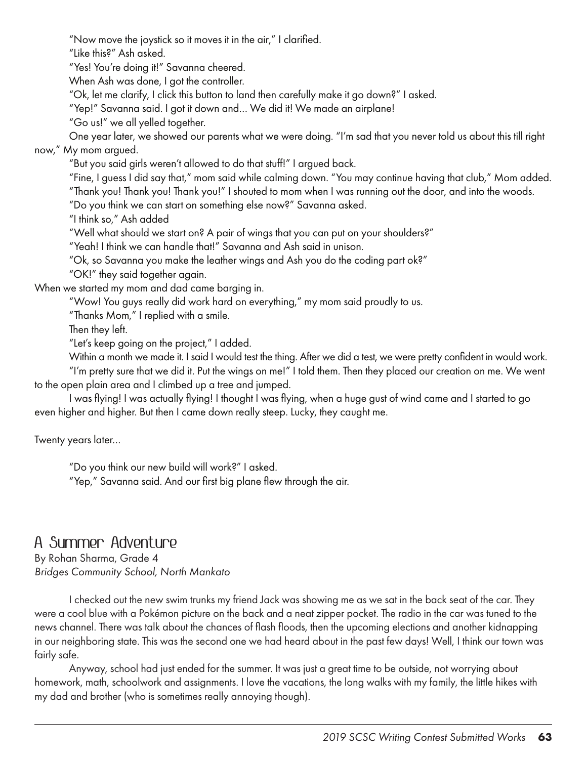"Now move the joystick so it moves it in the air," I clarified.

"Like this?" Ash asked.

"Yes! You're doing it!" Savanna cheered.

When Ash was done, I got the controller.

"Ok, let me clarify, I click this button to land then carefully make it go down?" I asked.

"Yep!" Savanna said. I got it down and... We did it! We made an airplane!

"Go us!" we all yelled together.

One year later, we showed our parents what we were doing. "I'm sad that you never told us about this till right now," My mom argued.

"But you said girls weren't allowed to do that stuff!" I argued back.

"Fine, I guess I did say that," mom said while calming down. "You may continue having that club," Mom added.

"Thank you! Thank you! Thank you!" I shouted to mom when I was running out the door, and into the woods.

"Do you think we can start on something else now?" Savanna asked.

"I think so," Ash added

"Well what should we start on? A pair of wings that you can put on your shoulders?"

"Yeah! I think we can handle that!" Savanna and Ash said in unison.

"Ok, so Savanna you make the leather wings and Ash you do the coding part ok?"

"OK!" they said together again.

When we started my mom and dad came barging in.

"Wow! You guys really did work hard on everything," my mom said proudly to us.

"Thanks Mom," I replied with a smile.

Then they left.

"Let's keep going on the project," I added.

Within a month we made it. I said I would test the thing. After we did a test, we were pretty confident in would work.

"I'm pretty sure that we did it. Put the wings on me!" I told them. Then they placed our creation on me. We went to the open plain area and I climbed up a tree and jumped.

I was flying! I was actually flying! I thought I was flying, when a huge gust of wind came and I started to go even higher and higher. But then I came down really steep. Lucky, they caught me.

Twenty years later...

"Do you think our new build will work?" I asked.

"Yep," Savanna said. And our first big plane flew through the air.

## A Summer Adventure

By Rohan Sharma, Grade 4
*Bridges Community School, North Mankato*

I checked out the new swim trunks my friend Jack was showing me as we sat in the back seat of the car. They were a cool blue with a Pokémon picture on the back and a neat zipper pocket. The radio in the car was tuned to the news channel. There was talk about the chances of flash floods, then the upcoming elections and another kidnapping in our neighboring state. This was the second one we had heard about in the past few days! Well, I think our town was fairly safe.

Anyway, school had just ended for the summer. It was just a great time to be outside, not worrying about homework, math, schoolwork and assignments. I love the vacations, the long walks with my family, the little hikes with my dad and brother (who is sometimes really annoying though).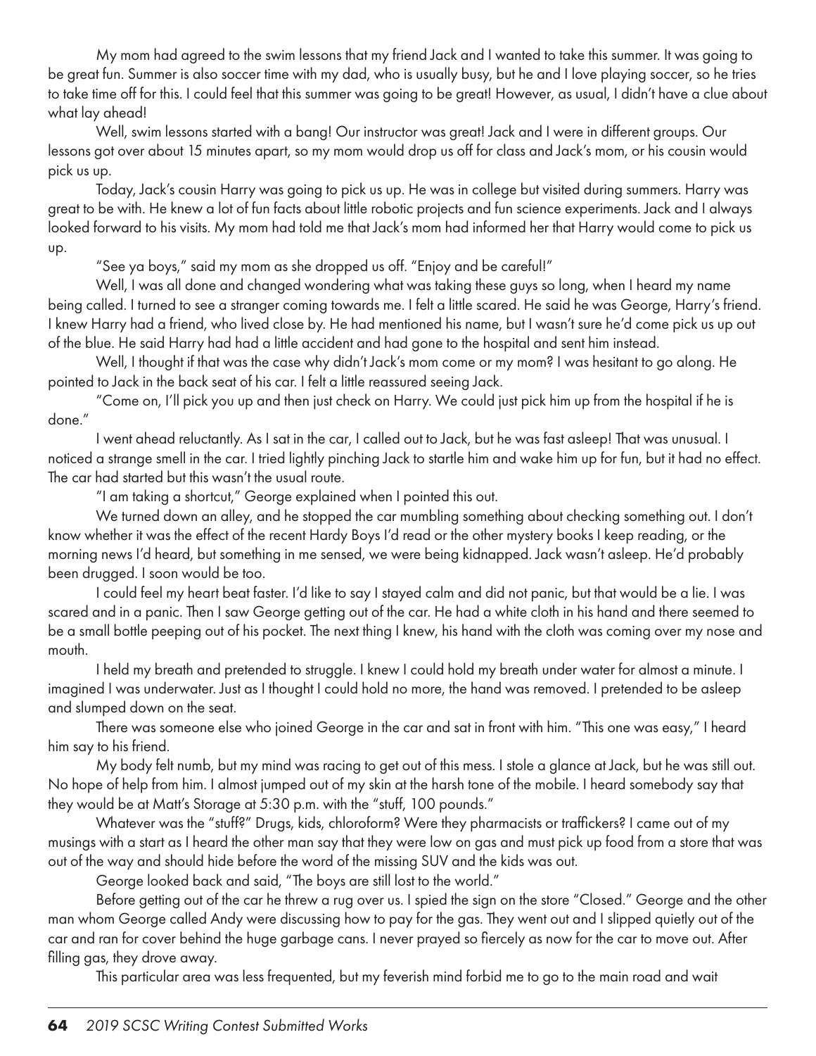My mom had agreed to the swim lessons that my friend Jack and I wanted to take this summer. It was going to be great fun. Summer is also soccer time with my dad, who is usually busy, but he and I love playing soccer, so he tries to take time off for this. I could feel that this summer was going to be great! However, as usual, I didn't have a clue about what lay ahead!

Well, swim lessons started with a bang! Our instructor was great! Jack and I were in different groups. Our lessons got over about 15 minutes apart, so my mom would drop us off for class and Jack's mom, or his cousin would pick us up.

Today, Jack's cousin Harry was going to pick us up. He was in college but visited during summers. Harry was great to be with. He knew a lot of fun facts about little robotic projects and fun science experiments. Jack and I always looked forward to his visits. My mom had told me that Jack's mom had informed her that Harry would come to pick us up.

"See ya boys," said my mom as she dropped us off. "Enjoy and be careful!"

Well, I was all done and changed wondering what was taking these guys so long, when I heard my name being called. I turned to see a stranger coming towards me. I felt a little scared. He said he was George, Harry's friend. I knew Harry had a friend, who lived close by. He had mentioned his name, but I wasn't sure he'd come pick us up out of the blue. He said Harry had had a little accident and had gone to the hospital and sent him instead.

Well, I thought if that was the case why didn't Jack's mom come or my mom? I was hesitant to go along. He pointed to Jack in the back seat of his car. I felt a little reassured seeing Jack.

"Come on, I'll pick you up and then just check on Harry. We could just pick him up from the hospital if he is done."

I went ahead reluctantly. As I sat in the car, I called out to Jack, but he was fast asleep! That was unusual. I noticed a strange smell in the car. I tried lightly pinching Jack to startle him and wake him up for fun, but it had no effect. The car had started but this wasn't the usual route.

"I am taking a shortcut," George explained when I pointed this out.

We turned down an alley, and he stopped the car mumbling something about checking something out. I don't know whether it was the effect of the recent Hardy Boys I'd read or the other mystery books I keep reading, or the morning news I'd heard, but something in me sensed, we were being kidnapped. Jack wasn't asleep. He'd probably been drugged. I soon would be too.

I could feel my heart beat faster. I'd like to say I stayed calm and did not panic, but that would be a lie. I was scared and in a panic. Then I saw George getting out of the car. He had a white cloth in his hand and there seemed to be a small bottle peeping out of his pocket. The next thing I knew, his hand with the cloth was coming over my nose and mouth.

I held my breath and pretended to struggle. I knew I could hold my breath under water for almost a minute. I imagined I was underwater. Just as I thought I could hold no more, the hand was removed. I pretended to be asleep and slumped down on the seat.

There was someone else who joined George in the car and sat in front with him. "This one was easy," I heard him say to his friend.

My body felt numb, but my mind was racing to get out of this mess. I stole a glance at Jack, but he was still out. No hope of help from him. I almost jumped out of my skin at the harsh tone of the mobile. I heard somebody say that they would be at Matt's Storage at 5:30 p.m. with the "stuff, 100 pounds."

Whatever was the "stuff?" Drugs, kids, chloroform? Were they pharmacists or traffickers? I came out of my musings with a start as I heard the other man say that they were low on gas and must pick up food from a store that was out of the way and should hide before the word of the missing SUV and the kids was out.

George looked back and said, "The boys are still lost to the world."

Before getting out of the car he threw a rug over us. I spied the sign on the store "Closed." George and the other man whom George called Andy were discussing how to pay for the gas. They went out and I slipped quietly out of the car and ran for cover behind the huge garbage cans. I never prayed so fiercely as now for the car to move out. After filling gas, they drove away.

This particular area was less frequented, but my feverish mind forbid me to go to the main road and wait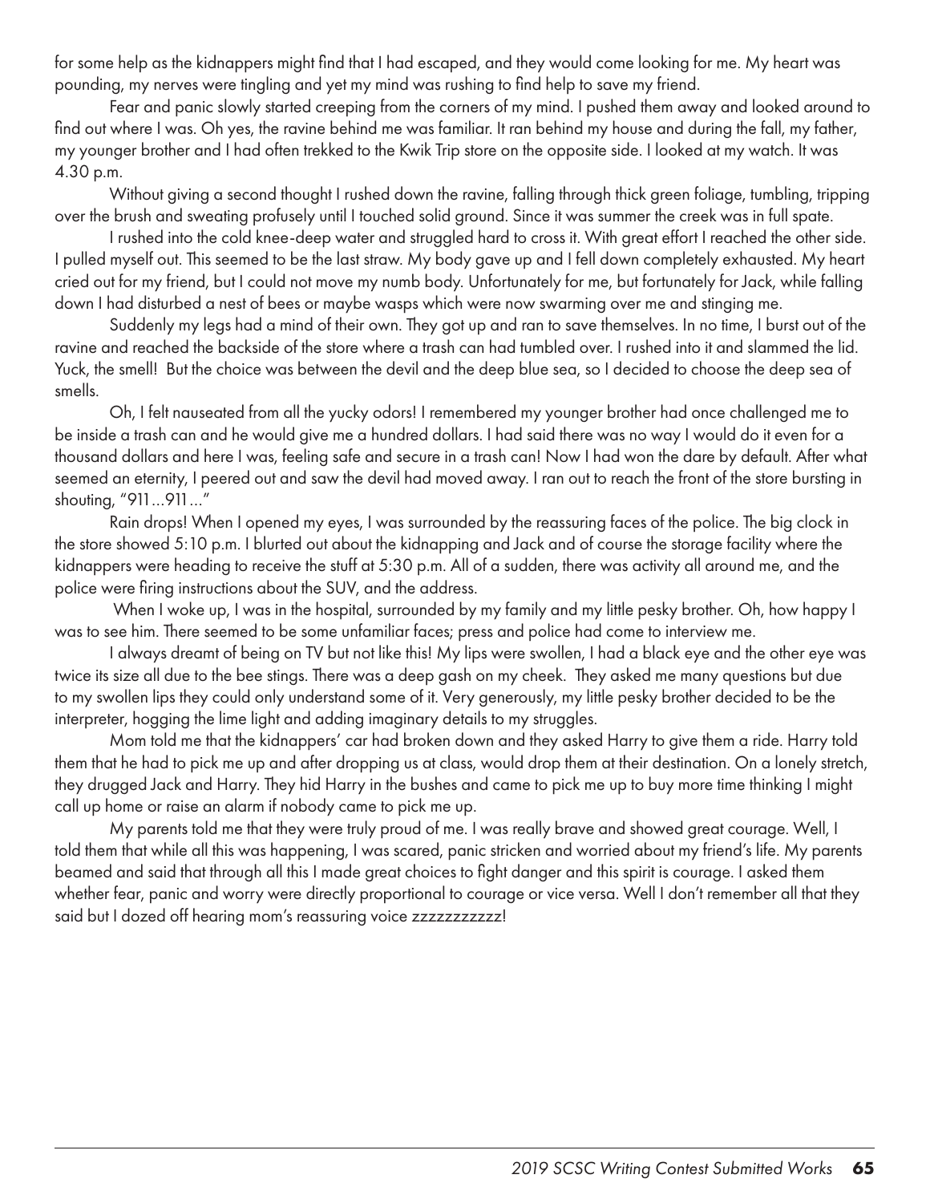for some help as the kidnappers might find that I had escaped, and they would come looking for me. My heart was pounding, my nerves were tingling and yet my mind was rushing to find help to save my friend.

Fear and panic slowly started creeping from the corners of my mind. I pushed them away and looked around to find out where I was. Oh yes, the ravine behind me was familiar. It ran behind my house and during the fall, my father, my younger brother and I had often trekked to the Kwik Trip store on the opposite side. I looked at my watch. It was 4.30 p.m.

Without giving a second thought I rushed down the ravine, falling through thick green foliage, tumbling, tripping over the brush and sweating profusely until I touched solid ground. Since it was summer the creek was in full spate.

I rushed into the cold knee-deep water and struggled hard to cross it. With great effort I reached the other side. I pulled myself out. This seemed to be the last straw. My body gave up and I fell down completely exhausted. My heart cried out for my friend, but I could not move my numb body. Unfortunately for me, but fortunately for Jack, while falling down I had disturbed a nest of bees or maybe wasps which were now swarming over me and stinging me.

Suddenly my legs had a mind of their own. They got up and ran to save themselves. In no time, I burst out of the ravine and reached the backside of the store where a trash can had tumbled over. I rushed into it and slammed the lid. Yuck, the smell! But the choice was between the devil and the deep blue sea, so I decided to choose the deep sea of smells.

Oh, I felt nauseated from all the yucky odors! I remembered my younger brother had once challenged me to be inside a trash can and he would give me a hundred dollars. I had said there was no way I would do it even for a thousand dollars and here I was, feeling safe and secure in a trash can! Now I had won the dare by default. After what seemed an eternity, I peered out and saw the devil had moved away. I ran out to reach the front of the store bursting in shouting, "911…911…"

Rain drops! When I opened my eyes, I was surrounded by the reassuring faces of the police. The big clock in the store showed 5:10 p.m. I blurted out about the kidnapping and Jack and of course the storage facility where the kidnappers were heading to receive the stuff at 5:30 p.m. All of a sudden, there was activity all around me, and the police were firing instructions about the SUV, and the address.

When I woke up, I was in the hospital, surrounded by my family and my little pesky brother. Oh, how happy I was to see him. There seemed to be some unfamiliar faces; press and police had come to interview me.

I always dreamt of being on TV but not like this! My lips were swollen, I had a black eye and the other eye was twice its size all due to the bee stings. There was a deep gash on my cheek. They asked me many questions but due to my swollen lips they could only understand some of it. Very generously, my little pesky brother decided to be the interpreter, hogging the lime light and adding imaginary details to my struggles.

Mom told me that the kidnappers' car had broken down and they asked Harry to give them a ride. Harry told them that he had to pick me up and after dropping us at class, would drop them at their destination. On a lonely stretch, they drugged Jack and Harry. They hid Harry in the bushes and came to pick me up to buy more time thinking I might call up home or raise an alarm if nobody came to pick me up.

My parents told me that they were truly proud of me. I was really brave and showed great courage. Well, I told them that while all this was happening, I was scared, panic stricken and worried about my friend's life. My parents beamed and said that through all this I made great choices to fight danger and this spirit is courage. I asked them whether fear, panic and worry were directly proportional to courage or vice versa. Well I don't remember all that they said but I dozed off hearing mom's reassuring voice zzzzzzzzzzz!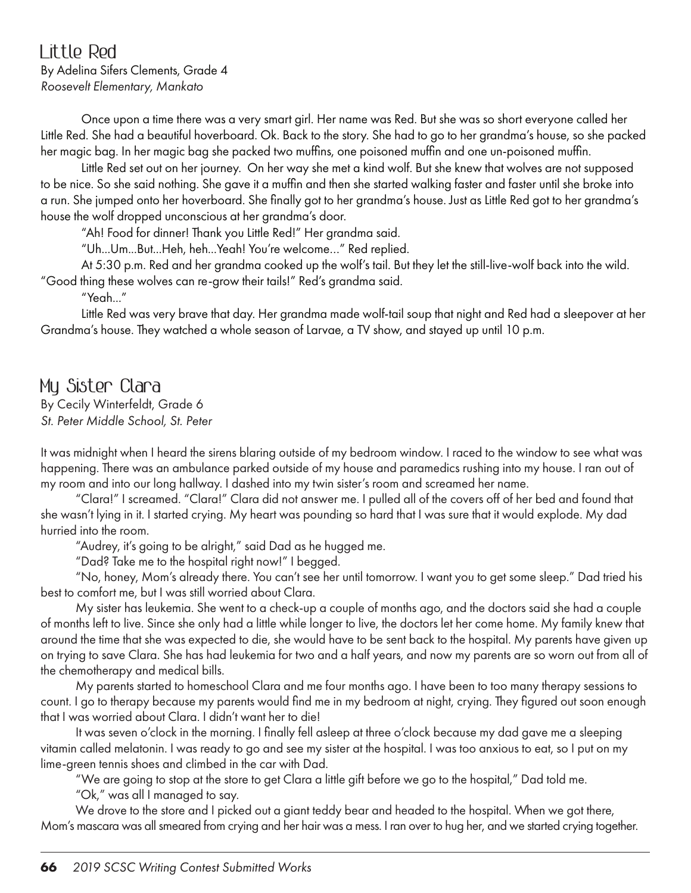## Little Red

By Adelina Sifers Clements, Grade 4
*Roosevelt Elementary, Mankato*

Once upon a time there was a very smart girl. Her name was Red. But she was so short everyone called her Little Red. She had a beautiful hoverboard. Ok. Back to the story. She had to go to her grandma's house, so she packed her magic bag. In her magic bag she packed two muffins, one poisoned muffin and one un-poisoned muffin.

Little Red set out on her journey. On her way she met a kind wolf. But she knew that wolves are not supposed to be nice. So she said nothing. She gave it a muffin and then she started walking faster and faster until she broke into a run. She jumped onto her hoverboard. She finally got to her grandma's house. Just as Little Red got to her grandma's house the wolf dropped unconscious at her grandma's door.

"Ah! Food for dinner! Thank you Little Red!" Her grandma said.

"Uh...Um...But...Heh, heh...Yeah! You're welcome..." Red replied.

At 5:30 p.m. Red and her grandma cooked up the wolf's tail. But they let the still-live-wolf back into the wild. "Good thing these wolves can re-grow their tails!" Red's grandma said.

"Yeah..."

Little Red was very brave that day. Her grandma made wolf-tail soup that night and Red had a sleepover at her Grandma's house. They watched a whole season of Larvae, a TV show, and stayed up until 10 p.m.

## My Sister Clara

By Cecily Winterfeldt, Grade 6
*St. Peter Middle School, St. Peter*

It was midnight when I heard the sirens blaring outside of my bedroom window. I raced to the window to see what was happening. There was an ambulance parked outside of my house and paramedics rushing into my house. I ran out of my room and into our long hallway. I dashed into my twin sister's room and screamed her name.

"Clara!" I screamed. "Clara!" Clara did not answer me. I pulled all of the covers off of her bed and found that she wasn't lying in it. I started crying. My heart was pounding so hard that I was sure that it would explode. My dad hurried into the room.

"Audrey, it's going to be alright," said Dad as he hugged me.

"Dad? Take me to the hospital right now!" I begged.

"No, honey, Mom's already there. You can't see her until tomorrow. I want you to get some sleep." Dad tried his best to comfort me, but I was still worried about Clara.

My sister has leukemia. She went to a check-up a couple of months ago, and the doctors said she had a couple of months left to live. Since she only had a little while longer to live, the doctors let her come home. My family knew that around the time that she was expected to die, she would have to be sent back to the hospital. My parents have given up on trying to save Clara. She has had leukemia for two and a half years, and now my parents are so worn out from all of the chemotherapy and medical bills.

My parents started to homeschool Clara and me four months ago. I have been to too many therapy sessions to count. I go to therapy because my parents would find me in my bedroom at night, crying. They figured out soon enough that I was worried about Clara. I didn't want her to die!

It was seven o'clock in the morning. I finally fell asleep at three o'clock because my dad gave me a sleeping vitamin called melatonin. I was ready to go and see my sister at the hospital. I was too anxious to eat, so I put on my lime-green tennis shoes and climbed in the car with Dad.

"We are going to stop at the store to get Clara a little gift before we go to the hospital," Dad told me.

"Ok," was all I managed to say.

We drove to the store and I picked out a giant teddy bear and headed to the hospital. When we got there, Mom's mascara was all smeared from crying and her hair was a mess. I ran over to hug her, and we started crying together.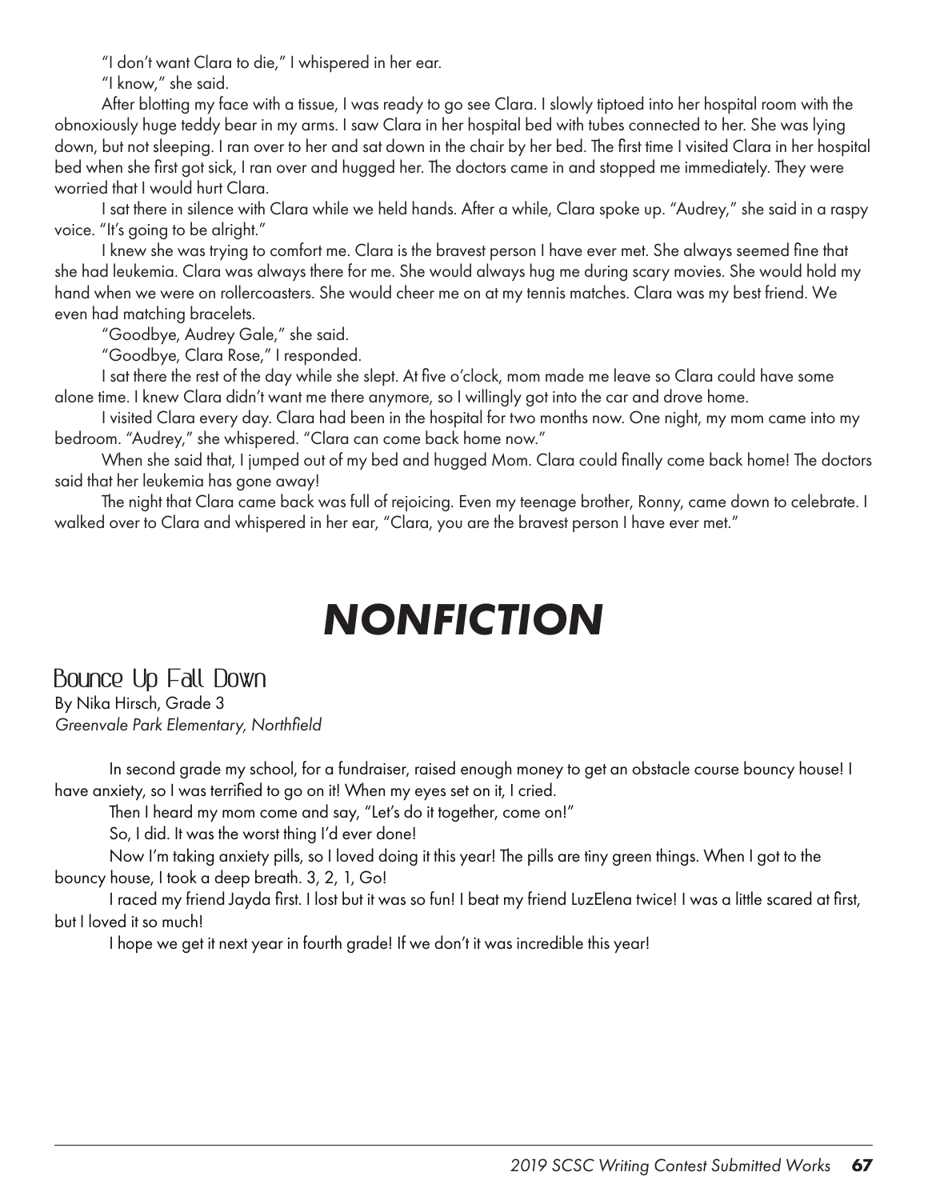"I don't want Clara to die," I whispered in her ear.

"I know," she said.

After blotting my face with a tissue, I was ready to go see Clara. I slowly tiptoed into her hospital room with the obnoxiously huge teddy bear in my arms. I saw Clara in her hospital bed with tubes connected to her. She was lying down, but not sleeping. I ran over to her and sat down in the chair by her bed. The first time I visited Clara in her hospital bed when she first got sick, I ran over and hugged her. The doctors came in and stopped me immediately. They were worried that I would hurt Clara.

I sat there in silence with Clara while we held hands. After a while, Clara spoke up. "Audrey," she said in a raspy voice. "It's going to be alright."

I knew she was trying to comfort me. Clara is the bravest person I have ever met. She always seemed fine that she had leukemia. Clara was always there for me. She would always hug me during scary movies. She would hold my hand when we were on rollercoasters. She would cheer me on at my tennis matches. Clara was my best friend. We even had matching bracelets.

"Goodbye, Audrey Gale," she said.

"Goodbye, Clara Rose," I responded.

I sat there the rest of the day while she slept. At five o'clock, mom made me leave so Clara could have some alone time. I knew Clara didn't want me there anymore, so I willingly got into the car and drove home.

I visited Clara every day. Clara had been in the hospital for two months now. One night, my mom came into my bedroom. "Audrey," she whispered. "Clara can come back home now."

When she said that, I jumped out of my bed and hugged Mom. Clara could finally come back home! The doctors said that her leukemia has gone away!

The night that Clara came back was full of rejoicing. Even my teenage brother, Ronny, came down to celebrate. I walked over to Clara and whispered in her ear, "Clara, you are the bravest person I have ever met."

# NONFICTION

## Bounce Up Fall Down

By Nika Hirsch, Grade 3
*Greenvale Park Elementary, Northfield*

In second grade my school, for a fundraiser, raised enough money to get an obstacle course bouncy house! I have anxiety, so I was terrified to go on it! When my eyes set on it, I cried.

Then I heard my mom come and say, "Let's do it together, come on!"

So, I did. It was the worst thing I'd ever done!

Now I'm taking anxiety pills, so I loved doing it this year! The pills are tiny green things. When I got to the bouncy house, I took a deep breath. 3, 2, 1, Go!

I raced my friend Jayda first. I lost but it was so fun! I beat my friend LuzElena twice! I was a little scared at first, but I loved it so much!

I hope we get it next year in fourth grade! If we don't it was incredible this year!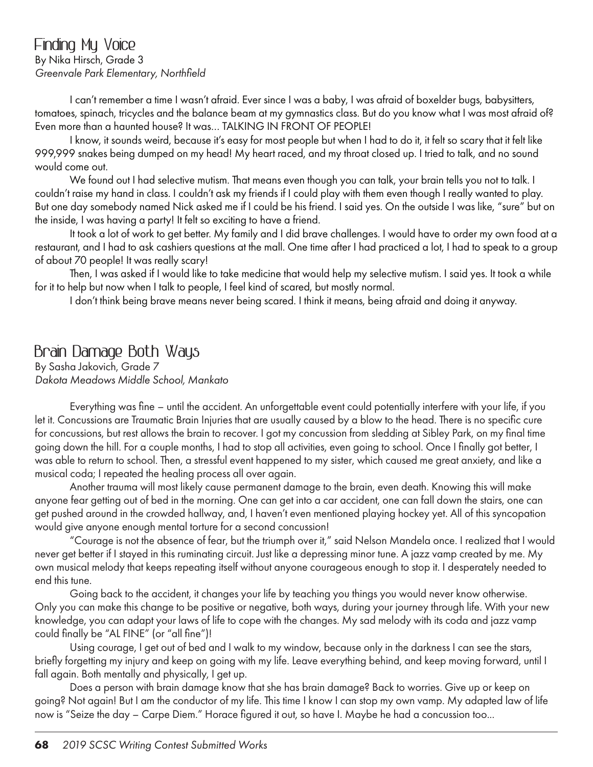## Finding My Voice

By Nika Hirsch, Grade 3
*Greenvale Park Elementary, Northfield*

I can't remember a time I wasn't afraid. Ever since I was a baby, I was afraid of boxelder bugs, babysitters, tomatoes, spinach, tricycles and the balance beam at my gymnastics class. But do you know what I was most afraid of? Even more than a haunted house? It was... TALKING IN FRONT OF PEOPLE!

I know, it sounds weird, because it's easy for most people but when I had to do it, it felt so scary that it felt like 999,999 snakes being dumped on my head! My heart raced, and my throat closed up. I tried to talk, and no sound would come out.

We found out I had selective mutism. That means even though you can talk, your brain tells you not to talk. I couldn't raise my hand in class. I couldn't ask my friends if I could play with them even though I really wanted to play. But one day somebody named Nick asked me if I could be his friend. I said yes. On the outside I was like, "sure" but on the inside, I was having a party! It felt so exciting to have a friend.

It took a lot of work to get better. My family and I did brave challenges. I would have to order my own food at a restaurant, and I had to ask cashiers questions at the mall. One time after I had practiced a lot, I had to speak to a group of about 70 people! It was really scary!

Then, I was asked if I would like to take medicine that would help my selective mutism. I said yes. It took a while for it to help but now when I talk to people, I feel kind of scared, but mostly normal.

I don't think being brave means never being scared. I think it means, being afraid and doing it anyway.

## Brain Damage Both Ways

By Sasha Jakovich, Grade 7
*Dakota Meadows Middle School, Mankato*

Everything was fine – until the accident. An unforgettable event could potentially interfere with your life, if you let it. Concussions are Traumatic Brain Injuries that are usually caused by a blow to the head. There is no specific cure for concussions, but rest allows the brain to recover. I got my concussion from sledding at Sibley Park, on my final time going down the hill. For a couple months, I had to stop all activities, even going to school. Once I finally got better, I was able to return to school. Then, a stressful event happened to my sister, which caused me great anxiety, and like a musical coda; I repeated the healing process all over again.

Another trauma will most likely cause permanent damage to the brain, even death. Knowing this will make anyone fear getting out of bed in the morning. One can get into a car accident, one can fall down the stairs, one can get pushed around in the crowded hallway, and, I haven't even mentioned playing hockey yet. All of this syncopation would give anyone enough mental torture for a second concussion!

"Courage is not the absence of fear, but the triumph over it," said Nelson Mandela once. I realized that I would never get better if I stayed in this ruminating circuit. Just like a depressing minor tune. A jazz vamp created by me. My own musical melody that keeps repeating itself without anyone courageous enough to stop it. I desperately needed to end this tune.

Going back to the accident, it changes your life by teaching you things you would never know otherwise. Only you can make this change to be positive or negative, both ways, during your journey through life. With your new knowledge, you can adapt your laws of life to cope with the changes. My sad melody with its coda and jazz vamp could finally be "AL FINE" (or "all fine")!

Using courage, I get out of bed and I walk to my window, because only in the darkness I can see the stars, briefly forgetting my injury and keep on going with my life. Leave everything behind, and keep moving forward, until I fall again. Both mentally and physically, I get up.

Does a person with brain damage know that she has brain damage? Back to worries. Give up or keep on going? Not again! But I am the conductor of my life. This time I know I can stop my own vamp. My adapted law of life now is "Seize the day – Carpe Diem." Horace figured it out, so have I. Maybe he had a concussion too...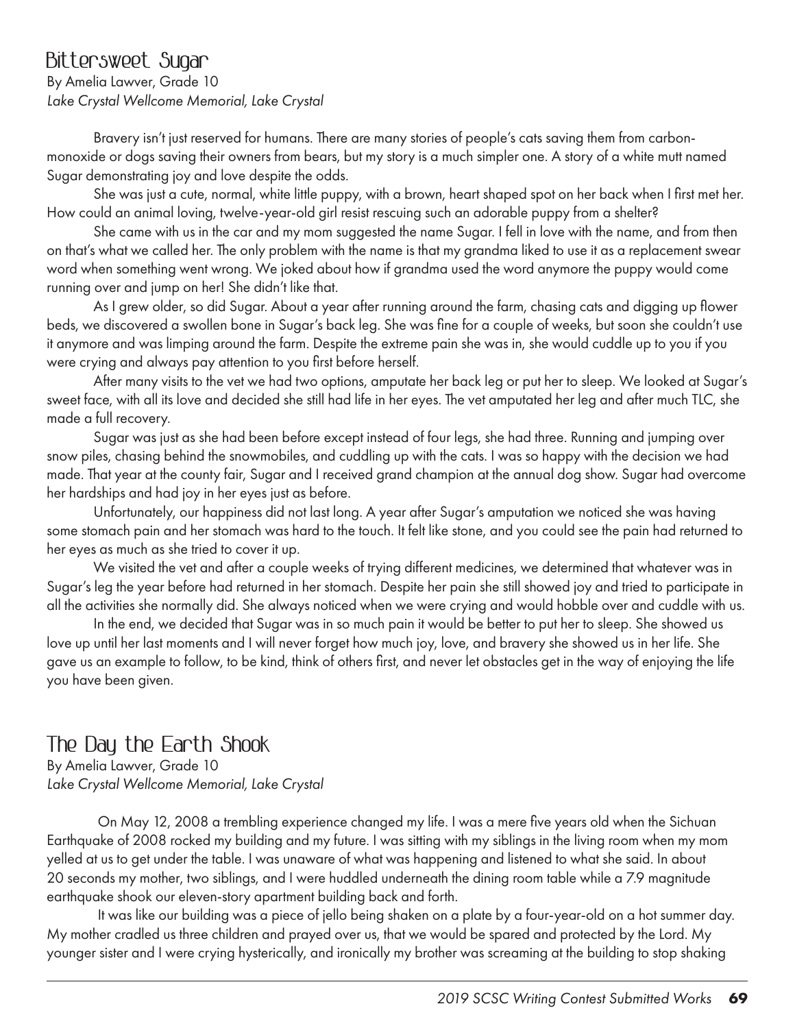## Bittersweet Sugar

By Amelia Lawver, Grade 10
*Lake Crystal Wellcome Memorial, Lake Crystal*

Bravery isn't just reserved for humans. There are many stories of people's cats saving them from carbon-monoxide or dogs saving their owners from bears, but my story is a much simpler one. A story of a white mutt named Sugar demonstrating joy and love despite the odds.

She was just a cute, normal, white little puppy, with a brown, heart shaped spot on her back when I first met her. How could an animal loving, twelve-year-old girl resist rescuing such an adorable puppy from a shelter?

She came with us in the car and my mom suggested the name Sugar. I fell in love with the name, and from then on that's what we called her. The only problem with the name is that my grandma liked to use it as a replacement swear word when something went wrong. We joked about how if grandma used the word anymore the puppy would come running over and jump on her! She didn't like that.

As I grew older, so did Sugar. About a year after running around the farm, chasing cats and digging up flower beds, we discovered a swollen bone in Sugar's back leg. She was fine for a couple of weeks, but soon she couldn't use it anymore and was limping around the farm. Despite the extreme pain she was in, she would cuddle up to you if you were crying and always pay attention to you first before herself.

After many visits to the vet we had two options, amputate her back leg or put her to sleep. We looked at Sugar's sweet face, with all its love and decided she still had life in her eyes. The vet amputated her leg and after much TLC, she made a full recovery.

Sugar was just as she had been before except instead of four legs, she had three. Running and jumping over snow piles, chasing behind the snowmobiles, and cuddling up with the cats. I was so happy with the decision we had made. That year at the county fair, Sugar and I received grand champion at the annual dog show. Sugar had overcome her hardships and had joy in her eyes just as before.

Unfortunately, our happiness did not last long. A year after Sugar's amputation we noticed she was having some stomach pain and her stomach was hard to the touch. It felt like stone, and you could see the pain had returned to her eyes as much as she tried to cover it up.

We visited the vet and after a couple weeks of trying different medicines, we determined that whatever was in Sugar's leg the year before had returned in her stomach. Despite her pain she still showed joy and tried to participate in all the activities she normally did. She always noticed when we were crying and would hobble over and cuddle with us.

In the end, we decided that Sugar was in so much pain it would be better to put her to sleep. She showed us love up until her last moments and I will never forget how much joy, love, and bravery she showed us in her life. She gave us an example to follow, to be kind, think of others first, and never let obstacles get in the way of enjoying the life you have been given.

## The Day the Earth Shook

By Amelia Lawver, Grade 10
*Lake Crystal Wellcome Memorial, Lake Crystal*

On May 12, 2008 a trembling experience changed my life. I was a mere five years old when the Sichuan Earthquake of 2008 rocked my building and my future. I was sitting with my siblings in the living room when my mom yelled at us to get under the table. I was unaware of what was happening and listened to what she said. In about 20 seconds my mother, two siblings, and I were huddled underneath the dining room table while a 7.9 magnitude earthquake shook our eleven-story apartment building back and forth.

It was like our building was a piece of jello being shaken on a plate by a four-year-old on a hot summer day. My mother cradled us three children and prayed over us, that we would be spared and protected by the Lord. My younger sister and I were crying hysterically, and ironically my brother was screaming at the building to stop shaking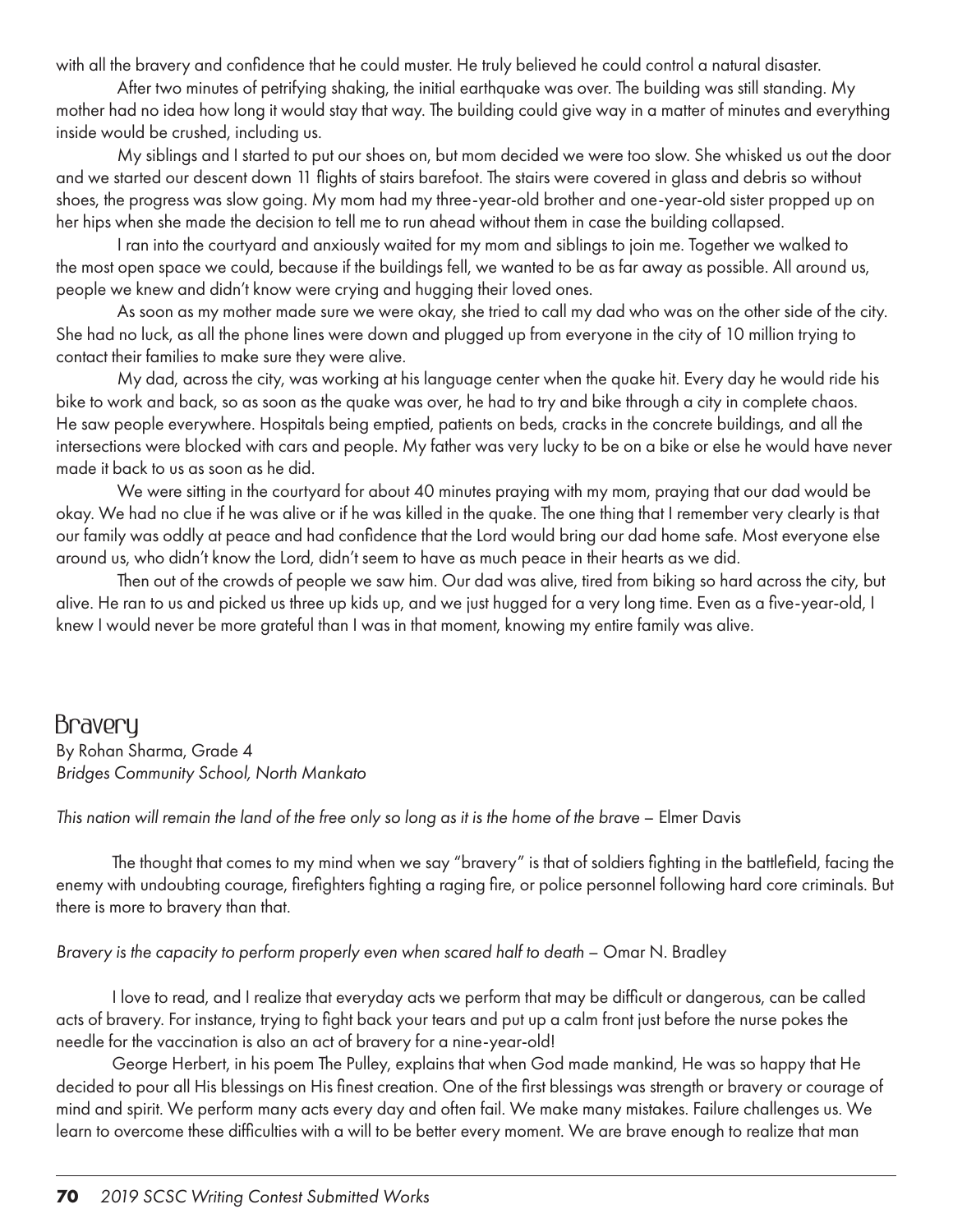with all the bravery and confidence that he could muster. He truly believed he could control a natural disaster.

After two minutes of petrifying shaking, the initial earthquake was over. The building was still standing. My mother had no idea how long it would stay that way. The building could give way in a matter of minutes and everything inside would be crushed, including us.

My siblings and I started to put our shoes on, but mom decided we were too slow. She whisked us out the door and we started our descent down 11 flights of stairs barefoot. The stairs were covered in glass and debris so without shoes, the progress was slow going. My mom had my three-year-old brother and one-year-old sister propped up on her hips when she made the decision to tell me to run ahead without them in case the building collapsed.

I ran into the courtyard and anxiously waited for my mom and siblings to join me. Together we walked to the most open space we could, because if the buildings fell, we wanted to be as far away as possible. All around us, people we knew and didn't know were crying and hugging their loved ones.

As soon as my mother made sure we were okay, she tried to call my dad who was on the other side of the city. She had no luck, as all the phone lines were down and plugged up from everyone in the city of 10 million trying to contact their families to make sure they were alive.

My dad, across the city, was working at his language center when the quake hit. Every day he would ride his bike to work and back, so as soon as the quake was over, he had to try and bike through a city in complete chaos. He saw people everywhere. Hospitals being emptied, patients on beds, cracks in the concrete buildings, and all the intersections were blocked with cars and people. My father was very lucky to be on a bike or else he would have never made it back to us as soon as he did.

We were sitting in the courtyard for about 40 minutes praying with my mom, praying that our dad would be okay. We had no clue if he was alive or if he was killed in the quake. The one thing that I remember very clearly is that our family was oddly at peace and had confidence that the Lord would bring our dad home safe. Most everyone else around us, who didn't know the Lord, didn't seem to have as much peace in their hearts as we did.

Then out of the crowds of people we saw him. Our dad was alive, tired from biking so hard across the city, but alive. He ran to us and picked us three up kids up, and we just hugged for a very long time. Even as a five-year-old, I knew I would never be more grateful than I was in that moment, knowing my entire family was alive.

## Bravery

By Rohan Sharma, Grade 4
*Bridges Community School, North Mankato*

*This nation will remain the land of the free only so long as it is the home of the brave* – Elmer Davis

The thought that comes to my mind when we say "bravery" is that of soldiers fighting in the battlefield, facing the enemy with undoubting courage, firefighters fighting a raging fire, or police personnel following hard core criminals. But there is more to bravery than that.

*Bravery is the capacity to perform properly even when scared half to death* – Omar N. Bradley

I love to read, and I realize that everyday acts we perform that may be difficult or dangerous, can be called acts of bravery. For instance, trying to fight back your tears and put up a calm front just before the nurse pokes the needle for the vaccination is also an act of bravery for a nine-year-old!

George Herbert, in his poem The Pulley, explains that when God made mankind, He was so happy that He decided to pour all His blessings on His finest creation. One of the first blessings was strength or bravery or courage of mind and spirit. We perform many acts every day and often fail. We make many mistakes. Failure challenges us. We learn to overcome these difficulties with a will to be better every moment. We are brave enough to realize that man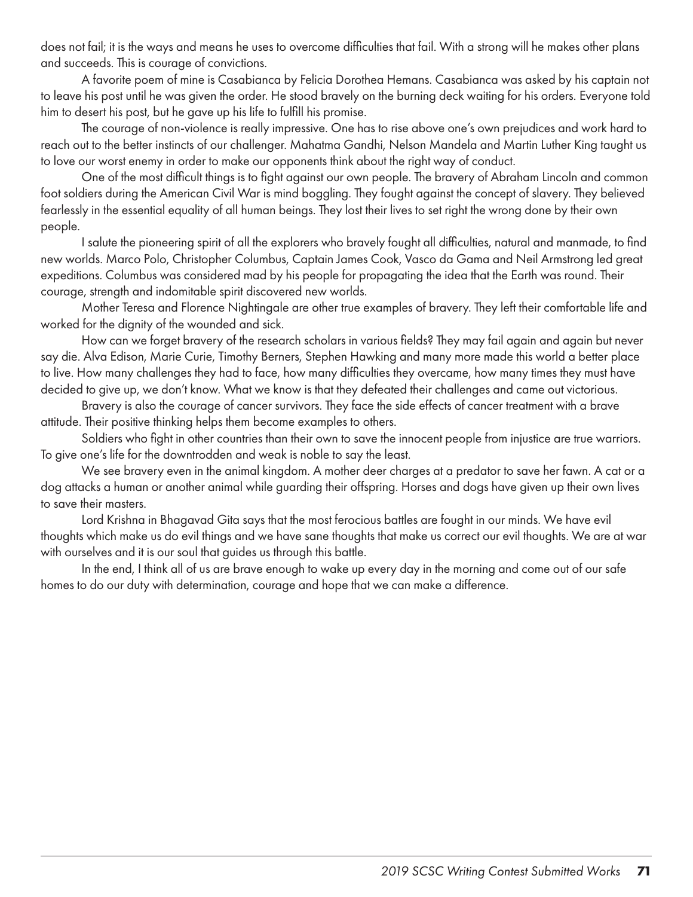does not fail; it is the ways and means he uses to overcome difficulties that fail. With a strong will he makes other plans and succeeds. This is courage of convictions.

A favorite poem of mine is Casabianca by Felicia Dorothea Hemans. Casabianca was asked by his captain not to leave his post until he was given the order. He stood bravely on the burning deck waiting for his orders. Everyone told him to desert his post, but he gave up his life to fulfill his promise.

The courage of non-violence is really impressive. One has to rise above one's own prejudices and work hard to reach out to the better instincts of our challenger. Mahatma Gandhi, Nelson Mandela and Martin Luther King taught us to love our worst enemy in order to make our opponents think about the right way of conduct.

One of the most difficult things is to fight against our own people. The bravery of Abraham Lincoln and common foot soldiers during the American Civil War is mind boggling. They fought against the concept of slavery. They believed fearlessly in the essential equality of all human beings. They lost their lives to set right the wrong done by their own people.

I salute the pioneering spirit of all the explorers who bravely fought all difficulties, natural and manmade, to find new worlds. Marco Polo, Christopher Columbus, Captain James Cook, Vasco da Gama and Neil Armstrong led great expeditions. Columbus was considered mad by his people for propagating the idea that the Earth was round. Their courage, strength and indomitable spirit discovered new worlds.

Mother Teresa and Florence Nightingale are other true examples of bravery. They left their comfortable life and worked for the dignity of the wounded and sick.

How can we forget bravery of the research scholars in various fields? They may fail again and again but never say die. Alva Edison, Marie Curie, Timothy Berners, Stephen Hawking and many more made this world a better place to live. How many challenges they had to face, how many difficulties they overcame, how many times they must have decided to give up, we don't know. What we know is that they defeated their challenges and came out victorious.

Bravery is also the courage of cancer survivors. They face the side effects of cancer treatment with a brave attitude. Their positive thinking helps them become examples to others.

Soldiers who fight in other countries than their own to save the innocent people from injustice are true warriors. To give one's life for the downtrodden and weak is noble to say the least.

We see bravery even in the animal kingdom. A mother deer charges at a predator to save her fawn. A cat or a dog attacks a human or another animal while guarding their offspring. Horses and dogs have given up their own lives to save their masters.

Lord Krishna in Bhagavad Gita says that the most ferocious battles are fought in our minds. We have evil thoughts which make us do evil things and we have sane thoughts that make us correct our evil thoughts. We are at war with ourselves and it is our soul that guides us through this battle.

In the end, I think all of us are brave enough to wake up every day in the morning and come out of our safe homes to do our duty with determination, courage and hope that we can make a difference.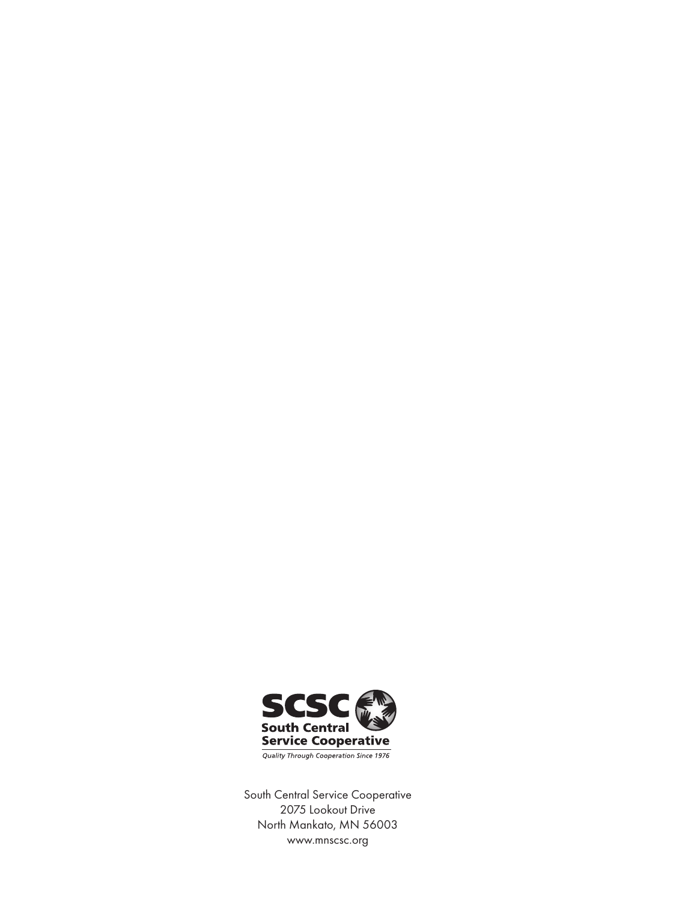SCSC

South Central Service Cooperative

*Quality Through Cooperation Since 1976*

South Central Service Cooperative
2075 Lookout Drive
North Mankato, MN 56003
www.mnscsc.org